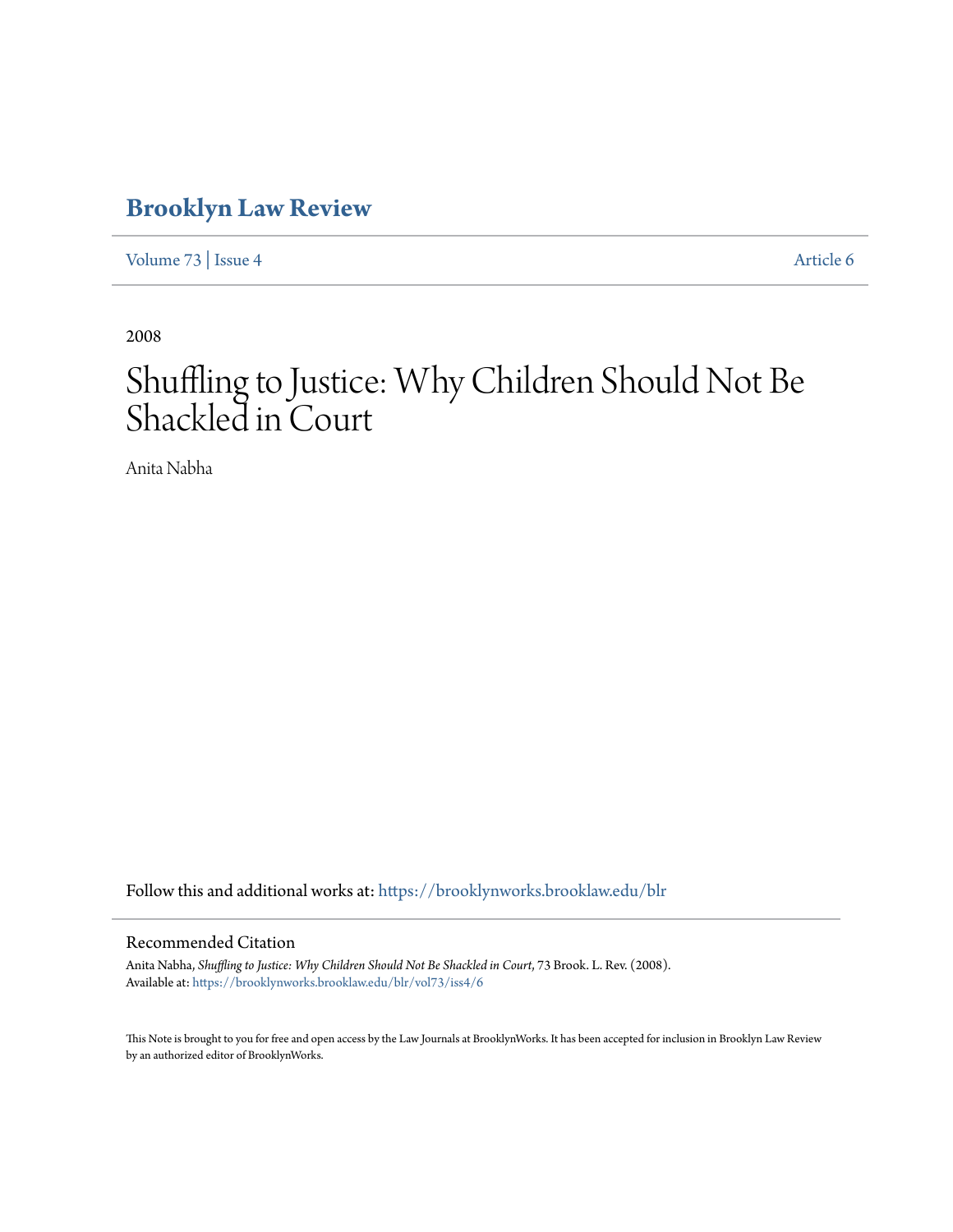# Brooklyn Law Review

Volume 73 | Issue 4 Article 6

2008

# Shuffling to Justice: Why Children Should Not Be Shackled in Court

Anita Nabha

Follow this and additional works at: https://brooklynworks.brooklaw.edu/blr

## Recommended Citation

Anita Nabha, *Shuffling to Justice: Why Children Should Not Be Shackled in Court*, 73 Brook. L. Rev. (2008).
Available at: https://brooklynworks.brooklaw.edu/blr/vol73/iss4/6

This Note is brought to you for free and open access by the Law Journals at BrooklynWorks. It has been accepted for inclusion in Brooklyn Law Review by an authorized editor of BrooklynWorks.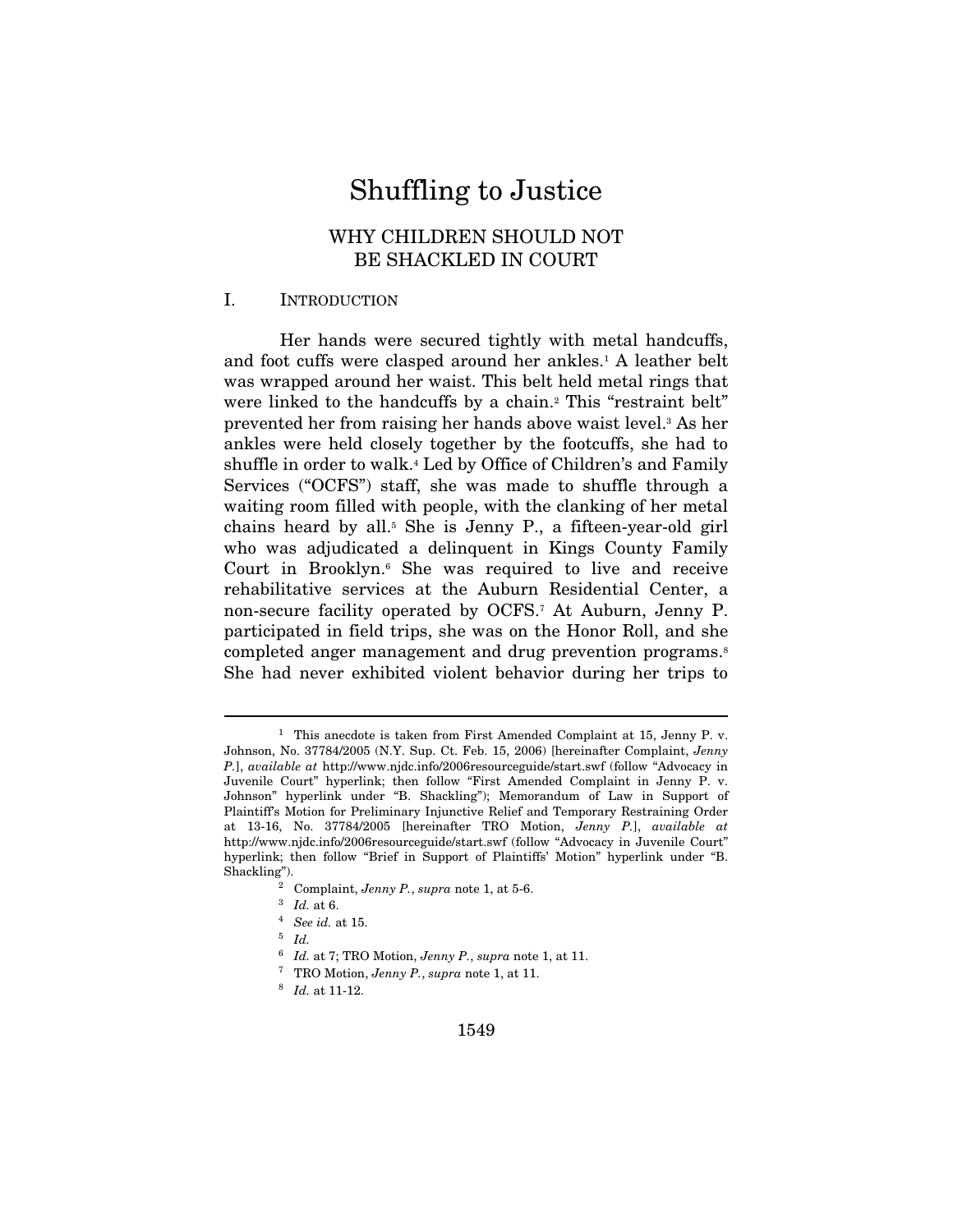# Shuffling to Justice

## WHY CHILDREN SHOULD NOT BE SHACKLED IN COURT

### I. INTRODUCTION

Her hands were secured tightly with metal handcuffs, and foot cuffs were clasped around her ankles.[1] A leather belt was wrapped around her waist. This belt held metal rings that were linked to the handcuffs by a chain.[2] This "restraint belt" prevented her from raising her hands above waist level.[3] As her ankles were held closely together by the footcuffs, she had to shuffle in order to walk.[4] Led by Office of Children's and Family Services ("OCFS") staff, she was made to shuffle through a waiting room filled with people, with the clanking of her metal chains heard by all.[5] She is Jenny P., a fifteen-year-old girl who was adjudicated a delinquent in Kings County Family Court in Brooklyn.[6] She was required to live and receive rehabilitative services at the Auburn Residential Center, a non-secure facility operated by OCFS.[7] At Auburn, Jenny P. participated in field trips, she was on the Honor Roll, and she completed anger management and drug prevention programs.[8] She had never exhibited violent behavior during her trips to

---

[1] This anecdote is taken from First Amended Complaint at 15, Jenny P. v. Johnson, No. 37784/2005 (N.Y. Sup. Ct. Feb. 15, 2006) [hereinafter Complaint, *Jenny P.*], *available at* http://www.njdc.info/2006resourceguide/start.swf (follow "Advocacy in Juvenile Court" hyperlink; then follow "First Amended Complaint in Jenny P. v. Johnson" hyperlink under "B. Shackling"); Memorandum of Law in Support of Plaintiff's Motion for Preliminary Injunctive Relief and Temporary Restraining Order at 13-16, No. 37784/2005 [hereinafter TRO Motion, *Jenny P.*], *available at* http://www.njdc.info/2006resourceguide/start.swf (follow "Advocacy in Juvenile Court" hyperlink; then follow "Brief in Support of Plaintiffs' Motion" hyperlink under "B. Shackling").

[2] Complaint, *Jenny P.*, *supra* note 1, at 5-6.

[3] *Id.* at 6.

[4] *See id.* at 15.

[5] *Id.*

[6] *Id.* at 7; TRO Motion, *Jenny P.*, *supra* note 1, at 11.

[7] TRO Motion, *Jenny P.*, *supra* note 1, at 11.

[8] *Id.* at 11-12.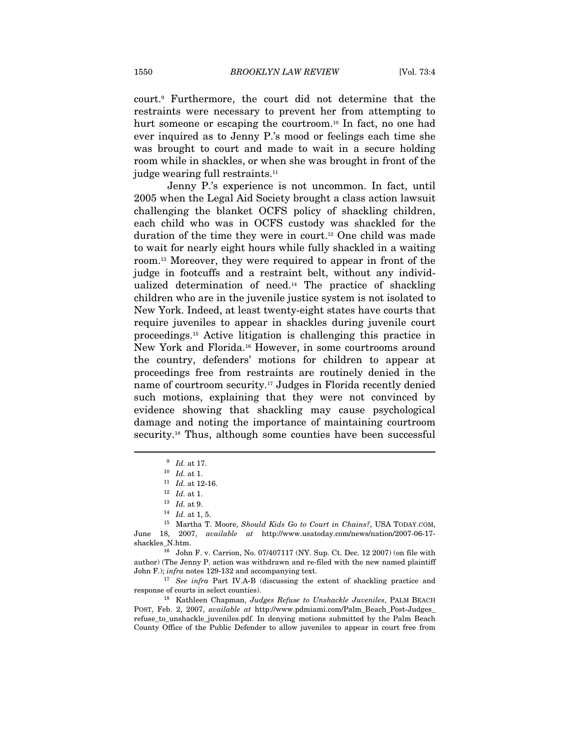court.[9] Furthermore, the court did not determine that the restraints were necessary to prevent her from attempting to hurt someone or escaping the courtroom.[10] In fact, no one had ever inquired as to Jenny P.'s mood or feelings each time she was brought to court and made to wait in a secure holding room while in shackles, or when she was brought in front of the judge wearing full restraints.[11]

Jenny P.'s experience is not uncommon. In fact, until 2005 when the Legal Aid Society brought a class action lawsuit challenging the blanket OCFS policy of shackling children, each child who was in OCFS custody was shackled for the duration of the time they were in court.[12] One child was made to wait for nearly eight hours while fully shackled in a waiting room.[13] Moreover, they were required to appear in front of the judge in footcuffs and a restraint belt, without any individualized determination of need.[14] The practice of shackling children who are in the juvenile justice system is not isolated to New York. Indeed, at least twenty-eight states have courts that require juveniles to appear in shackles during juvenile court proceedings.[15] Active litigation is challenging this practice in New York and Florida.[16] However, in some courtrooms around the country, defenders' motions for children to appear at proceedings free from restraints are routinely denied in the name of courtroom security.[17] Judges in Florida recently denied such motions, explaining that they were not convinced by evidence showing that shackling may cause psychological damage and noting the importance of maintaining courtroom security.[18] Thus, although some counties have been successful

---

[9] *Id.* at 17.

[10] *Id.* at 1.

[11] *Id.* at 12-16.

[12] *Id.* at 1.

[13] *Id.* at 9.

[14] *Id.* at 1, 5.

[15] Martha T. Moore, *Should Kids Go to Court in Chains?*, USA TODAY.COM, June 18, 2007, *available at* http://www.usatoday.com/news/nation/2007-06-17-shackles_N.htm.

[16] John F. v. Carrion, No. 07/407117 (NY. Sup. Ct. Dec. 12 2007) (on file with author) (The Jenny P. action was withdrawn and re-filed with the new named plaintiff John F.); *infra* notes 129-132 and accompanying text.

[17] *See infra* Part IV.A-B (discussing the extent of shackling practice and response of courts in select counties).

[18] Kathleen Chapman, *Judges Refuse to Unshackle Juveniles*, PALM BEACH POST, Feb. 2, 2007, *available at* http://www.pdmiami.com/Palm_Beach_Post-Judges_refuse_to_unshackle_juveniles.pdf. In denying motions submitted by the Palm Beach County Office of the Public Defender to allow juveniles to appear in court free from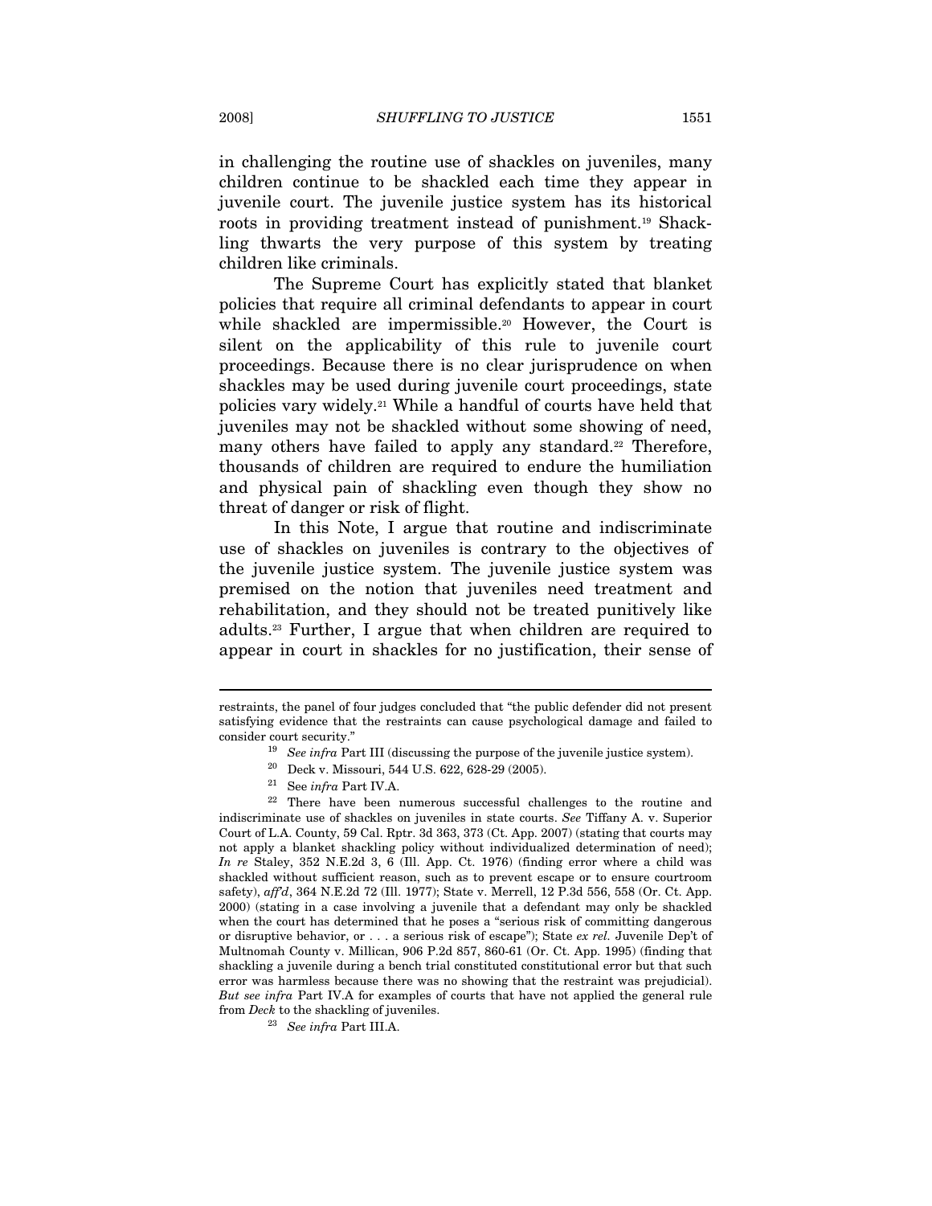in challenging the routine use of shackles on juveniles, many children continue to be shackled each time they appear in juvenile court. The juvenile justice system has its historical roots in providing treatment instead of punishment.[19] Shackling thwarts the very purpose of this system by treating children like criminals.

The Supreme Court has explicitly stated that blanket policies that require all criminal defendants to appear in court while shackled are impermissible.[20] However, the Court is silent on the applicability of this rule to juvenile court proceedings. Because there is no clear jurisprudence on when shackles may be used during juvenile court proceedings, state policies vary widely.[21] While a handful of courts have held that juveniles may not be shackled without some showing of need, many others have failed to apply any standard.[22] Therefore, thousands of children are required to endure the humiliation and physical pain of shackling even though they show no threat of danger or risk of flight.

In this Note, I argue that routine and indiscriminate use of shackles on juveniles is contrary to the objectives of the juvenile justice system. The juvenile justice system was premised on the notion that juveniles need treatment and rehabilitation, and they should not be treated punitively like adults.[23] Further, I argue that when children are required to appear in court in shackles for no justification, their sense of

---

restraints, the panel of four judges concluded that "the public defender did not present satisfying evidence that the restraints can cause psychological damage and failed to consider court security."

[19] *See infra* Part III (discussing the purpose of the juvenile justice system).

[20] Deck v. Missouri, 544 U.S. 622, 628-29 (2005).

[21] See *infra* Part IV.A.

[22] There have been numerous successful challenges to the routine and indiscriminate use of shackles on juveniles in state courts. *See* Tiffany A. v. Superior Court of L.A. County, 59 Cal. Rptr. 3d 363, 373 (Ct. App. 2007) (stating that courts may not apply a blanket shackling policy without individualized determination of need); *In re* Staley, 352 N.E.2d 3, 6 (Ill. App. Ct. 1976) (finding error where a child was shackled without sufficient reason, such as to prevent escape or to ensure courtroom safety), *aff'd*, 364 N.E.2d 72 (Ill. 1977); State v. Merrell, 12 P.3d 556, 558 (Or. Ct. App. 2000) (stating in a case involving a juvenile that a defendant may only be shackled when the court has determined that he poses a "serious risk of committing dangerous or disruptive behavior, or . . . a serious risk of escape"); State *ex rel.* Juvenile Dep't of Multnomah County v. Millican, 906 P.2d 857, 860-61 (Or. Ct. App. 1995) (finding that shackling a juvenile during a bench trial constituted constitutional error but that such error was harmless because there was no showing that the restraint was prejudicial). *But see infra* Part IV.A for examples of courts that have not applied the general rule from *Deck* to the shackling of juveniles.

[23] *See infra* Part III.A.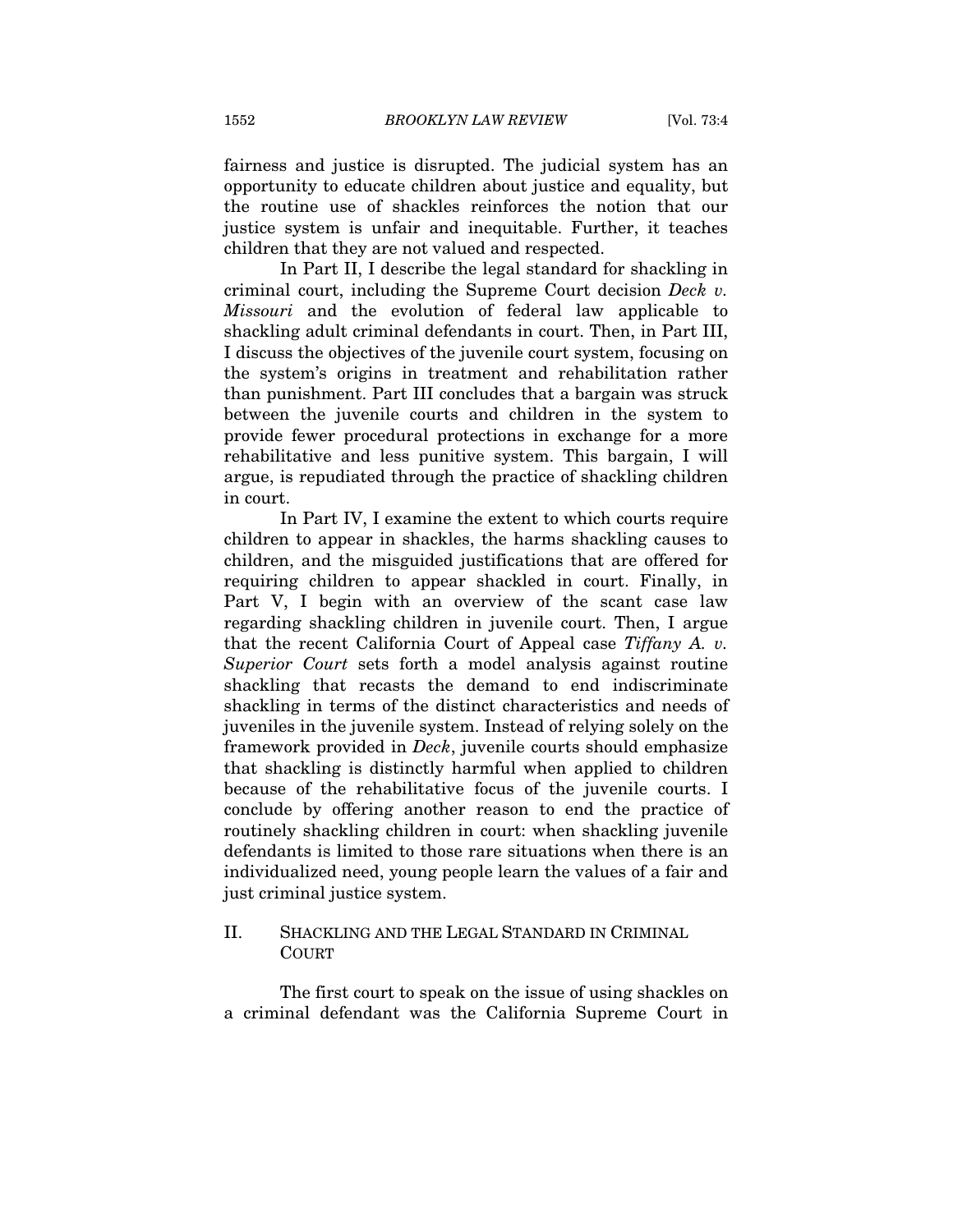fairness and justice is disrupted. The judicial system has an opportunity to educate children about justice and equality, but the routine use of shackles reinforces the notion that our justice system is unfair and inequitable. Further, it teaches children that they are not valued and respected.

In Part II, I describe the legal standard for shackling in criminal court, including the Supreme Court decision *Deck v. Missouri* and the evolution of federal law applicable to shackling adult criminal defendants in court. Then, in Part III, I discuss the objectives of the juvenile court system, focusing on the system's origins in treatment and rehabilitation rather than punishment. Part III concludes that a bargain was struck between the juvenile courts and children in the system to provide fewer procedural protections in exchange for a more rehabilitative and less punitive system. This bargain, I will argue, is repudiated through the practice of shackling children in court.

In Part IV, I examine the extent to which courts require children to appear in shackles, the harms shackling causes to children, and the misguided justifications that are offered for requiring children to appear shackled in court. Finally, in Part V, I begin with an overview of the scant case law regarding shackling children in juvenile court. Then, I argue that the recent California Court of Appeal case *Tiffany A. v. Superior Court* sets forth a model analysis against routine shackling that recasts the demand to end indiscriminate shackling in terms of the distinct characteristics and needs of juveniles in the juvenile system. Instead of relying solely on the framework provided in *Deck*, juvenile courts should emphasize that shackling is distinctly harmful when applied to children because of the rehabilitative focus of the juvenile courts. I conclude by offering another reason to end the practice of routinely shackling children in court: when shackling juvenile defendants is limited to those rare situations when there is an individualized need, young people learn the values of a fair and just criminal justice system.

## II. SHACKLING AND THE LEGAL STANDARD IN CRIMINAL COURT

The first court to speak on the issue of using shackles on a criminal defendant was the California Supreme Court in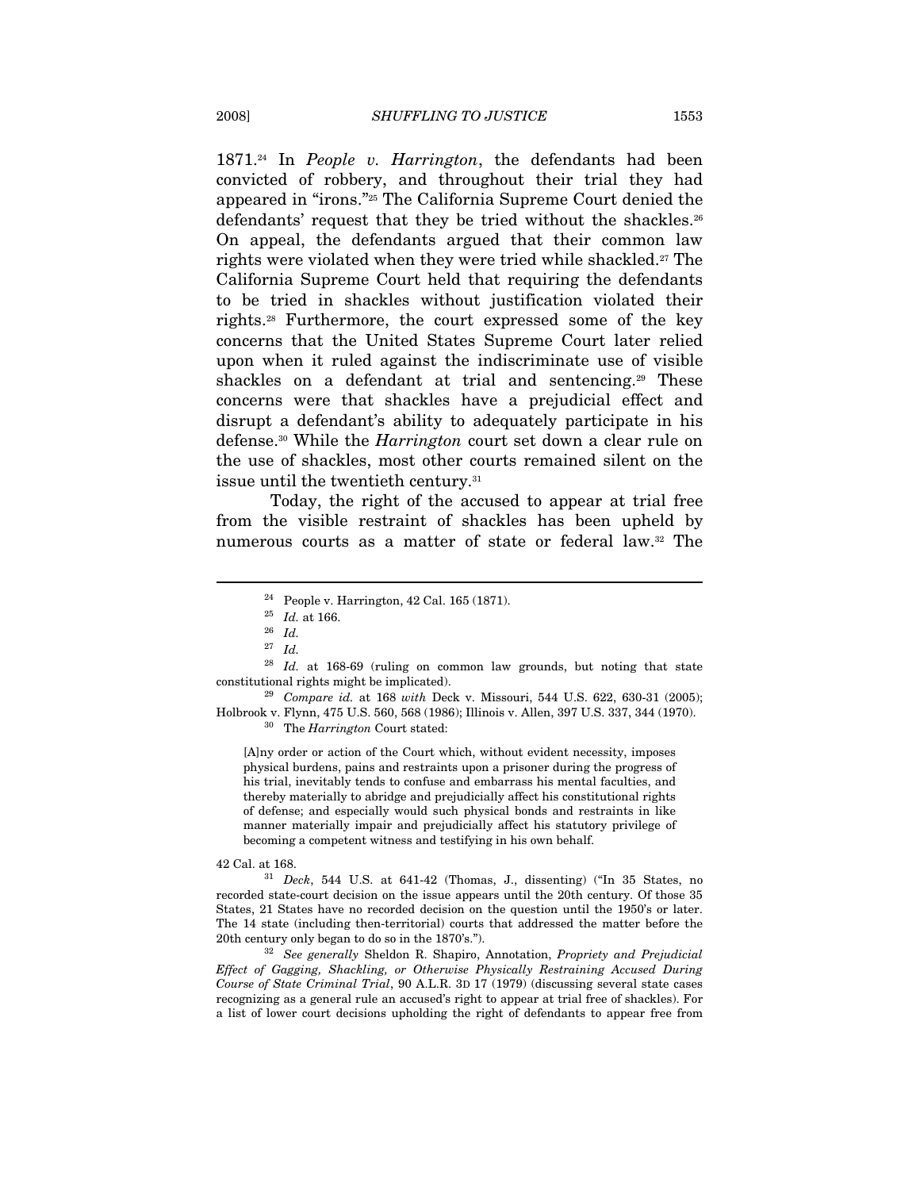1871.[24] In *People v. Harrington*, the defendants had been convicted of robbery, and throughout their trial they had appeared in "irons."[25] The California Supreme Court denied the defendants' request that they be tried without the shackles.[26] On appeal, the defendants argued that their common law rights were violated when they were tried while shackled.[27] The California Supreme Court held that requiring the defendants to be tried in shackles without justification violated their rights.[28] Furthermore, the court expressed some of the key concerns that the United States Supreme Court later relied upon when it ruled against the indiscriminate use of visible shackles on a defendant at trial and sentencing.[29] These concerns were that shackles have a prejudicial effect and disrupt a defendant's ability to adequately participate in his defense.[30] While the *Harrington* court set down a clear rule on the use of shackles, most other courts remained silent on the issue until the twentieth century.[31]

Today, the right of the accused to appear at trial free from the visible restraint of shackles has been upheld by numerous courts as a matter of state or federal law.[32] The

---

[24] People v. Harrington, 42 Cal. 165 (1871).

[25] *Id.* at 166.

[26] *Id.*

[27] *Id.*

[28] *Id.* at 168-69 (ruling on common law grounds, but noting that state constitutional rights might be implicated).

[29] *Compare id.* at 168 *with* Deck v. Missouri, 544 U.S. 622, 630-31 (2005); Holbrook v. Flynn, 475 U.S. 560, 568 (1986); Illinois v. Allen, 397 U.S. 337, 344 (1970).

[30] The *Harrington* Court stated:

> [A]ny order or action of the Court which, without evident necessity, imposes physical burdens, pains and restraints upon a prisoner during the progress of his trial, inevitably tends to confuse and embarrass his mental faculties, and thereby materially to abridge and prejudicially affect his constitutional rights of defense; and especially would such physical bonds and restraints in like manner materially impair and prejudicially affect his statutory privilege of becoming a competent witness and testifying in his own behalf.

42 Cal. at 168.

[31] *Deck*, 544 U.S. at 641-42 (Thomas, J., dissenting) ("In 35 States, no recorded state-court decision on the issue appears until the 20th century. Of those 35 States, 21 States have no recorded decision on the question until the 1950's or later. The 14 state (including then-territorial) courts that addressed the matter before the 20th century only began to do so in the 1870's.").

[32] *See generally* Sheldon R. Shapiro, Annotation, *Propriety and Prejudicial Effect of Gagging, Shackling, or Otherwise Physically Restraining Accused During Course of State Criminal Trial*, 90 A.L.R. 3D 17 (1979) (discussing several state cases recognizing as a general rule an accused's right to appear at trial free of shackles). For a list of lower court decisions upholding the right of defendants to appear free from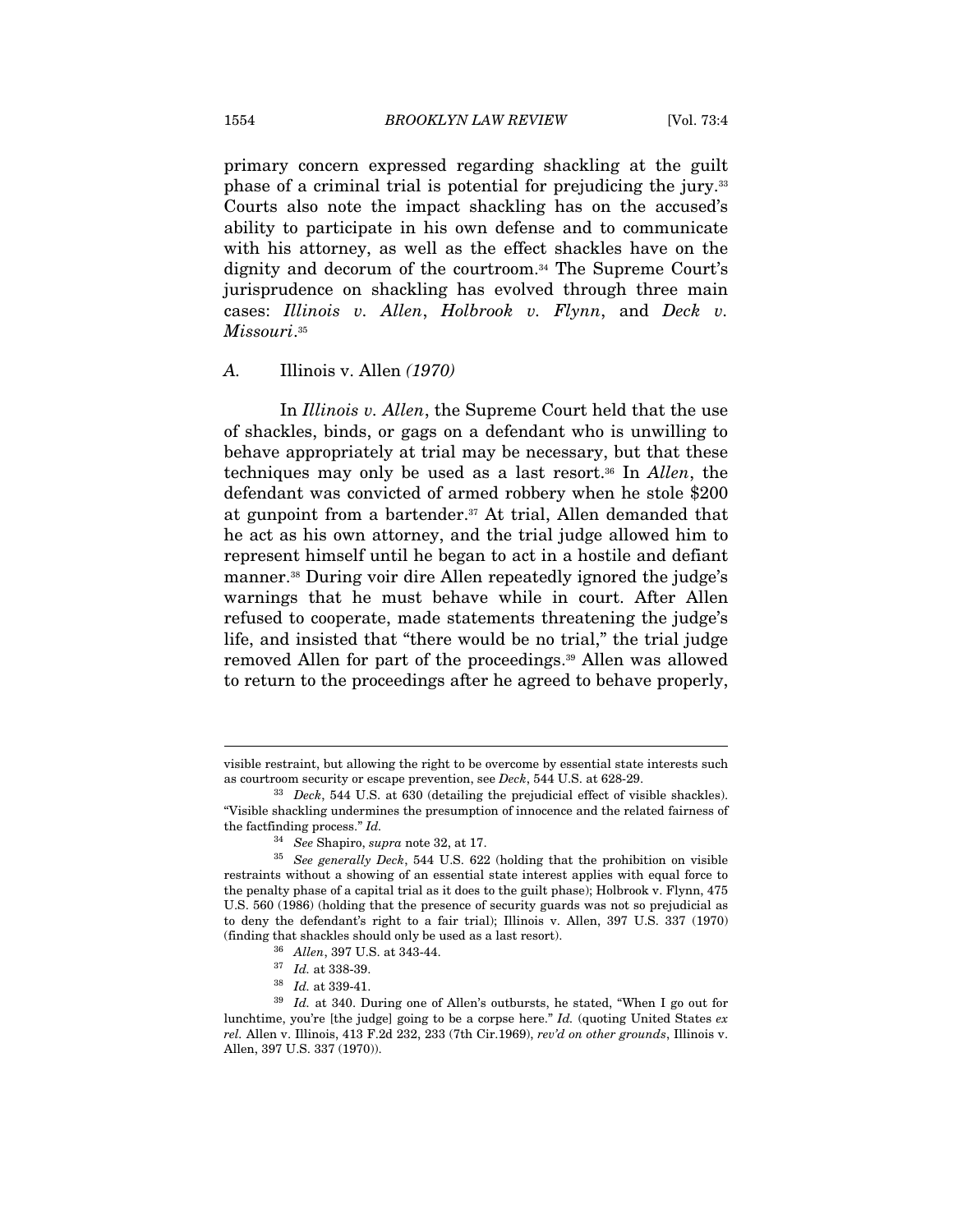primary concern expressed regarding shackling at the guilt phase of a criminal trial is potential for prejudicing the jury.[33] Courts also note the impact shackling has on the accused's ability to participate in his own defense and to communicate with his attorney, as well as the effect shackles have on the dignity and decorum of the courtroom.[34] The Supreme Court's jurisprudence on shackling has evolved through three main cases: *Illinois v. Allen*, *Holbrook v. Flynn*, and *Deck v. Missouri*.[35]

### *A.* Illinois v. Allen *(1970)*

In *Illinois v. Allen*, the Supreme Court held that the use of shackles, binds, or gags on a defendant who is unwilling to behave appropriately at trial may be necessary, but that these techniques may only be used as a last resort.[36] In *Allen*, the defendant was convicted of armed robbery when he stole $200 at gunpoint from a bartender.[37] At trial, Allen demanded that he act as his own attorney, and the trial judge allowed him to represent himself until he began to act in a hostile and defiant manner.[38] During voir dire Allen repeatedly ignored the judge's warnings that he must behave while in court. After Allen refused to cooperate, made statements threatening the judge's life, and insisted that "there would be no trial," the trial judge removed Allen for part of the proceedings.[39] Allen was allowed to return to the proceedings after he agreed to behave properly,

---

visible restraint, but allowing the right to be overcome by essential state interests such as courtroom security or escape prevention, see *Deck*, 544 U.S. at 628-29.

[33] *Deck*, 544 U.S. at 630 (detailing the prejudicial effect of visible shackles). "Visible shackling undermines the presumption of innocence and the related fairness of the factfinding process." *Id.*

[34] *See* Shapiro, *supra* note 32, at 17.

[35] *See generally Deck*, 544 U.S. 622 (holding that the prohibition on visible restraints without a showing of an essential state interest applies with equal force to the penalty phase of a capital trial as it does to the guilt phase); Holbrook v. Flynn, 475 U.S. 560 (1986) (holding that the presence of security guards was not so prejudicial as to deny the defendant's right to a fair trial); Illinois v. Allen, 397 U.S. 337 (1970) (finding that shackles should only be used as a last resort).

[36] *Allen*, 397 U.S. at 343-44.

[37] *Id.* at 338-39.

[38] *Id.* at 339-41.

[39] *Id.* at 340. During one of Allen's outbursts, he stated, "When I go out for lunchtime, you're [the judge] going to be a corpse here." *Id.* (quoting United States *ex rel.* Allen v. Illinois, 413 F.2d 232, 233 (7th Cir.1969), *rev'd on other grounds*, Illinois v. Allen, 397 U.S. 337 (1970)).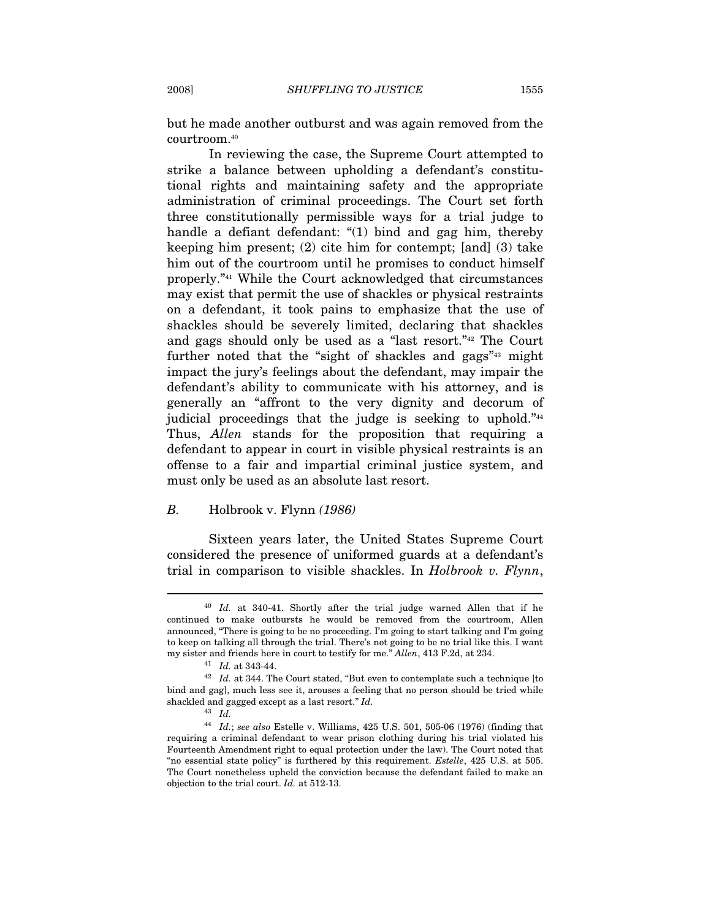but he made another outburst and was again removed from the courtroom.[40]

In reviewing the case, the Supreme Court attempted to strike a balance between upholding a defendant's constitutional rights and maintaining safety and the appropriate administration of criminal proceedings. The Court set forth three constitutionally permissible ways for a trial judge to handle a defiant defendant: "(1) bind and gag him, thereby keeping him present; (2) cite him for contempt; [and] (3) take him out of the courtroom until he promises to conduct himself properly."[41] While the Court acknowledged that circumstances may exist that permit the use of shackles or physical restraints on a defendant, it took pains to emphasize that the use of shackles should be severely limited, declaring that shackles and gags should only be used as a "last resort."[42] The Court further noted that the "sight of shackles and gags"[43] might impact the jury's feelings about the defendant, may impair the defendant's ability to communicate with his attorney, and is generally an "affront to the very dignity and decorum of judicial proceedings that the judge is seeking to uphold."[44] Thus, *Allen* stands for the proposition that requiring a defendant to appear in court in visible physical restraints is an offense to a fair and impartial criminal justice system, and must only be used as an absolute last resort.

### *B.* Holbrook v. Flynn *(1986)*

Sixteen years later, the United States Supreme Court considered the presence of uniformed guards at a defendant's trial in comparison to visible shackles. In *Holbrook v. Flynn*,

---

[40] *Id.* at 340-41. Shortly after the trial judge warned Allen that if he continued to make outbursts he would be removed from the courtroom, Allen announced, "There is going to be no proceeding. I'm going to start talking and I'm going to keep on talking all through the trial. There's not going to be no trial like this. I want my sister and friends here in court to testify for me." *Allen*, 413 F.2d, at 234.

[41] *Id.* at 343-44.

[42] *Id.* at 344. The Court stated, "But even to contemplate such a technique [to bind and gag], much less see it, arouses a feeling that no person should be tried while shackled and gagged except as a last resort." *Id.*

[43] *Id.*

[44] *Id.*; *see also* Estelle v. Williams, 425 U.S. 501, 505-06 (1976) (finding that requiring a criminal defendant to wear prison clothing during his trial violated his Fourteenth Amendment right to equal protection under the law). The Court noted that "no essential state policy" is furthered by this requirement. *Estelle*, 425 U.S. at 505. The Court nonetheless upheld the conviction because the defendant failed to make an objection to the trial court. *Id.* at 512-13.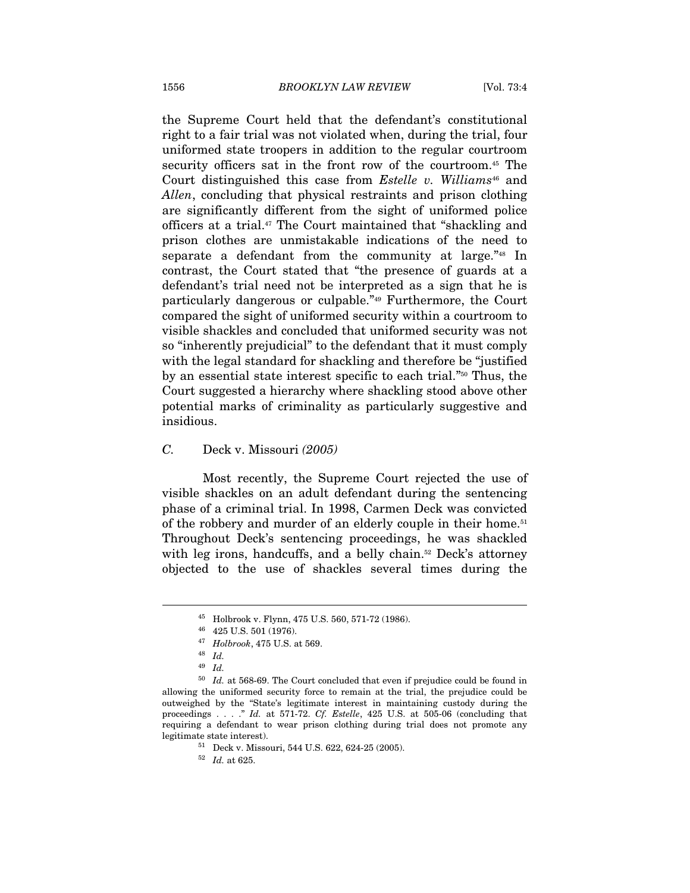the Supreme Court held that the defendant's constitutional right to a fair trial was not violated when, during the trial, four uniformed state troopers in addition to the regular courtroom security officers sat in the front row of the courtroom.[45] The Court distinguished this case from *Estelle v. Williams*[46] and *Allen*, concluding that physical restraints and prison clothing are significantly different from the sight of uniformed police officers at a trial.[47] The Court maintained that "shackling and prison clothes are unmistakable indications of the need to separate a defendant from the community at large."[48] In contrast, the Court stated that "the presence of guards at a defendant's trial need not be interpreted as a sign that he is particularly dangerous or culpable."[49] Furthermore, the Court compared the sight of uniformed security within a courtroom to visible shackles and concluded that uniformed security was not so "inherently prejudicial" to the defendant that it must comply with the legal standard for shackling and therefore be "justified by an essential state interest specific to each trial."[50] Thus, the Court suggested a hierarchy where shackling stood above other potential marks of criminality as particularly suggestive and insidious.

### *C.* Deck v. Missouri *(2005)*

Most recently, the Supreme Court rejected the use of visible shackles on an adult defendant during the sentencing phase of a criminal trial. In 1998, Carmen Deck was convicted of the robbery and murder of an elderly couple in their home.[51] Throughout Deck's sentencing proceedings, he was shackled with leg irons, handcuffs, and a belly chain.[52] Deck's attorney objected to the use of shackles several times during the

---

[45] Holbrook v. Flynn, 475 U.S. 560, 571-72 (1986).

[46] 425 U.S. 501 (1976).

[47] *Holbrook*, 475 U.S. at 569.

[48] *Id.*

[49] *Id.*

[50] *Id.* at 568-69. The Court concluded that even if prejudice could be found in allowing the uniformed security force to remain at the trial, the prejudice could be outweighed by the "State's legitimate interest in maintaining custody during the proceedings . . . ." *Id.* at 571-72. *Cf. Estelle*, 425 U.S. at 505-06 (concluding that requiring a defendant to wear prison clothing during trial does not promote any legitimate state interest).

[51] Deck v. Missouri, 544 U.S. 622, 624-25 (2005).

[52] *Id.* at 625.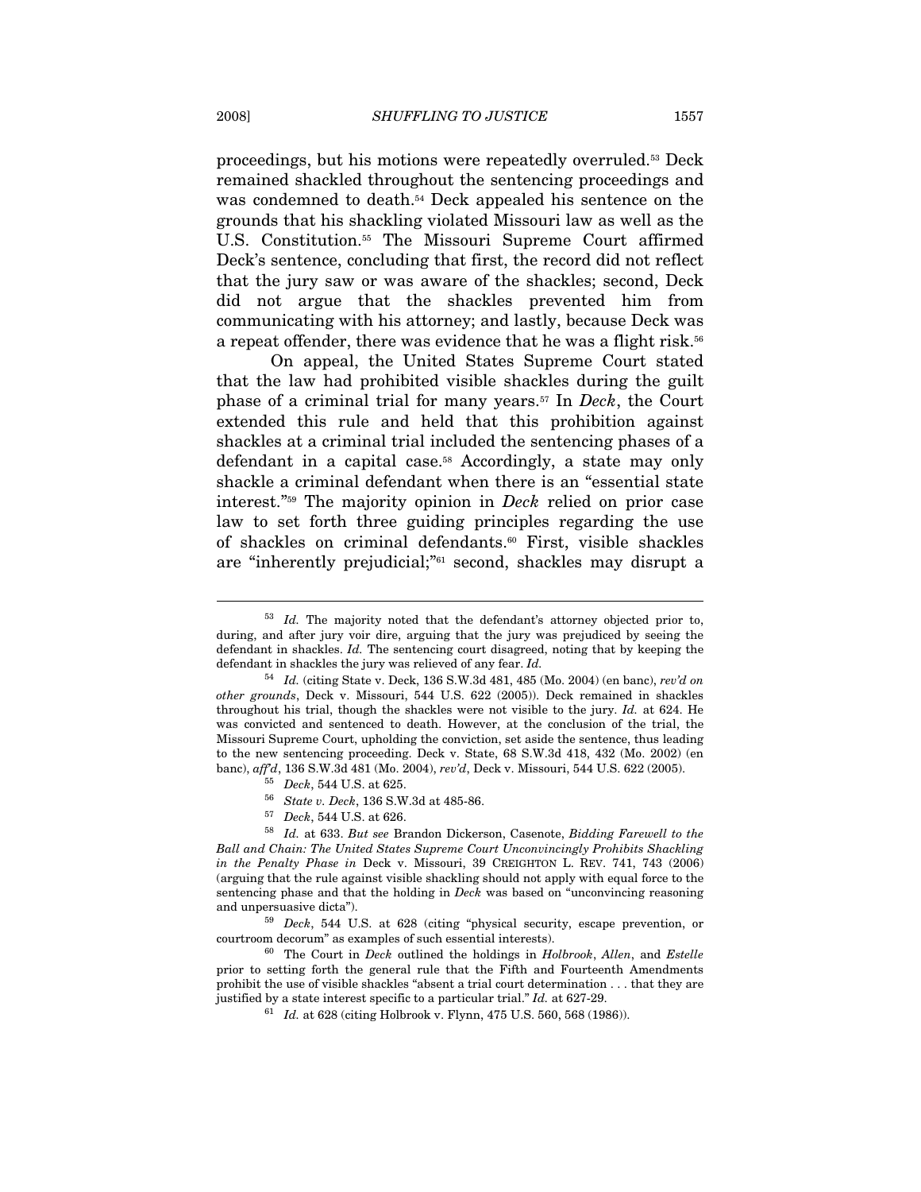proceedings, but his motions were repeatedly overruled.[53] Deck remained shackled throughout the sentencing proceedings and was condemned to death.[54] Deck appealed his sentence on the grounds that his shackling violated Missouri law as well as the U.S. Constitution.[55] The Missouri Supreme Court affirmed Deck's sentence, concluding that first, the record did not reflect that the jury saw or was aware of the shackles; second, Deck did not argue that the shackles prevented him from communicating with his attorney; and lastly, because Deck was a repeat offender, there was evidence that he was a flight risk.[56]

On appeal, the United States Supreme Court stated that the law had prohibited visible shackles during the guilt phase of a criminal trial for many years.[57] In *Deck*, the Court extended this rule and held that this prohibition against shackles at a criminal trial included the sentencing phases of a defendant in a capital case.[58] Accordingly, a state may only shackle a criminal defendant when there is an "essential state interest."[59] The majority opinion in *Deck* relied on prior case law to set forth three guiding principles regarding the use of shackles on criminal defendants.[60] First, visible shackles are "inherently prejudicial;"[61] second, shackles may disrupt a

---

[53] *Id.* The majority noted that the defendant's attorney objected prior to, during, and after jury voir dire, arguing that the jury was prejudiced by seeing the defendant in shackles. *Id.* The sentencing court disagreed, noting that by keeping the defendant in shackles the jury was relieved of any fear. *Id.*

[54] *Id.* (citing State v. Deck, 136 S.W.3d 481, 485 (Mo. 2004) (en banc), *rev'd on other grounds*, Deck v. Missouri, 544 U.S. 622 (2005)). Deck remained in shackles throughout his trial, though the shackles were not visible to the jury. *Id.* at 624. He was convicted and sentenced to death. However, at the conclusion of the trial, the Missouri Supreme Court, upholding the conviction, set aside the sentence, thus leading to the new sentencing proceeding. Deck v. State, 68 S.W.3d 418, 432 (Mo. 2002) (en banc), *aff'd*, 136 S.W.3d 481 (Mo. 2004), *rev'd*, Deck v. Missouri, 544 U.S. 622 (2005).

[55] *Deck*, 544 U.S. at 625.

[56] *State v. Deck*, 136 S.W.3d at 485-86.

[57] *Deck*, 544 U.S. at 626.

[58] *Id.* at 633. *But see* Brandon Dickerson, Casenote, *Bidding Farewell to the Ball and Chain: The United States Supreme Court Unconvincingly Prohibits Shackling in the Penalty Phase in* Deck v. Missouri, 39 CREIGHTON L. REV. 741, 743 (2006) (arguing that the rule against visible shackling should not apply with equal force to the sentencing phase and that the holding in *Deck* was based on "unconvincing reasoning and unpersuasive dicta").

[59] *Deck*, 544 U.S. at 628 (citing "physical security, escape prevention, or courtroom decorum" as examples of such essential interests).

[60] The Court in *Deck* outlined the holdings in *Holbrook*, *Allen*, and *Estelle* prior to setting forth the general rule that the Fifth and Fourteenth Amendments prohibit the use of visible shackles "absent a trial court determination . . . that they are justified by a state interest specific to a particular trial." *Id.* at 627-29.

[61] *Id.* at 628 (citing Holbrook v. Flynn, 475 U.S. 560, 568 (1986)).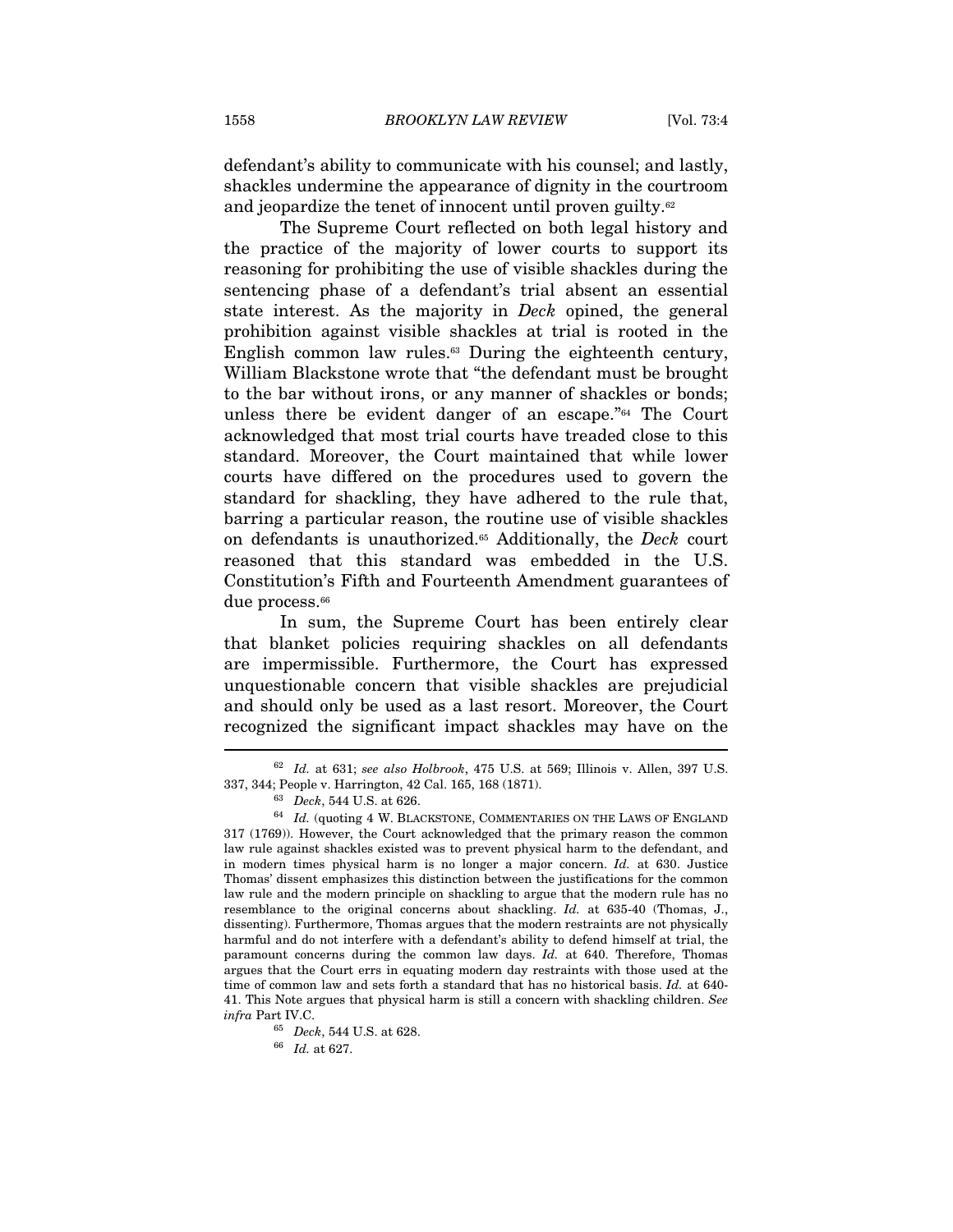defendant's ability to communicate with his counsel; and lastly, shackles undermine the appearance of dignity in the courtroom and jeopardize the tenet of innocent until proven guilty.[62]

The Supreme Court reflected on both legal history and the practice of the majority of lower courts to support its reasoning for prohibiting the use of visible shackles during the sentencing phase of a defendant's trial absent an essential state interest. As the majority in *Deck* opined, the general prohibition against visible shackles at trial is rooted in the English common law rules.[63] During the eighteenth century, William Blackstone wrote that "the defendant must be brought to the bar without irons, or any manner of shackles or bonds; unless there be evident danger of an escape."[64] The Court acknowledged that most trial courts have treaded close to this standard. Moreover, the Court maintained that while lower courts have differed on the procedures used to govern the standard for shackling, they have adhered to the rule that, barring a particular reason, the routine use of visible shackles on defendants is unauthorized.[65] Additionally, the *Deck* court reasoned that this standard was embedded in the U.S. Constitution's Fifth and Fourteenth Amendment guarantees of due process.[66]

In sum, the Supreme Court has been entirely clear that blanket policies requiring shackles on all defendants are impermissible. Furthermore, the Court has expressed unquestionable concern that visible shackles are prejudicial and should only be used as a last resort. Moreover, the Court recognized the significant impact shackles may have on the

---

[62] *Id.* at 631; *see also Holbrook*, 475 U.S. at 569; Illinois v. Allen, 397 U.S. 337, 344; People v. Harrington, 42 Cal. 165, 168 (1871).

[63] *Deck*, 544 U.S. at 626.

[64] *Id.* (quoting 4 W. BLACKSTONE, COMMENTARIES ON THE LAWS OF ENGLAND 317 (1769)). However, the Court acknowledged that the primary reason the common law rule against shackles existed was to prevent physical harm to the defendant, and in modern times physical harm is no longer a major concern. *Id.* at 630. Justice Thomas' dissent emphasizes this distinction between the justifications for the common law rule and the modern principle on shackling to argue that the modern rule has no resemblance to the original concerns about shackling. *Id.* at 635-40 (Thomas, J., dissenting). Furthermore, Thomas argues that the modern restraints are not physically harmful and do not interfere with a defendant's ability to defend himself at trial, the paramount concerns during the common law days. *Id.* at 640. Therefore, Thomas argues that the Court errs in equating modern day restraints with those used at the time of common law and sets forth a standard that has no historical basis. *Id.* at 640-41. This Note argues that physical harm is still a concern with shackling children. *See infra* Part IV.C.

[65] *Deck*, 544 U.S. at 628.

[66] *Id.* at 627.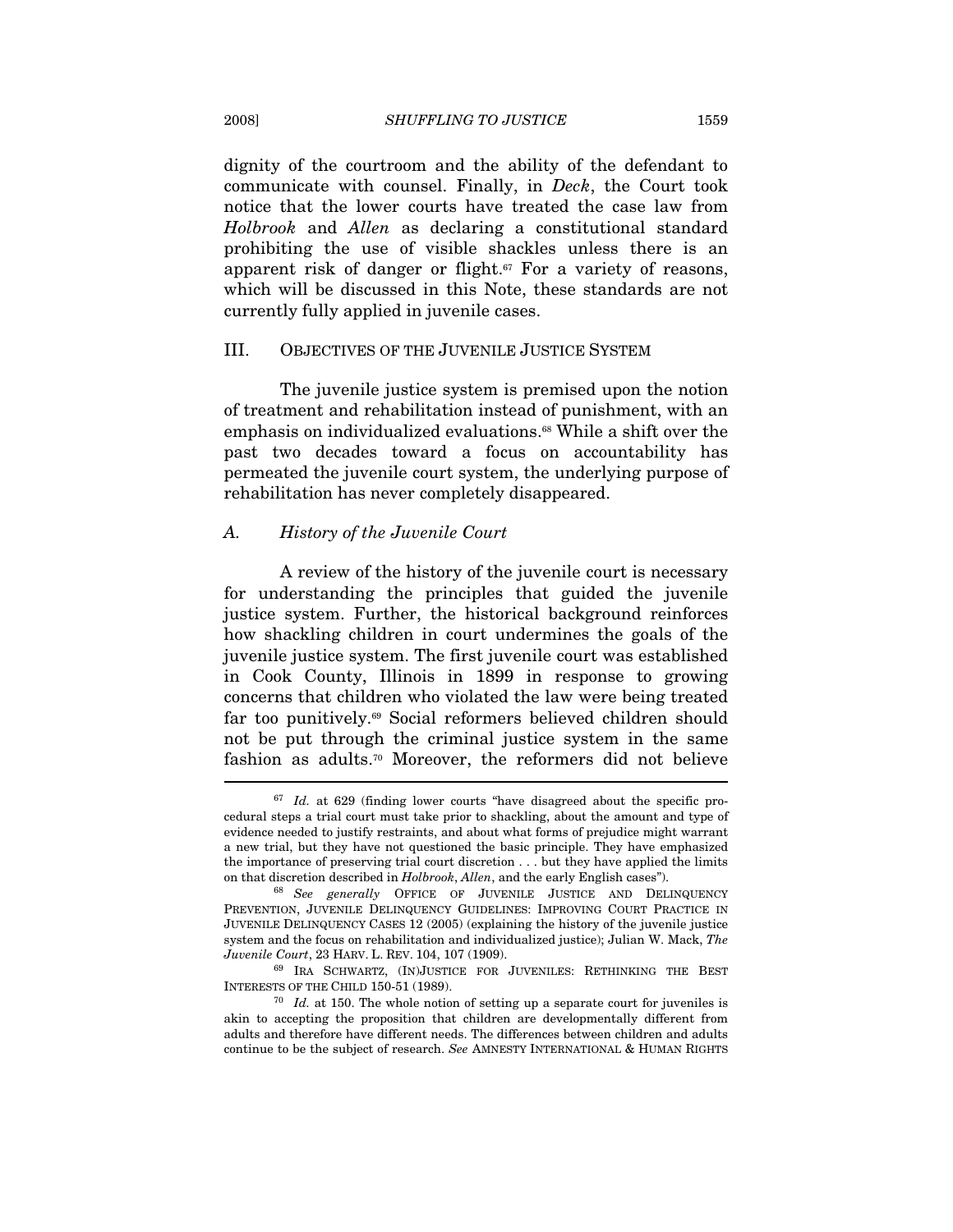dignity of the courtroom and the ability of the defendant to communicate with counsel. Finally, in *Deck*, the Court took notice that the lower courts have treated the case law from *Holbrook* and *Allen* as declaring a constitutional standard prohibiting the use of visible shackles unless there is an apparent risk of danger or flight.[67] For a variety of reasons, which will be discussed in this Note, these standards are not currently fully applied in juvenile cases.

## III. OBJECTIVES OF THE JUVENILE JUSTICE SYSTEM

The juvenile justice system is premised upon the notion of treatment and rehabilitation instead of punishment, with an emphasis on individualized evaluations.[68] While a shift over the past two decades toward a focus on accountability has permeated the juvenile court system, the underlying purpose of rehabilitation has never completely disappeared.

### *A. History of the Juvenile Court*

A review of the history of the juvenile court is necessary for understanding the principles that guided the juvenile justice system. Further, the historical background reinforces how shackling children in court undermines the goals of the juvenile justice system. The first juvenile court was established in Cook County, Illinois in 1899 in response to growing concerns that children who violated the law were being treated far too punitively.[69] Social reformers believed children should not be put through the criminal justice system in the same fashion as adults.[70] Moreover, the reformers did not believe

---

[67] *Id.* at 629 (finding lower courts "have disagreed about the specific procedural steps a trial court must take prior to shackling, about the amount and type of evidence needed to justify restraints, and about what forms of prejudice might warrant a new trial, but they have not questioned the basic principle. They have emphasized the importance of preserving trial court discretion . . . but they have applied the limits on that discretion described in *Holbrook*, *Allen*, and the early English cases").

[68] *See generally* OFFICE OF JUVENILE JUSTICE AND DELINQUENCY PREVENTION, JUVENILE DELINQUENCY GUIDELINES: IMPROVING COURT PRACTICE IN JUVENILE DELINQUENCY CASES 12 (2005) (explaining the history of the juvenile justice system and the focus on rehabilitation and individualized justice); Julian W. Mack, *The Juvenile Court*, 23 HARV. L. REV. 104, 107 (1909).

[69] IRA SCHWARTZ, (IN)JUSTICE FOR JUVENILES: RETHINKING THE BEST INTERESTS OF THE CHILD 150-51 (1989).

[70] *Id.* at 150. The whole notion of setting up a separate court for juveniles is akin to accepting the proposition that children are developmentally different from adults and therefore have different needs. The differences between children and adults continue to be the subject of research. *See* AMNESTY INTERNATIONAL & HUMAN RIGHTS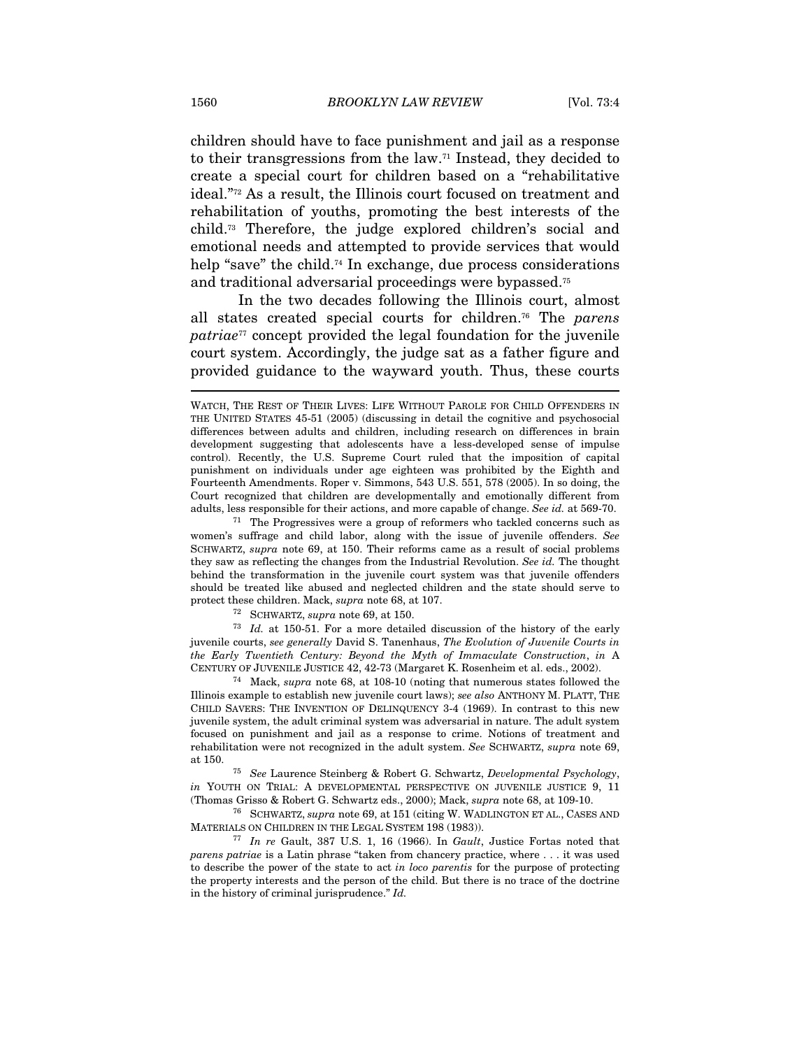children should have to face punishment and jail as a response to their transgressions from the law.[71] Instead, they decided to create a special court for children based on a "rehabilitative ideal."[72] As a result, the Illinois court focused on treatment and rehabilitation of youths, promoting the best interests of the child.[73] Therefore, the judge explored children's social and emotional needs and attempted to provide services that would help "save" the child.[74] In exchange, due process considerations and traditional adversarial proceedings were bypassed.[75]

In the two decades following the Illinois court, almost all states created special courts for children.[76] The *parens patriae*[77] concept provided the legal foundation for the juvenile court system. Accordingly, the judge sat as a father figure and provided guidance to the wayward youth. Thus, these courts

---

WATCH, THE REST OF THEIR LIVES: LIFE WITHOUT PAROLE FOR CHILD OFFENDERS IN THE UNITED STATES 45-51 (2005) (discussing in detail the cognitive and psychosocial differences between adults and children, including research on differences in brain development suggesting that adolescents have a less-developed sense of impulse control). Recently, the U.S. Supreme Court ruled that the imposition of capital punishment on individuals under age eighteen was prohibited by the Eighth and Fourteenth Amendments. Roper v. Simmons, 543 U.S. 551, 578 (2005). In so doing, the Court recognized that children are developmentally and emotionally different from adults, less responsible for their actions, and more capable of change. *See id.* at 569-70.

[71] The Progressives were a group of reformers who tackled concerns such as women's suffrage and child labor, along with the issue of juvenile offenders. *See* SCHWARTZ, *supra* note 69, at 150. Their reforms came as a result of social problems they saw as reflecting the changes from the Industrial Revolution. *See id.* The thought behind the transformation in the juvenile court system was that juvenile offenders should be treated like abused and neglected children and the state should serve to protect these children. Mack, *supra* note 68, at 107.

[72] SCHWARTZ, *supra* note 69, at 150.

[73] *Id.* at 150-51. For a more detailed discussion of the history of the early juvenile courts, *see generally* David S. Tanenhaus, *The Evolution of Juvenile Courts in the Early Twentieth Century: Beyond the Myth of Immaculate Construction*, *in* A CENTURY OF JUVENILE JUSTICE 42, 42-73 (Margaret K. Rosenheim et al. eds., 2002).

[74] Mack, *supra* note 68, at 108-10 (noting that numerous states followed the Illinois example to establish new juvenile court laws); *see also* ANTHONY M. PLATT, THE CHILD SAVERS: THE INVENTION OF DELINQUENCY 3-4 (1969). In contrast to this new juvenile system, the adult criminal system was adversarial in nature. The adult system focused on punishment and jail as a response to crime. Notions of treatment and rehabilitation were not recognized in the adult system. *See* SCHWARTZ, *supra* note 69, at 150.

[75] *See* Laurence Steinberg & Robert G. Schwartz, *Developmental Psychology*, *in* YOUTH ON TRIAL: A DEVELOPMENTAL PERSPECTIVE ON JUVENILE JUSTICE 9, 11 (Thomas Grisso & Robert G. Schwartz eds., 2000); Mack, *supra* note 68, at 109-10.

[76] SCHWARTZ, *supra* note 69, at 151 (citing W. WADLINGTON ET AL., CASES AND MATERIALS ON CHILDREN IN THE LEGAL SYSTEM 198 (1983)).

[77] *In re* Gault, 387 U.S. 1, 16 (1966). In *Gault*, Justice Fortas noted that *parens patriae* is a Latin phrase "taken from chancery practice, where . . . it was used to describe the power of the state to act *in loco parentis* for the purpose of protecting the property interests and the person of the child. But there is no trace of the doctrine in the history of criminal jurisprudence." *Id.*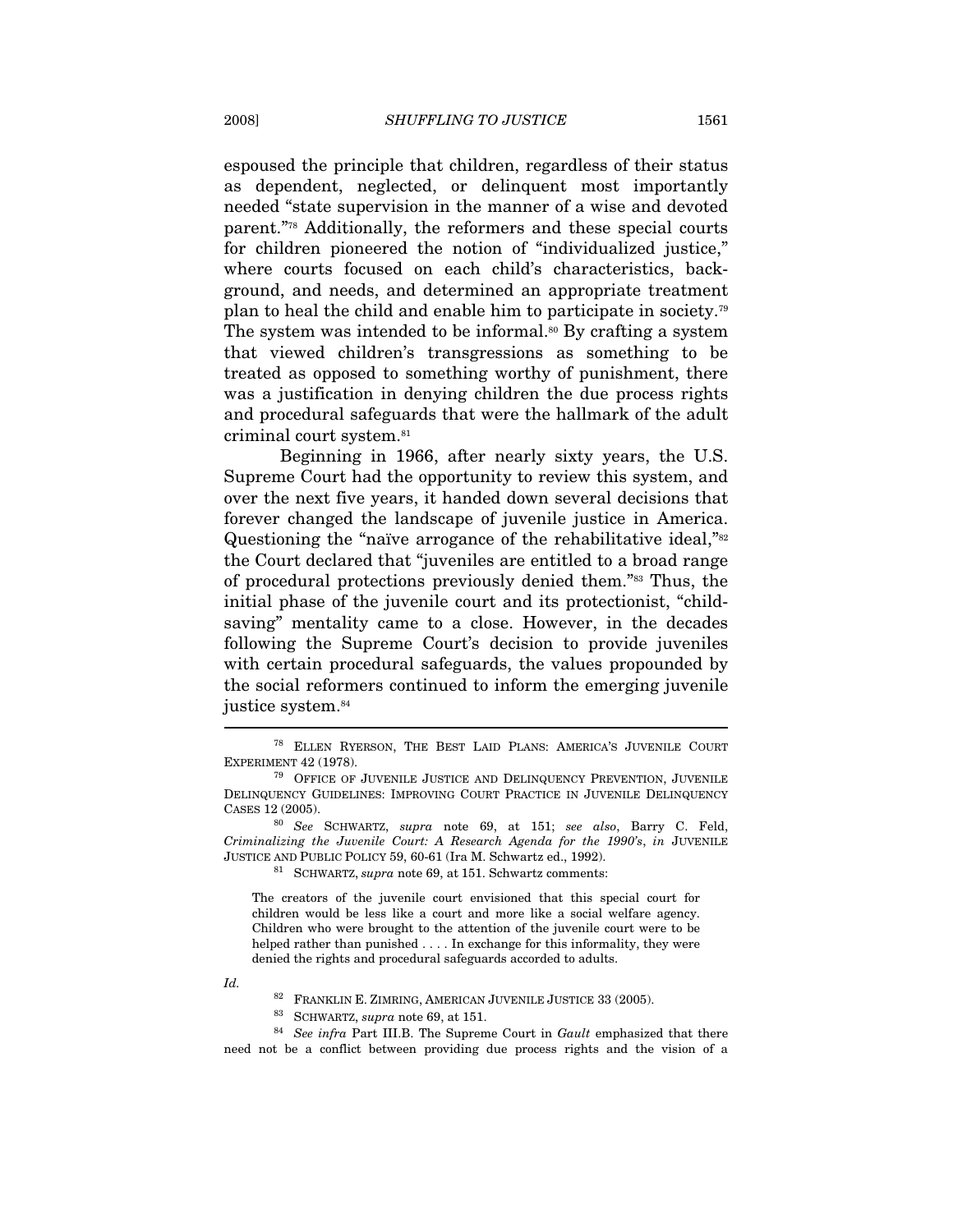espoused the principle that children, regardless of their status as dependent, neglected, or delinquent most importantly needed "state supervision in the manner of a wise and devoted parent."[78] Additionally, the reformers and these special courts for children pioneered the notion of "individualized justice," where courts focused on each child's characteristics, background, and needs, and determined an appropriate treatment plan to heal the child and enable him to participate in society.[79] The system was intended to be informal.[80] By crafting a system that viewed children's transgressions as something to be treated as opposed to something worthy of punishment, there was a justification in denying children the due process rights and procedural safeguards that were the hallmark of the adult criminal court system.[81]

Beginning in 1966, after nearly sixty years, the U.S. Supreme Court had the opportunity to review this system, and over the next five years, it handed down several decisions that forever changed the landscape of juvenile justice in America. Questioning the "naïve arrogance of the rehabilitative ideal,"[82] the Court declared that "juveniles are entitled to a broad range of procedural protections previously denied them."[83] Thus, the initial phase of the juvenile court and its protectionist, "child-saving" mentality came to a close. However, in the decades following the Supreme Court's decision to provide juveniles with certain procedural safeguards, the values propounded by the social reformers continued to inform the emerging juvenile justice system.[84]

---

[78] ELLEN RYERSON, THE BEST LAID PLANS: AMERICA'S JUVENILE COURT EXPERIMENT 42 (1978).

[79] OFFICE OF JUVENILE JUSTICE AND DELINQUENCY PREVENTION, JUVENILE DELINQUENCY GUIDELINES: IMPROVING COURT PRACTICE IN JUVENILE DELINQUENCY CASES 12 (2005).

[80] *See* SCHWARTZ, *supra* note 69, at 151; *see also*, Barry C. Feld, *Criminalizing the Juvenile Court: A Research Agenda for the 1990's*, *in* JUVENILE JUSTICE AND PUBLIC POLICY 59, 60-61 (Ira M. Schwartz ed., 1992).

[81] SCHWARTZ, *supra* note 69, at 151. Schwartz comments:

> The creators of the juvenile court envisioned that this special court for children would be less like a court and more like a social welfare agency. Children who were brought to the attention of the juvenile court were to be helped rather than punished . . . . In exchange for this informality, they were denied the rights and procedural safeguards accorded to adults.

*Id.*

[82] FRANKLIN E. ZIMRING, AMERICAN JUVENILE JUSTICE 33 (2005).

[83] SCHWARTZ, *supra* note 69, at 151.

[84] *See infra* Part III.B. The Supreme Court in *Gault* emphasized that there need not be a conflict between providing due process rights and the vision of a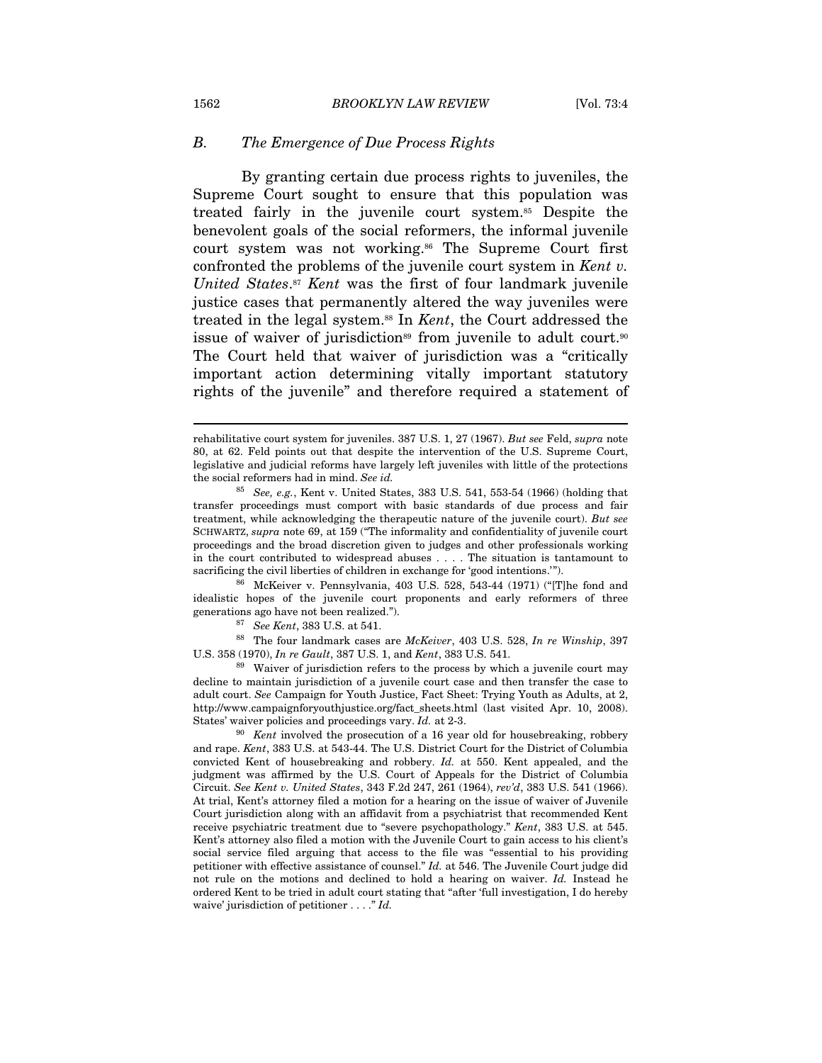### *B. The Emergence of Due Process Rights*

By granting certain due process rights to juveniles, the Supreme Court sought to ensure that this population was treated fairly in the juvenile court system.[85] Despite the benevolent goals of the social reformers, the informal juvenile court system was not working.[86] The Supreme Court first confronted the problems of the juvenile court system in *Kent v. United States*.[87] *Kent* was the first of four landmark juvenile justice cases that permanently altered the way juveniles were treated in the legal system.[88] In *Kent*, the Court addressed the issue of waiver of jurisdiction[89] from juvenile to adult court.[90] The Court held that waiver of jurisdiction was a "critically important action determining vitally important statutory rights of the juvenile" and therefore required a statement of

---

rehabilitative court system for juveniles. 387 U.S. 1, 27 (1967). *But see* Feld, *supra* note 80, at 62. Feld points out that despite the intervention of the U.S. Supreme Court, legislative and judicial reforms have largely left juveniles with little of the protections the social reformers had in mind. *See id.*

[85] *See, e.g.*, Kent v. United States, 383 U.S. 541, 553-54 (1966) (holding that transfer proceedings must comport with basic standards of due process and fair treatment, while acknowledging the therapeutic nature of the juvenile court). *But see* SCHWARTZ, *supra* note 69, at 159 ("The informality and confidentiality of juvenile court proceedings and the broad discretion given to judges and other professionals working in the court contributed to widespread abuses . . . . The situation is tantamount to sacrificing the civil liberties of children in exchange for 'good intentions.'").

[86] McKeiver v. Pennsylvania, 403 U.S. 528, 543-44 (1971) ("[T]he fond and idealistic hopes of the juvenile court proponents and early reformers of three generations ago have not been realized.").

[87] *See Kent*, 383 U.S. at 541.

[88] The four landmark cases are *McKeiver*, 403 U.S. 528, *In re Winship*, 397 U.S. 358 (1970), *In re Gault*, 387 U.S. 1, and *Kent*, 383 U.S. 541.

[89] Waiver of jurisdiction refers to the process by which a juvenile court may decline to maintain jurisdiction of a juvenile court case and then transfer the case to adult court. *See* Campaign for Youth Justice, Fact Sheet: Trying Youth as Adults, at 2, http://www.campaignforyouthjustice.org/fact_sheets.html (last visited Apr. 10, 2008). States' waiver policies and proceedings vary. *Id.* at 2-3.

[90] *Kent* involved the prosecution of a 16 year old for housebreaking, robbery and rape. *Kent*, 383 U.S. at 543-44. The U.S. District Court for the District of Columbia convicted Kent of housebreaking and robbery. *Id.* at 550. Kent appealed, and the judgment was affirmed by the U.S. Court of Appeals for the District of Columbia Circuit. *See Kent v. United States*, 343 F.2d 247, 261 (1964), *rev'd*, 383 U.S. 541 (1966). At trial, Kent's attorney filed a motion for a hearing on the issue of waiver of Juvenile Court jurisdiction along with an affidavit from a psychiatrist that recommended Kent receive psychiatric treatment due to "severe psychopathology." *Kent*, 383 U.S. at 545. Kent's attorney also filed a motion with the Juvenile Court to gain access to his client's social service filed arguing that access to the file was "essential to his providing petitioner with effective assistance of counsel." *Id.* at 546. The Juvenile Court judge did not rule on the motions and declined to hold a hearing on waiver. *Id.* Instead he ordered Kent to be tried in adult court stating that "after 'full investigation, I do hereby waive' jurisdiction of petitioner . . . ." *Id.*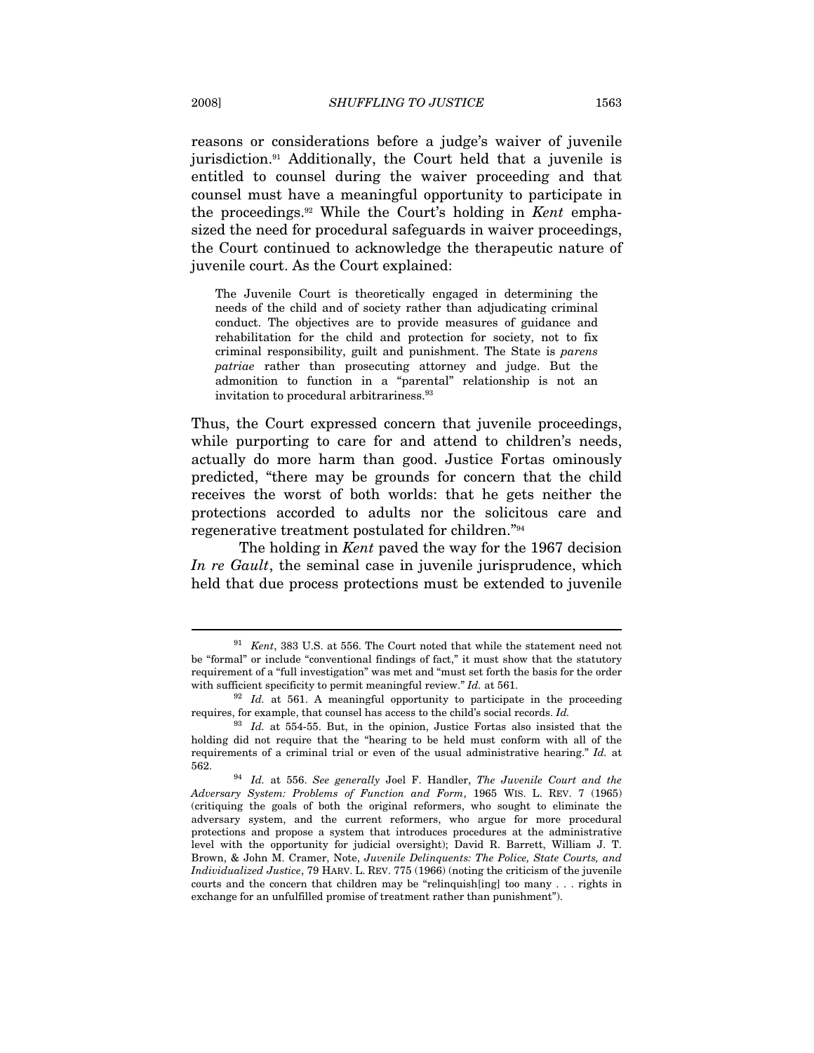reasons or considerations before a judge's waiver of juvenile jurisdiction.[91] Additionally, the Court held that a juvenile is entitled to counsel during the waiver proceeding and that counsel must have a meaningful opportunity to participate in the proceedings.[92] While the Court's holding in *Kent* emphasized the need for procedural safeguards in waiver proceedings, the Court continued to acknowledge the therapeutic nature of juvenile court. As the Court explained:

> The Juvenile Court is theoretically engaged in determining the needs of the child and of society rather than adjudicating criminal conduct. The objectives are to provide measures of guidance and rehabilitation for the child and protection for society, not to fix criminal responsibility, guilt and punishment. The State is *parens patriae* rather than prosecuting attorney and judge. But the admonition to function in a "parental" relationship is not an invitation to procedural arbitrariness.[93]

Thus, the Court expressed concern that juvenile proceedings, while purporting to care for and attend to children's needs, actually do more harm than good. Justice Fortas ominously predicted, "there may be grounds for concern that the child receives the worst of both worlds: that he gets neither the protections accorded to adults nor the solicitous care and regenerative treatment postulated for children."[94]

The holding in *Kent* paved the way for the 1967 decision *In re Gault*, the seminal case in juvenile jurisprudence, which held that due process protections must be extended to juvenile

---

[91] *Kent*, 383 U.S. at 556. The Court noted that while the statement need not be "formal" or include "conventional findings of fact," it must show that the statutory requirement of a "full investigation" was met and "must set forth the basis for the order with sufficient specificity to permit meaningful review." *Id.* at 561.

[92] *Id.* at 561. A meaningful opportunity to participate in the proceeding requires, for example, that counsel has access to the child's social records. *Id.*

[93] *Id.* at 554-55. But, in the opinion, Justice Fortas also insisted that the holding did not require that the "hearing to be held must conform with all of the requirements of a criminal trial or even of the usual administrative hearing." *Id.* at 562.

[94] *Id.* at 556. *See generally* Joel F. Handler, *The Juvenile Court and the Adversary System: Problems of Function and Form*, 1965 WIS. L. REV. 7 (1965) (critiquing the goals of both the original reformers, who sought to eliminate the adversary system, and the current reformers, who argue for more procedural protections and propose a system that introduces procedures at the administrative level with the opportunity for judicial oversight); David R. Barrett, William J. T. Brown, & John M. Cramer, Note, *Juvenile Delinquents: The Police, State Courts, and Individualized Justice*, 79 HARV. L. REV. 775 (1966) (noting the criticism of the juvenile courts and the concern that children may be "relinquish[ing] too many . . . rights in exchange for an unfulfilled promise of treatment rather than punishment").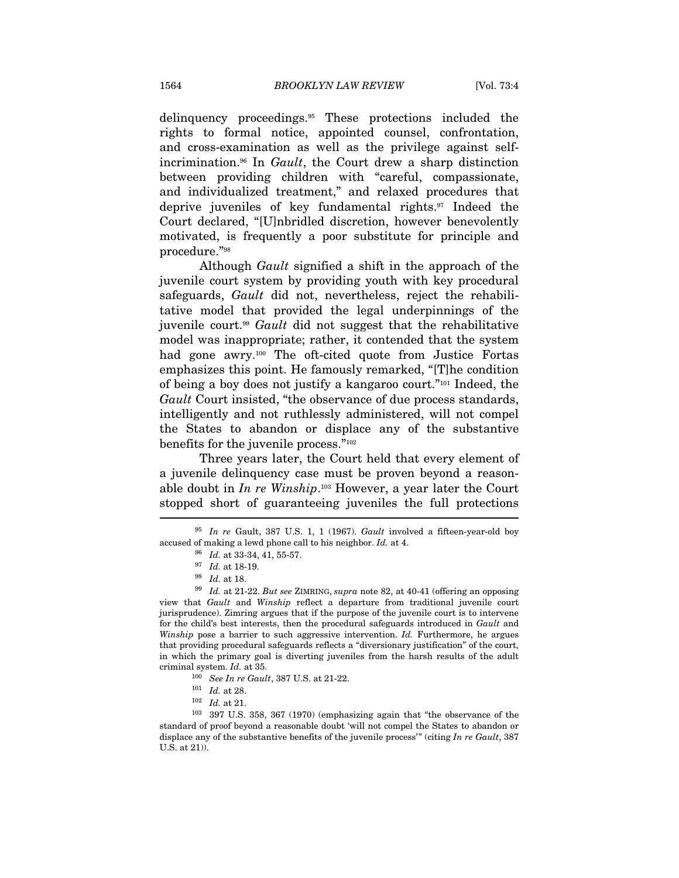delinquency proceedings.[95] These protections included the rights to formal notice, appointed counsel, confrontation, and cross-examination as well as the privilege against self-incrimination.[96] In *Gault*, the Court drew a sharp distinction between providing children with "careful, compassionate, and individualized treatment," and relaxed procedures that deprive juveniles of key fundamental rights.[97] Indeed the Court declared, "[U]nbridled discretion, however benevolently motivated, is frequently a poor substitute for principle and procedure."[98]

Although *Gault* signified a shift in the approach of the juvenile court system by providing youth with key procedural safeguards, *Gault* did not, nevertheless, reject the rehabilitative model that provided the legal underpinnings of the juvenile court.[99] *Gault* did not suggest that the rehabilitative model was inappropriate; rather, it contended that the system had gone awry.[100] The oft-cited quote from Justice Fortas emphasizes this point. He famously remarked, "[T]he condition of being a boy does not justify a kangaroo court."[101] Indeed, the *Gault* Court insisted, "the observance of due process standards, intelligently and not ruthlessly administered, will not compel the States to abandon or displace any of the substantive benefits for the juvenile process."[102]

Three years later, the Court held that every element of a juvenile delinquency case must be proven beyond a reasonable doubt in *In re Winship*.[103] However, a year later the Court stopped short of guaranteeing juveniles the full protections

---

[95] *In re* Gault, 387 U.S. 1, 1 (1967). *Gault* involved a fifteen-year-old boy accused of making a lewd phone call to his neighbor. *Id.* at 4.

[96] *Id.* at 33-34, 41, 55-57.

[97] *Id.* at 18-19.

[98] *Id.* at 18.

[99] *Id.* at 21-22. *But see* ZIMRING, *supra* note 82, at 40-41 (offering an opposing view that *Gault* and *Winship* reflect a departure from traditional juvenile court jurisprudence). Zimring argues that if the purpose of the juvenile court is to intervene for the child's best interests, then the procedural safeguards introduced in *Gault* and *Winship* pose a barrier to such aggressive intervention. *Id.* Furthermore, he argues that providing procedural safeguards reflects a "diversionary justification" of the court, in which the primary goal is diverting juveniles from the harsh results of the adult criminal system. *Id.* at 35.

[100] *See In re Gault*, 387 U.S. at 21-22.

[101] *Id.* at 28.

[102] *Id.* at 21.

[103] 397 U.S. 358, 367 (1970) (emphasizing again that "the observance of the standard of proof beyond a reasonable doubt 'will not compel the States to abandon or displace any of the substantive benefits of the juvenile process'" (citing *In re Gault*, 387 U.S. at 21)).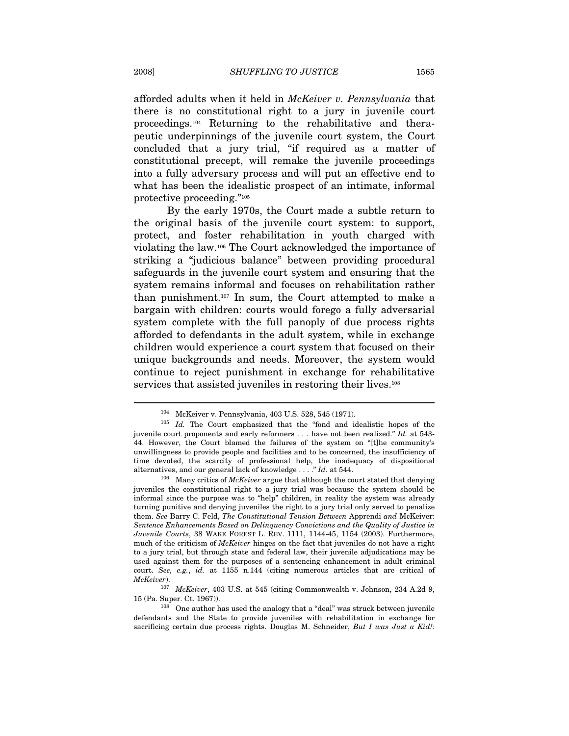afforded adults when it held in *McKeiver v. Pennsylvania* that there is no constitutional right to a jury in juvenile court proceedings.[104] Returning to the rehabilitative and therapeutic underpinnings of the juvenile court system, the Court concluded that a jury trial, "if required as a matter of constitutional precept, will remake the juvenile proceedings into a fully adversary process and will put an effective end to what has been the idealistic prospect of an intimate, informal protective proceeding."[105]

By the early 1970s, the Court made a subtle return to the original basis of the juvenile court system: to support, protect, and foster rehabilitation in youth charged with violating the law.[106] The Court acknowledged the importance of striking a "judicious balance" between providing procedural safeguards in the juvenile court system and ensuring that the system remains informal and focuses on rehabilitation rather than punishment.[107] In sum, the Court attempted to make a bargain with children: courts would forego a fully adversarial system complete with the full panoply of due process rights afforded to defendants in the adult system, while in exchange children would experience a court system that focused on their unique backgrounds and needs. Moreover, the system would continue to reject punishment in exchange for rehabilitative services that assisted juveniles in restoring their lives.[108]

---

[104] McKeiver v. Pennsylvania, 403 U.S. 528, 545 (1971).

[105] *Id.* The Court emphasized that the "fond and idealistic hopes of the juvenile court proponents and early reformers . . . have not been realized." *Id.* at 543-44. However, the Court blamed the failures of the system on "[t]he community's unwillingness to provide people and facilities and to be concerned, the insufficiency of time devoted, the scarcity of professional help, the inadequacy of dispositional alternatives, and our general lack of knowledge . . . ." *Id.* at 544.

[106] Many critics of *McKeiver* argue that although the court stated that denying juveniles the constitutional right to a jury trial was because the system should be informal since the purpose was to "help" children, in reality the system was already turning punitive and denying juveniles the right to a jury trial only served to penalize them. *See* Barry C. Feld, *The Constitutional Tension Between* Apprendi *and* McKeiver*: Sentence Enhancements Based on Delinquency Convictions and the Quality of Justice in Juvenile Courts*, 38 WAKE FOREST L. REV. 1111, 1144-45, 1154 (2003). Furthermore, much of the criticism of *McKeiver* hinges on the fact that juveniles do not have a right to a jury trial, but through state and federal law, their juvenile adjudications may be used against them for the purposes of a sentencing enhancement in adult criminal court. *See, e.g.*, *id.* at 1155 n.144 (citing numerous articles that are critical of *McKeiver*).

[107] *McKeiver*, 403 U.S. at 545 (citing Commonwealth v. Johnson, 234 A.2d 9, 15 (Pa. Super. Ct. 1967)).

[108] One author has used the analogy that a "deal" was struck between juvenile defendants and the State to provide juveniles with rehabilitation in exchange for sacrificing certain due process rights. Douglas M. Schneider, *But I was Just a Kid!:*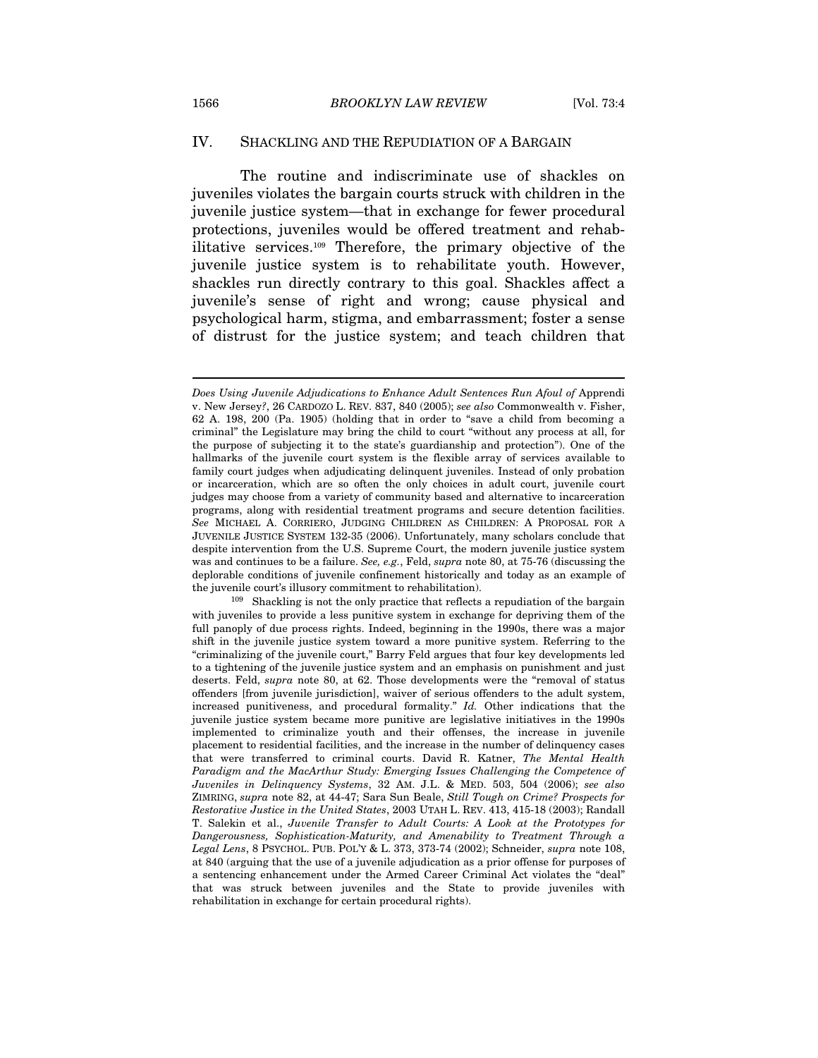## IV. SHACKLING AND THE REPUDIATION OF A BARGAIN

The routine and indiscriminate use of shackles on juveniles violates the bargain courts struck with children in the juvenile justice system—that in exchange for fewer procedural protections, juveniles would be offered treatment and rehabilitative services.[109] Therefore, the primary objective of the juvenile justice system is to rehabilitate youth. However, shackles run directly contrary to this goal. Shackles affect a juvenile's sense of right and wrong; cause physical and psychological harm, stigma, and embarrassment; foster a sense of distrust for the justice system; and teach children that

---

*Does Using Juvenile Adjudications to Enhance Adult Sentences Run Afoul of* Apprendi v. New Jersey*?*, 26 CARDOZO L. REV. 837, 840 (2005); *see also* Commonwealth v. Fisher, 62 A. 198, 200 (Pa. 1905) (holding that in order to "save a child from becoming a criminal" the Legislature may bring the child to court "without any process at all, for the purpose of subjecting it to the state's guardianship and protection"). One of the hallmarks of the juvenile court system is the flexible array of services available to family court judges when adjudicating delinquent juveniles. Instead of only probation or incarceration, which are so often the only choices in adult court, juvenile court judges may choose from a variety of community based and alternative to incarceration programs, along with residential treatment programs and secure detention facilities. *See* MICHAEL A. CORRIERO, JUDGING CHILDREN AS CHILDREN: A PROPOSAL FOR A JUVENILE JUSTICE SYSTEM 132-35 (2006). Unfortunately, many scholars conclude that despite intervention from the U.S. Supreme Court, the modern juvenile justice system was and continues to be a failure. *See, e.g.*, Feld, *supra* note 80, at 75-76 (discussing the deplorable conditions of juvenile confinement historically and today as an example of the juvenile court's illusory commitment to rehabilitation).

[109] Shackling is not the only practice that reflects a repudiation of the bargain with juveniles to provide a less punitive system in exchange for depriving them of the full panoply of due process rights. Indeed, beginning in the 1990s, there was a major shift in the juvenile justice system toward a more punitive system. Referring to the "criminalizing of the juvenile court," Barry Feld argues that four key developments led to a tightening of the juvenile justice system and an emphasis on punishment and just deserts. Feld, *supra* note 80, at 62. Those developments were the "removal of status offenders [from juvenile jurisdiction], waiver of serious offenders to the adult system, increased punitiveness, and procedural formality." *Id.* Other indications that the juvenile justice system became more punitive are legislative initiatives in the 1990s implemented to criminalize youth and their offenses, the increase in juvenile placement to residential facilities, and the increase in the number of delinquency cases that were transferred to criminal courts. David R. Katner, *The Mental Health Paradigm and the MacArthur Study: Emerging Issues Challenging the Competence of Juveniles in Delinquency Systems*, 32 AM. J.L. & MED. 503, 504 (2006); *see also* ZIMRING, *supra* note 82, at 44-47; Sara Sun Beale, *Still Tough on Crime? Prospects for Restorative Justice in the United States*, 2003 UTAH L. REV. 413, 415-18 (2003); Randall T. Salekin et al., *Juvenile Transfer to Adult Courts: A Look at the Prototypes for Dangerousness, Sophistication-Maturity, and Amenability to Treatment Through a Legal Lens*, 8 PSYCHOL. PUB. POL'Y & L. 373, 373-74 (2002); Schneider, *supra* note 108, at 840 (arguing that the use of a juvenile adjudication as a prior offense for purposes of a sentencing enhancement under the Armed Career Criminal Act violates the "deal" that was struck between juveniles and the State to provide juveniles with rehabilitation in exchange for certain procedural rights).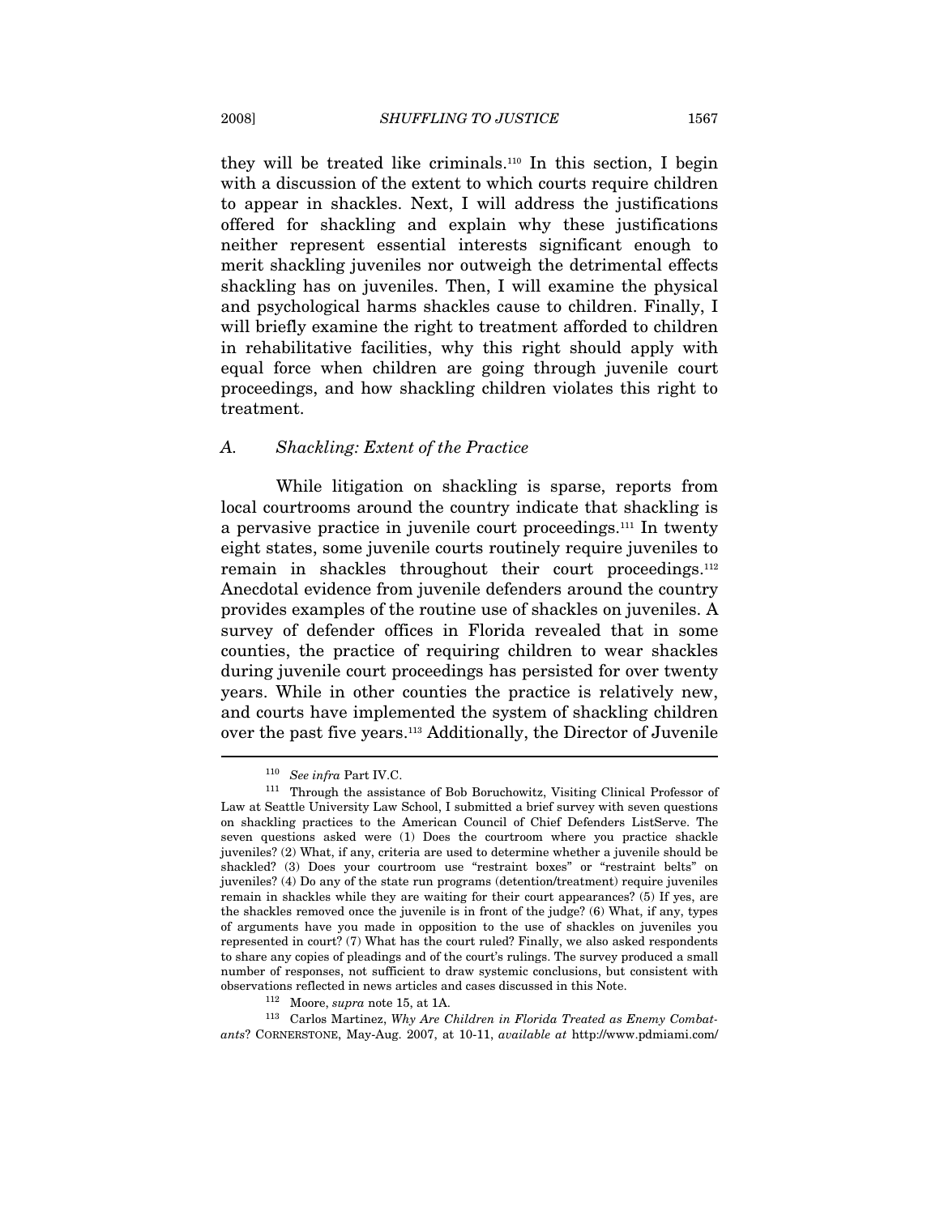they will be treated like criminals.[110] In this section, I begin with a discussion of the extent to which courts require children to appear in shackles. Next, I will address the justifications offered for shackling and explain why these justifications neither represent essential interests significant enough to merit shackling juveniles nor outweigh the detrimental effects shackling has on juveniles. Then, I will examine the physical and psychological harms shackles cause to children. Finally, I will briefly examine the right to treatment afforded to children in rehabilitative facilities, why this right should apply with equal force when children are going through juvenile court proceedings, and how shackling children violates this right to treatment.

### *A. Shackling: Extent of the Practice*

While litigation on shackling is sparse, reports from local courtrooms around the country indicate that shackling is a pervasive practice in juvenile court proceedings.[111] In twenty eight states, some juvenile courts routinely require juveniles to remain in shackles throughout their court proceedings.[112] Anecdotal evidence from juvenile defenders around the country provides examples of the routine use of shackles on juveniles. A survey of defender offices in Florida revealed that in some counties, the practice of requiring children to wear shackles during juvenile court proceedings has persisted for over twenty years. While in other counties the practice is relatively new, and courts have implemented the system of shackling children over the past five years.[113] Additionally, the Director of Juvenile

---

[110] *See infra* Part IV.C.

[111] Through the assistance of Bob Boruchowitz, Visiting Clinical Professor of Law at Seattle University Law School, I submitted a brief survey with seven questions on shackling practices to the American Council of Chief Defenders ListServe. The seven questions asked were (1) Does the courtroom where you practice shackle juveniles? (2) What, if any, criteria are used to determine whether a juvenile should be shackled? (3) Does your courtroom use "restraint boxes" or "restraint belts" on juveniles? (4) Do any of the state run programs (detention/treatment) require juveniles remain in shackles while they are waiting for their court appearances? (5) If yes, are the shackles removed once the juvenile is in front of the judge? (6) What, if any, types of arguments have you made in opposition to the use of shackles on juveniles you represented in court? (7) What has the court ruled? Finally, we also asked respondents to share any copies of pleadings and of the court's rulings. The survey produced a small number of responses, not sufficient to draw systemic conclusions, but consistent with observations reflected in news articles and cases discussed in this Note.

[112] Moore, *supra* note 15, at 1A.

[113] Carlos Martinez, *Why Are Children in Florida Treated as Enemy Combatants*? CORNERSTONE, May-Aug. 2007, at 10-11, *available at* http://www.pdmiami.com/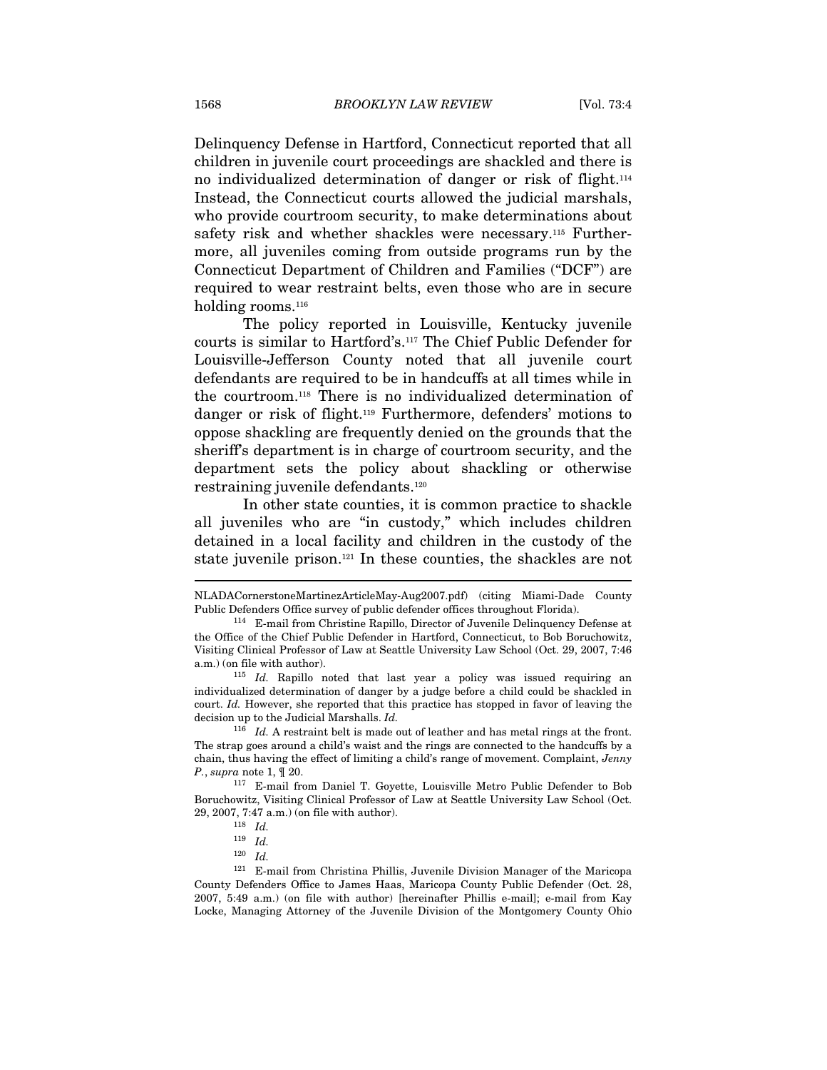Delinquency Defense in Hartford, Connecticut reported that all children in juvenile court proceedings are shackled and there is no individualized determination of danger or risk of flight.[114] Instead, the Connecticut courts allowed the judicial marshals, who provide courtroom security, to make determinations about safety risk and whether shackles were necessary.[115] Furthermore, all juveniles coming from outside programs run by the Connecticut Department of Children and Families ("DCF") are required to wear restraint belts, even those who are in secure holding rooms.[116]

The policy reported in Louisville, Kentucky juvenile courts is similar to Hartford's.[117] The Chief Public Defender for Louisville-Jefferson County noted that all juvenile court defendants are required to be in handcuffs at all times while in the courtroom.[118] There is no individualized determination of danger or risk of flight.[119] Furthermore, defenders' motions to oppose shackling are frequently denied on the grounds that the sheriff's department is in charge of courtroom security, and the department sets the policy about shackling or otherwise restraining juvenile defendants.[120]

In other state counties, it is common practice to shackle all juveniles who are "in custody," which includes children detained in a local facility and children in the custody of the state juvenile prison.[121] In these counties, the shackles are not

---

NLADACornerstoneMartinezArticleMay-Aug2007.pdf) (citing Miami-Dade County Public Defenders Office survey of public defender offices throughout Florida).

[114] E-mail from Christine Rapillo, Director of Juvenile Delinquency Defense at the Office of the Chief Public Defender in Hartford, Connecticut, to Bob Boruchowitz, Visiting Clinical Professor of Law at Seattle University Law School (Oct. 29, 2007, 7:46 a.m.) (on file with author).

[115] *Id.* Rapillo noted that last year a policy was issued requiring an individualized determination of danger by a judge before a child could be shackled in court. *Id.* However, she reported that this practice has stopped in favor of leaving the decision up to the Judicial Marshalls. *Id.*

[116] *Id.* A restraint belt is made out of leather and has metal rings at the front. The strap goes around a child's waist and the rings are connected to the handcuffs by a chain, thus having the effect of limiting a child's range of movement. Complaint, *Jenny P.*, *supra* note 1, ¶ 20.

[117] E-mail from Daniel T. Goyette, Louisville Metro Public Defender to Bob Boruchowitz, Visiting Clinical Professor of Law at Seattle University Law School (Oct. 29, 2007, 7:47 a.m.) (on file with author).

[118] *Id.*

[119] *Id.*

[120] *Id.*

[121] E-mail from Christina Phillis, Juvenile Division Manager of the Maricopa County Defenders Office to James Haas, Maricopa County Public Defender (Oct. 28, 2007, 5:49 a.m.) (on file with author) [hereinafter Phillis e-mail]; e-mail from Kay Locke, Managing Attorney of the Juvenile Division of the Montgomery County Ohio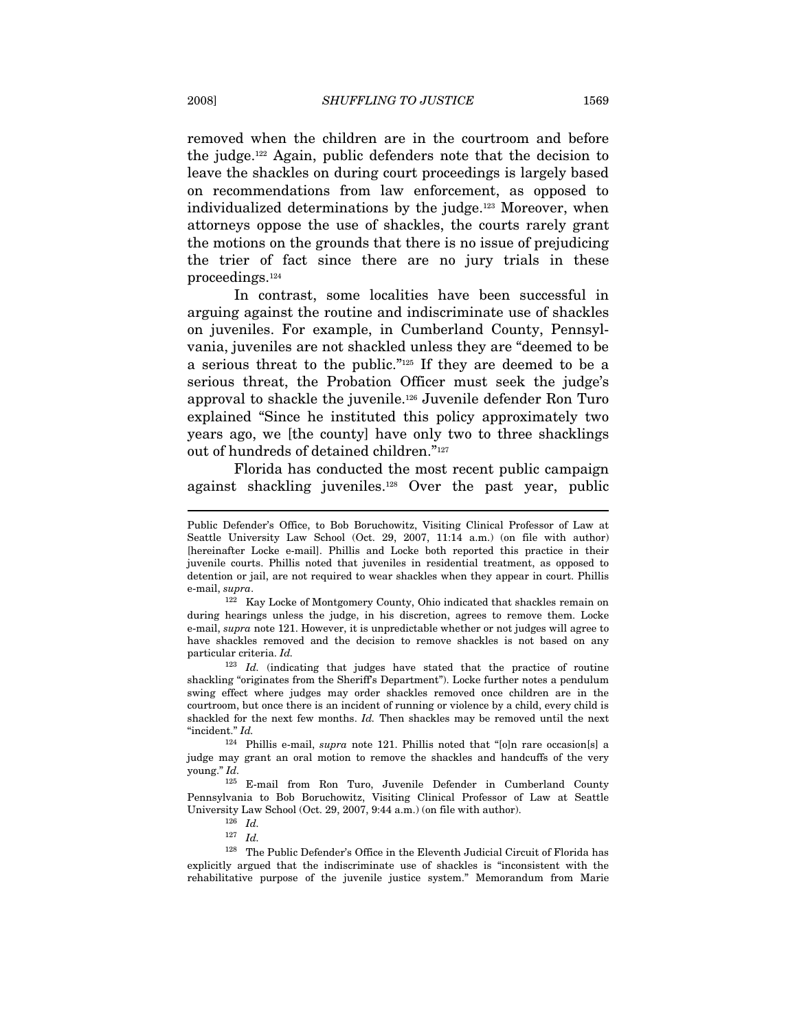removed when the children are in the courtroom and before the judge.[122] Again, public defenders note that the decision to leave the shackles on during court proceedings is largely based on recommendations from law enforcement, as opposed to individualized determinations by the judge.[123] Moreover, when attorneys oppose the use of shackles, the courts rarely grant the motions on the grounds that there is no issue of prejudicing the trier of fact since there are no jury trials in these proceedings.[124]

In contrast, some localities have been successful in arguing against the routine and indiscriminate use of shackles on juveniles. For example, in Cumberland County, Pennsylvania, juveniles are not shackled unless they are "deemed to be a serious threat to the public."[125] If they are deemed to be a serious threat, the Probation Officer must seek the judge's approval to shackle the juvenile.[126] Juvenile defender Ron Turo explained "Since he instituted this policy approximately two years ago, we [the county] have only two to three shacklings out of hundreds of detained children."[127]

Florida has conducted the most recent public campaign against shackling juveniles.[128] Over the past year, public

---

Public Defender's Office, to Bob Boruchowitz, Visiting Clinical Professor of Law at Seattle University Law School (Oct. 29, 2007, 11:14 a.m.) (on file with author) [hereinafter Locke e-mail]. Phillis and Locke both reported this practice in their juvenile courts. Phillis noted that juveniles in residential treatment, as opposed to detention or jail, are not required to wear shackles when they appear in court. Phillis e-mail, *supra*.

[122] Kay Locke of Montgomery County, Ohio indicated that shackles remain on during hearings unless the judge, in his discretion, agrees to remove them. Locke e-mail, *supra* note 121. However, it is unpredictable whether or not judges will agree to have shackles removed and the decision to remove shackles is not based on any particular criteria. *Id.*

[123] *Id.* (indicating that judges have stated that the practice of routine shackling "originates from the Sheriff's Department"). Locke further notes a pendulum swing effect where judges may order shackles removed once children are in the courtroom, but once there is an incident of running or violence by a child, every child is shackled for the next few months. *Id.* Then shackles may be removed until the next "incident." *Id.*

[124] Phillis e-mail, *supra* note 121. Phillis noted that "[o]n rare occasion[s] a judge may grant an oral motion to remove the shackles and handcuffs of the very young." *Id.*

[125] E-mail from Ron Turo, Juvenile Defender in Cumberland County Pennsylvania to Bob Boruchowitz, Visiting Clinical Professor of Law at Seattle University Law School (Oct. 29, 2007, 9:44 a.m.) (on file with author).

[126] *Id.*

[127] *Id.*

[128] The Public Defender's Office in the Eleventh Judicial Circuit of Florida has explicitly argued that the indiscriminate use of shackles is "inconsistent with the rehabilitative purpose of the juvenile justice system." Memorandum from Marie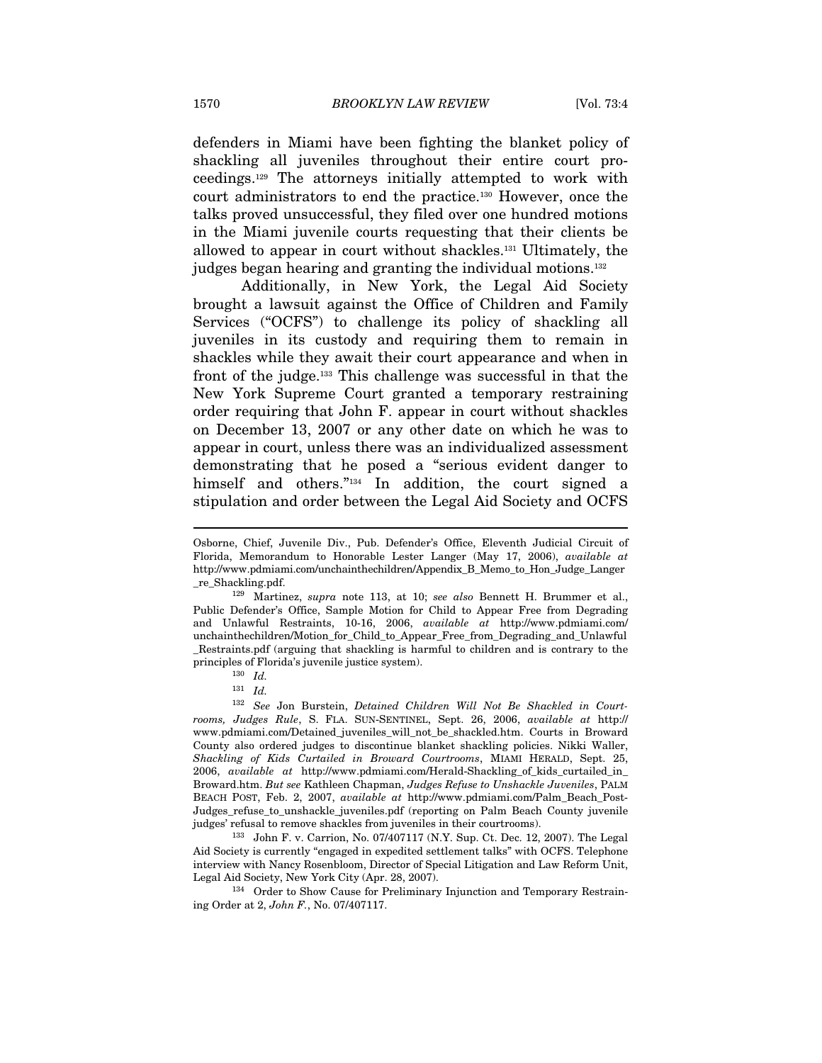defenders in Miami have been fighting the blanket policy of shackling all juveniles throughout their entire court proceedings.[129] The attorneys initially attempted to work with court administrators to end the practice.[130] However, once the talks proved unsuccessful, they filed over one hundred motions in the Miami juvenile courts requesting that their clients be allowed to appear in court without shackles.[131] Ultimately, the judges began hearing and granting the individual motions.[132]

Additionally, in New York, the Legal Aid Society brought a lawsuit against the Office of Children and Family Services ("OCFS") to challenge its policy of shackling all juveniles in its custody and requiring them to remain in shackles while they await their court appearance and when in front of the judge.[133] This challenge was successful in that the New York Supreme Court granted a temporary restraining order requiring that John F. appear in court without shackles on December 13, 2007 or any other date on which he was to appear in court, unless there was an individualized assessment demonstrating that he posed a "serious evident danger to himself and others."[134] In addition, the court signed a stipulation and order between the Legal Aid Society and OCFS

---

Osborne, Chief, Juvenile Div., Pub. Defender's Office, Eleventh Judicial Circuit of Florida, Memorandum to Honorable Lester Langer (May 17, 2006), *available at* http://www.pdmiami.com/unchainthechildren/Appendix_B_Memo_to_Hon_Judge_Langer_re_Shackling.pdf.

[129] Martinez, *supra* note 113, at 10; *see also* Bennett H. Brummer et al., Public Defender's Office, Sample Motion for Child to Appear Free from Degrading and Unlawful Restraints, 10-16, 2006, *available at* http://www.pdmiami.com/unchainthechildren/Motion_for_Child_to_Appear_Free_from_Degrading_and_Unlawful_Restraints.pdf (arguing that shackling is harmful to children and is contrary to the principles of Florida's juvenile justice system).

[130] *Id.*

[131] *Id.*

[132] *See* Jon Burstein, *Detained Children Will Not Be Shackled in Courtrooms, Judges Rule*, S. FLA. SUN-SENTINEL, Sept. 26, 2006, *available at* http://www.pdmiami.com/Detained_juveniles_will_not_be_shackled.htm. Courts in Broward County also ordered judges to discontinue blanket shackling policies. Nikki Waller, *Shackling of Kids Curtailed in Broward Courtrooms*, MIAMI HERALD, Sept. 25, 2006, *available at* http://www.pdmiami.com/Herald-Shackling_of_kids_curtailed_in_Broward.htm. *But see* Kathleen Chapman, *Judges Refuse to Unshackle Juveniles*, PALM BEACH POST, Feb. 2, 2007, *available at* http://www.pdmiami.com/Palm_Beach_Post-Judges_refuse_to_unshackle_juveniles.pdf (reporting on Palm Beach County juvenile judges' refusal to remove shackles from juveniles in their courtrooms).

[133] John F. v. Carrion, No. 07/407117 (N.Y. Sup. Ct. Dec. 12, 2007). The Legal Aid Society is currently "engaged in expedited settlement talks" with OCFS. Telephone interview with Nancy Rosenbloom, Director of Special Litigation and Law Reform Unit, Legal Aid Society, New York City (Apr. 28, 2007).

[134] Order to Show Cause for Preliminary Injunction and Temporary Restraining Order at 2, *John F.*, No. 07/407117.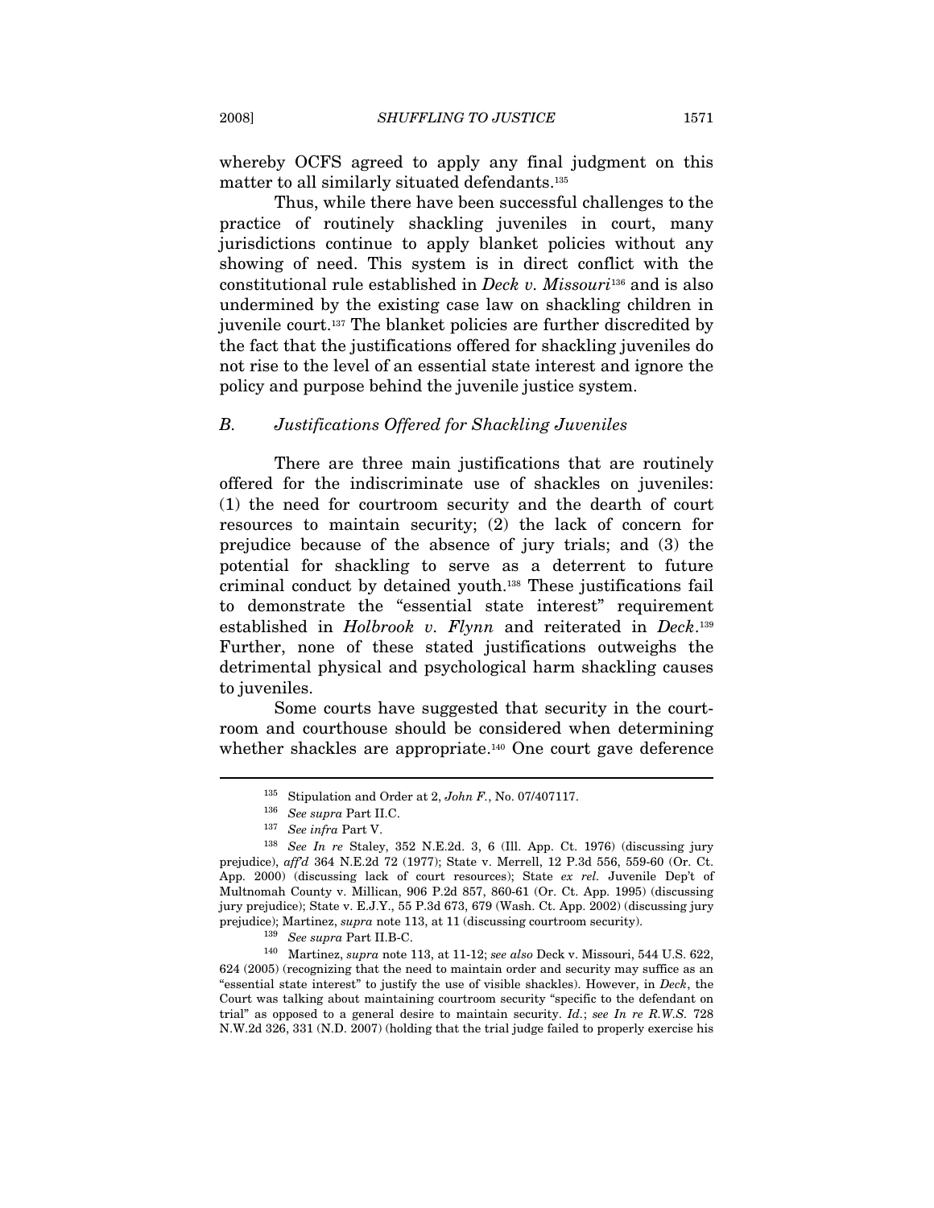whereby OCFS agreed to apply any final judgment on this matter to all similarly situated defendants.[135]

Thus, while there have been successful challenges to the practice of routinely shackling juveniles in court, many jurisdictions continue to apply blanket policies without any showing of need. This system is in direct conflict with the constitutional rule established in *Deck v. Missouri*[136] and is also undermined by the existing case law on shackling children in juvenile court.[137] The blanket policies are further discredited by the fact that the justifications offered for shackling juveniles do not rise to the level of an essential state interest and ignore the policy and purpose behind the juvenile justice system.

### B. *Justifications Offered for Shackling Juveniles*

There are three main justifications that are routinely offered for the indiscriminate use of shackles on juveniles: (1) the need for courtroom security and the dearth of court resources to maintain security; (2) the lack of concern for prejudice because of the absence of jury trials; and (3) the potential for shackling to serve as a deterrent to future criminal conduct by detained youth.[138] These justifications fail to demonstrate the "essential state interest" requirement established in *Holbrook v. Flynn* and reiterated in *Deck*.[139] Further, none of these stated justifications outweighs the detrimental physical and psychological harm shackling causes to juveniles.

Some courts have suggested that security in the courtroom and courthouse should be considered when determining whether shackles are appropriate.[140] One court gave deference

---

[135] Stipulation and Order at 2, *John F.*, No. 07/407117.

[136] *See supra* Part II.C.

[137] *See infra* Part V.

[138] *See In re* Staley, 352 N.E.2d. 3, 6 (Ill. App. Ct. 1976) (discussing jury prejudice), *aff'd* 364 N.E.2d 72 (1977); State v. Merrell, 12 P.3d 556, 559-60 (Or. Ct. App. 2000) (discussing lack of court resources); State *ex rel.* Juvenile Dep't of Multnomah County v. Millican, 906 P.2d 857, 860-61 (Or. Ct. App. 1995) (discussing jury prejudice); State v. E.J.Y., 55 P.3d 673, 679 (Wash. Ct. App. 2002) (discussing jury prejudice); Martinez, *supra* note 113, at 11 (discussing courtroom security).

[139] *See supra* Part II.B-C.

[140] Martinez, *supra* note 113, at 11-12; *see also* Deck v. Missouri, 544 U.S. 622, 624 (2005) (recognizing that the need to maintain order and security may suffice as an "essential state interest" to justify the use of visible shackles). However, in *Deck*, the Court was talking about maintaining courtroom security "specific to the defendant on trial" as opposed to a general desire to maintain security. *Id.*; *see In re R.W.S.* 728 N.W.2d 326, 331 (N.D. 2007) (holding that the trial judge failed to properly exercise his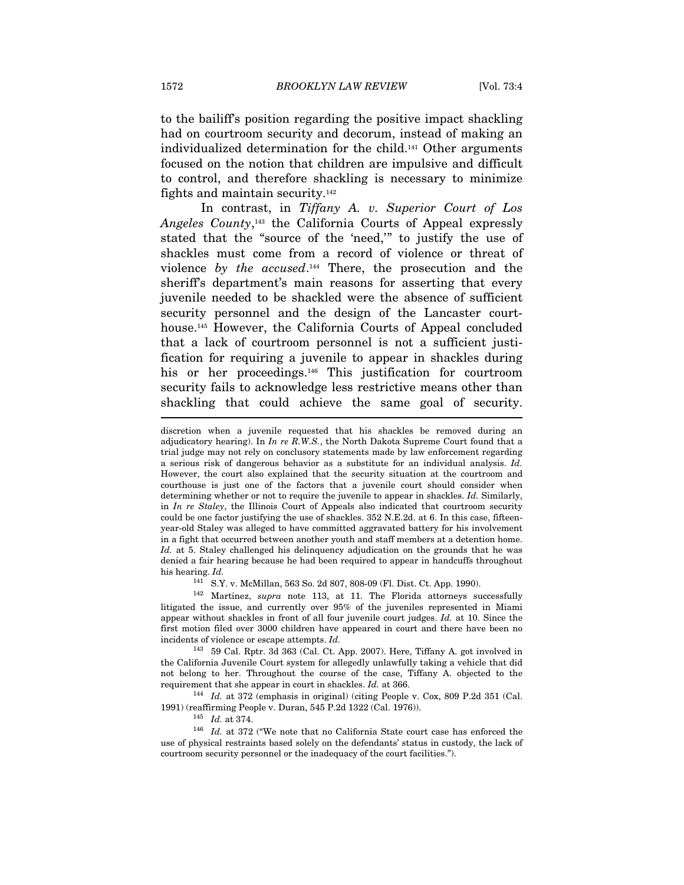to the bailiff's position regarding the positive impact shackling had on courtroom security and decorum, instead of making an individualized determination for the child.[141] Other arguments focused on the notion that children are impulsive and difficult to control, and therefore shackling is necessary to minimize fights and maintain security.[142]

In contrast, in *Tiffany A. v. Superior Court of Los Angeles County*,[143] the California Courts of Appeal expressly stated that the "source of the 'need,'" to justify the use of shackles must come from a record of violence or threat of violence *by the accused*.[144] There, the prosecution and the sheriff's department's main reasons for asserting that every juvenile needed to be shackled were the absence of sufficient security personnel and the design of the Lancaster courthouse.[145] However, the California Courts of Appeal concluded that a lack of courtroom personnel is not a sufficient justification for requiring a juvenile to appear in shackles during his or her proceedings.[146] This justification for courtroom security fails to acknowledge less restrictive means other than shackling that could achieve the same goal of security.

---

discretion when a juvenile requested that his shackles be removed during an adjudicatory hearing). In *In re R.W.S.*, the North Dakota Supreme Court found that a trial judge may not rely on conclusory statements made by law enforcement regarding a serious risk of dangerous behavior as a substitute for an individual analysis. *Id.* However, the court also explained that the security situation at the courtroom and courthouse is just one of the factors that a juvenile court should consider when determining whether or not to require the juvenile to appear in shackles. *Id.* Similarly, in *In re Staley*, the Illinois Court of Appeals also indicated that courtroom security could be one factor justifying the use of shackles. 352 N.E.2d. at 6. In this case, fifteen-year-old Staley was alleged to have committed aggravated battery for his involvement in a fight that occurred between another youth and staff members at a detention home. *Id.* at 5. Staley challenged his delinquency adjudication on the grounds that he was denied a fair hearing because he had been required to appear in handcuffs throughout his hearing. *Id.*

[141] S.Y. v. McMillan, 563 So. 2d 807, 808-09 (Fl. Dist. Ct. App. 1990).

[142] Martinez, *supra* note 113, at 11. The Florida attorneys successfully litigated the issue, and currently over 95% of the juveniles represented in Miami appear without shackles in front of all four juvenile court judges. *Id.* at 10. Since the first motion filed over 3000 children have appeared in court and there have been no incidents of violence or escape attempts. *Id.*

[143] 59 Cal. Rptr. 3d 363 (Cal. Ct. App. 2007). Here, Tiffany A. got involved in the California Juvenile Court system for allegedly unlawfully taking a vehicle that did not belong to her. Throughout the course of the case, Tiffany A. objected to the requirement that she appear in court in shackles. *Id.* at 366.

[144] *Id.* at 372 (emphasis in original) (citing People v. Cox, 809 P.2d 351 (Cal. 1991) (reaffirming People v. Duran, 545 P.2d 1322 (Cal. 1976)).

[145] *Id.* at 374.

[146] *Id.* at 372 ("We note that no California State court case has enforced the use of physical restraints based solely on the defendants' status in custody, the lack of courtroom security personnel or the inadequacy of the court facilities.").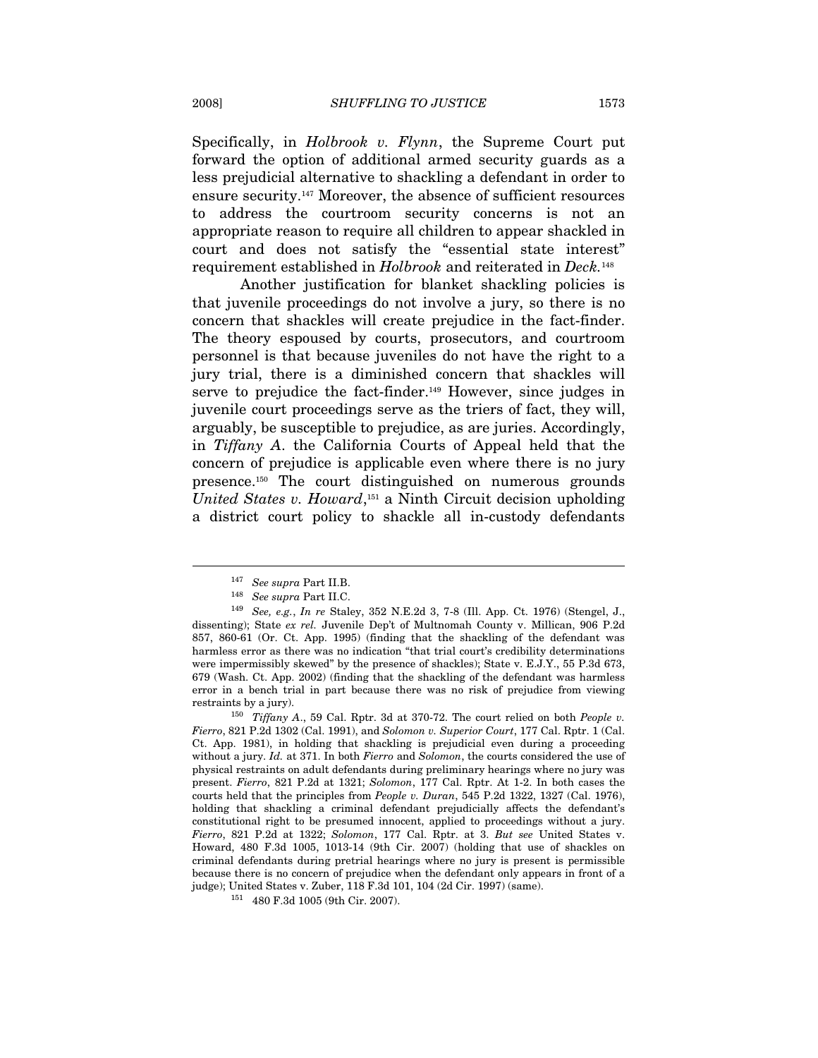Specifically, in *Holbrook v. Flynn*, the Supreme Court put forward the option of additional armed security guards as a less prejudicial alternative to shackling a defendant in order to ensure security.[147] Moreover, the absence of sufficient resources to address the courtroom security concerns is not an appropriate reason to require all children to appear shackled in court and does not satisfy the "essential state interest" requirement established in *Holbrook* and reiterated in *Deck*.[148]

Another justification for blanket shackling policies is that juvenile proceedings do not involve a jury, so there is no concern that shackles will create prejudice in the fact-finder. The theory espoused by courts, prosecutors, and courtroom personnel is that because juveniles do not have the right to a jury trial, there is a diminished concern that shackles will serve to prejudice the fact-finder.[149] However, since judges in juvenile court proceedings serve as the triers of fact, they will, arguably, be susceptible to prejudice, as are juries. Accordingly, in *Tiffany A*. the California Courts of Appeal held that the concern of prejudice is applicable even where there is no jury presence.[150] The court distinguished on numerous grounds *United States v. Howard*,[151] a Ninth Circuit decision upholding a district court policy to shackle all in-custody defendants

---

[147] *See supra* Part II.B.

[148] *See supra* Part II.C.

[149] *See, e.g.*, *In re* Staley, 352 N.E.2d 3, 7-8 (Ill. App. Ct. 1976) (Stengel, J., dissenting); State *ex rel.* Juvenile Dep't of Multnomah County v. Millican, 906 P.2d 857, 860-61 (Or. Ct. App. 1995) (finding that the shackling of the defendant was harmless error as there was no indication "that trial court's credibility determinations were impermissibly skewed" by the presence of shackles); State v. E.J.Y., 55 P.3d 673, 679 (Wash. Ct. App. 2002) (finding that the shackling of the defendant was harmless error in a bench trial in part because there was no risk of prejudice from viewing restraints by a jury).

[150] *Tiffany A*., 59 Cal. Rptr. 3d at 370-72. The court relied on both *People v. Fierro*, 821 P.2d 1302 (Cal. 1991), and *Solomon v. Superior Court*, 177 Cal. Rptr. 1 (Cal. Ct. App. 1981), in holding that shackling is prejudicial even during a proceeding without a jury. *Id.* at 371. In both *Fierro* and *Solomon*, the courts considered the use of physical restraints on adult defendants during preliminary hearings where no jury was present. *Fierro*, 821 P.2d at 1321; *Solomon*, 177 Cal. Rptr. At 1-2. In both cases the courts held that the principles from *People v. Duran*, 545 P.2d 1322, 1327 (Cal. 1976), holding that shackling a criminal defendant prejudicially affects the defendant's constitutional right to be presumed innocent, applied to proceedings without a jury. *Fierro*, 821 P.2d at 1322; *Solomon*, 177 Cal. Rptr. at 3. *But see* United States v. Howard, 480 F.3d 1005, 1013-14 (9th Cir. 2007) (holding that use of shackles on criminal defendants during pretrial hearings where no jury is present is permissible because there is no concern of prejudice when the defendant only appears in front of a judge); United States v. Zuber, 118 F.3d 101, 104 (2d Cir. 1997) (same).

[151] 480 F.3d 1005 (9th Cir. 2007).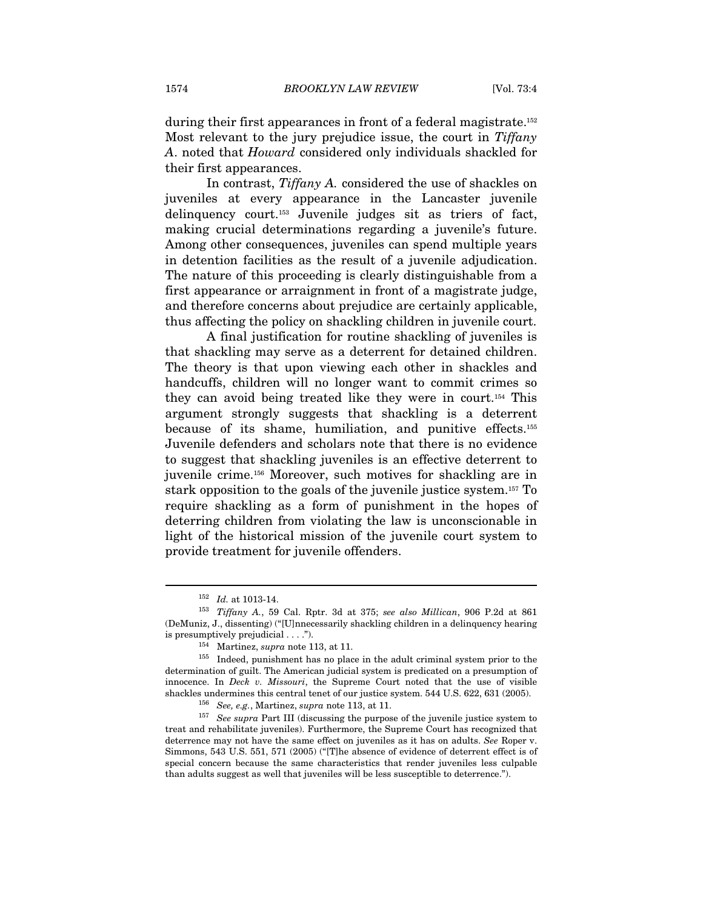during their first appearances in front of a federal magistrate.[152] Most relevant to the jury prejudice issue, the court in *Tiffany A.* noted that *Howard* considered only individuals shackled for their first appearances.

In contrast, *Tiffany A.* considered the use of shackles on juveniles at every appearance in the Lancaster juvenile delinquency court.[153] Juvenile judges sit as triers of fact, making crucial determinations regarding a juvenile's future. Among other consequences, juveniles can spend multiple years in detention facilities as the result of a juvenile adjudication. The nature of this proceeding is clearly distinguishable from a first appearance or arraignment in front of a magistrate judge, and therefore concerns about prejudice are certainly applicable, thus affecting the policy on shackling children in juvenile court.

A final justification for routine shackling of juveniles is that shackling may serve as a deterrent for detained children. The theory is that upon viewing each other in shackles and handcuffs, children will no longer want to commit crimes so they can avoid being treated like they were in court.[154] This argument strongly suggests that shackling is a deterrent because of its shame, humiliation, and punitive effects.[155] Juvenile defenders and scholars note that there is no evidence to suggest that shackling juveniles is an effective deterrent to juvenile crime.[156] Moreover, such motives for shackling are in stark opposition to the goals of the juvenile justice system.[157] To require shackling as a form of punishment in the hopes of deterring children from violating the law is unconscionable in light of the historical mission of the juvenile court system to provide treatment for juvenile offenders.

---

[152] *Id.* at 1013-14.

[153] *Tiffany A.*, 59 Cal. Rptr. 3d at 375; *see also Millican*, 906 P.2d at 861 (DeMuniz, J., dissenting) ("[U]nnecessarily shackling children in a delinquency hearing is presumptively prejudicial . . . .").

[154] Martinez, *supra* note 113, at 11.

[155] Indeed, punishment has no place in the adult criminal system prior to the determination of guilt. The American judicial system is predicated on a presumption of innocence. In *Deck v. Missouri*, the Supreme Court noted that the use of visible shackles undermines this central tenet of our justice system. 544 U.S. 622, 631 (2005).

[156] *See, e.g.*, Martinez, *supra* note 113, at 11.

[157] *See supra* Part III (discussing the purpose of the juvenile justice system to treat and rehabilitate juveniles). Furthermore, the Supreme Court has recognized that deterrence may not have the same effect on juveniles as it has on adults. *See* Roper v. Simmons, 543 U.S. 551, 571 (2005) ("[T]he absence of evidence of deterrent effect is of special concern because the same characteristics that render juveniles less culpable than adults suggest as well that juveniles will be less susceptible to deterrence.").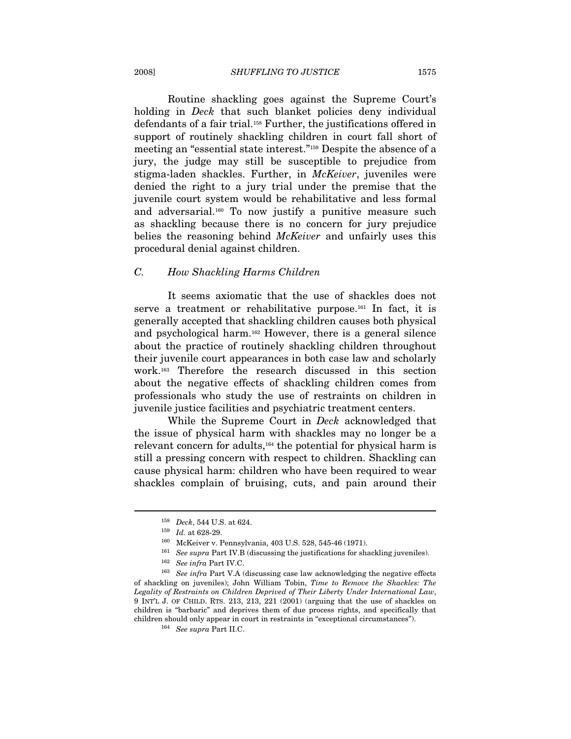Routine shackling goes against the Supreme Court's holding in *Deck* that such blanket policies deny individual defendants of a fair trial.[158] Further, the justifications offered in support of routinely shackling children in court fall short of meeting an "essential state interest."[159] Despite the absence of a jury, the judge may still be susceptible to prejudice from stigma-laden shackles. Further, in *McKeiver*, juveniles were denied the right to a jury trial under the premise that the juvenile court system would be rehabilitative and less formal and adversarial.[160] To now justify a punitive measure such as shackling because there is no concern for jury prejudice belies the reasoning behind *McKeiver* and unfairly uses this procedural denial against children.

### *C. How Shackling Harms Children*

It seems axiomatic that the use of shackles does not serve a treatment or rehabilitative purpose.[161] In fact, it is generally accepted that shackling children causes both physical and psychological harm.[162] However, there is a general silence about the practice of routinely shackling children throughout their juvenile court appearances in both case law and scholarly work.[163] Therefore the research discussed in this section about the negative effects of shackling children comes from professionals who study the use of restraints on children in juvenile justice facilities and psychiatric treatment centers.

While the Supreme Court in *Deck* acknowledged that the issue of physical harm with shackles may no longer be a relevant concern for adults,[164] the potential for physical harm is still a pressing concern with respect to children. Shackling can cause physical harm: children who have been required to wear shackles complain of bruising, cuts, and pain around their

---

[158] *Deck*, 544 U.S. at 624.

[159] *Id.* at 628-29.

[160] McKeiver v. Pennsylvania, 403 U.S. 528, 545-46 (1971).

[161] *See supra* Part IV.B (discussing the justifications for shackling juveniles).

[162] *See infra* Part IV.C.

[163] *See infra* Part V.A (discussing case law acknowledging the negative effects of shackling on juveniles); John William Tobin, *Time to Remove the Shackles: The Legality of Restraints on Children Deprived of Their Liberty Under International Law*, 9 INT'L J. OF CHILD. RTS. 213, 213, 221 (2001) (arguing that the use of shackles on children is "barbaric" and deprives them of due process rights, and specifically that children should only appear in court in restraints in "exceptional circumstances").

[164] *See supra* Part II.C.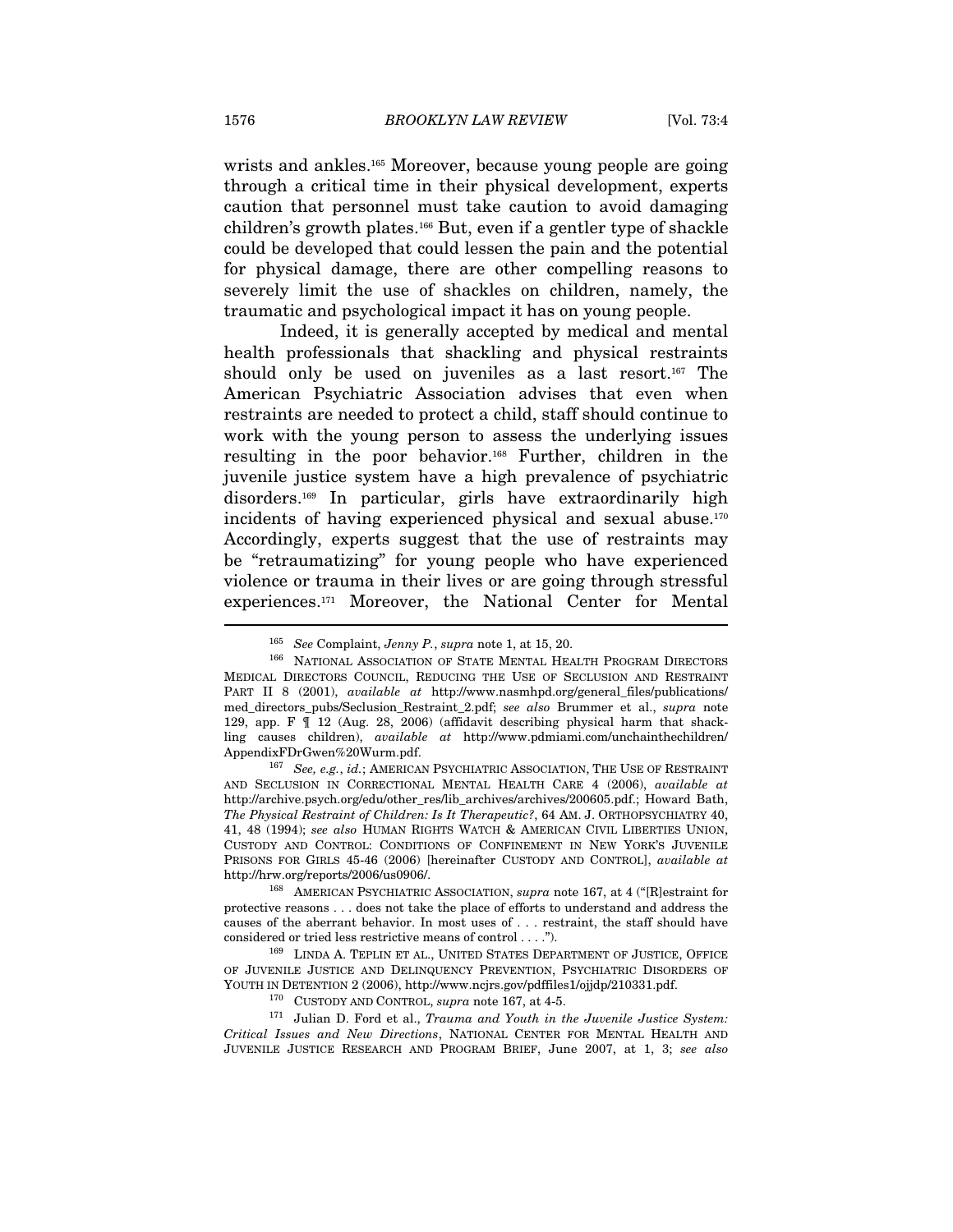wrists and ankles.[165] Moreover, because young people are going through a critical time in their physical development, experts caution that personnel must take caution to avoid damaging children's growth plates.[166] But, even if a gentler type of shackle could be developed that could lessen the pain and the potential for physical damage, there are other compelling reasons to severely limit the use of shackles on children, namely, the traumatic and psychological impact it has on young people.

Indeed, it is generally accepted by medical and mental health professionals that shackling and physical restraints should only be used on juveniles as a last resort.[167] The American Psychiatric Association advises that even when restraints are needed to protect a child, staff should continue to work with the young person to assess the underlying issues resulting in the poor behavior.[168] Further, children in the juvenile justice system have a high prevalence of psychiatric disorders.[169] In particular, girls have extraordinarily high incidents of having experienced physical and sexual abuse.[170] Accordingly, experts suggest that the use of restraints may be "retraumatizing" for young people who have experienced violence or trauma in their lives or are going through stressful experiences.[171] Moreover, the National Center for Mental

---

[165] *See* Complaint, *Jenny P.*, *supra* note 1, at 15, 20.

[166] NATIONAL ASSOCIATION OF STATE MENTAL HEALTH PROGRAM DIRECTORS MEDICAL DIRECTORS COUNCIL, REDUCING THE USE OF SECLUSION AND RESTRAINT PART II 8 (2001), *available at* http://www.nasmhpd.org/general_files/publications/med_directors_pubs/Seclusion_Restraint_2.pdf; *see also* Brummer et al., *supra* note 129, app. F ¶ 12 (Aug. 28, 2006) (affidavit describing physical harm that shackling causes children), *available at* http://www.pdmiami.com/unchainthechildren/AppendixFDrGwen%20Wurm.pdf.

[167] *See, e.g.*, *id.*; AMERICAN PSYCHIATRIC ASSOCIATION, THE USE OF RESTRAINT AND SECLUSION IN CORRECTIONAL MENTAL HEALTH CARE 4 (2006), *available at* http://archive.psych.org/edu/other_res/lib_archives/archives/200605.pdf.; Howard Bath, *The Physical Restraint of Children: Is It Therapeutic?*, 64 AM. J. ORTHOPSYCHIATRY 40, 41, 48 (1994); *see also* HUMAN RIGHTS WATCH & AMERICAN CIVIL LIBERTIES UNION, CUSTODY AND CONTROL: CONDITIONS OF CONFINEMENT IN NEW YORK'S JUVENILE PRISONS FOR GIRLS 45-46 (2006) [hereinafter CUSTODY AND CONTROL], *available at* http://hrw.org/reports/2006/us0906/.

[168] AMERICAN PSYCHIATRIC ASSOCIATION, *supra* note 167, at 4 ("[R]estraint for protective reasons . . . does not take the place of efforts to understand and address the causes of the aberrant behavior. In most uses of . . . restraint, the staff should have considered or tried less restrictive means of control . . . .").

[169] LINDA A. TEPLIN ET AL., UNITED STATES DEPARTMENT OF JUSTICE, OFFICE OF JUVENILE JUSTICE AND DELINQUENCY PREVENTION, PSYCHIATRIC DISORDERS OF YOUTH IN DETENTION 2 (2006), http://www.ncjrs.gov/pdffiles1/ojjdp/210331.pdf.

[170] CUSTODY AND CONTROL, *supra* note 167, at 4-5.

[171] Julian D. Ford et al., *Trauma and Youth in the Juvenile Justice System: Critical Issues and New Directions*, NATIONAL CENTER FOR MENTAL HEALTH AND JUVENILE JUSTICE RESEARCH AND PROGRAM BRIEF, June 2007, at 1, 3; *see also*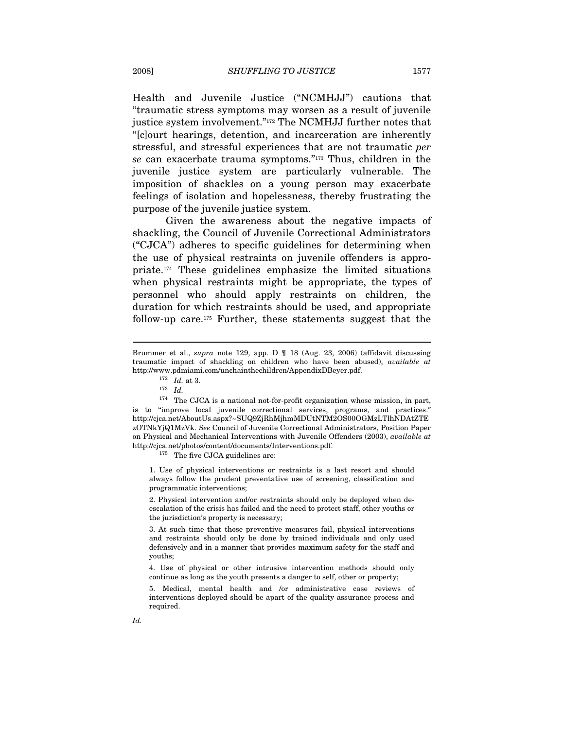Health and Juvenile Justice ("NCMHJJ") cautions that "traumatic stress symptoms may worsen as a result of juvenile justice system involvement."[172] The NCMHJJ further notes that "[c]ourt hearings, detention, and incarceration are inherently stressful, and stressful experiences that are not traumatic *per se* can exacerbate trauma symptoms."[173] Thus, children in the juvenile justice system are particularly vulnerable. The imposition of shackles on a young person may exacerbate feelings of isolation and hopelessness, thereby frustrating the purpose of the juvenile justice system.

Given the awareness about the negative impacts of shackling, the Council of Juvenile Correctional Administrators ("CJCA") adheres to specific guidelines for determining when the use of physical restraints on juvenile offenders is appropriate.[174] These guidelines emphasize the limited situations when physical restraints might be appropriate, the types of personnel who should apply restraints on children, the duration for which restraints should be used, and appropriate follow-up care.[175] Further, these statements suggest that the

---

Brummer et al., *supra* note 129, app. D ¶ 18 (Aug. 23, 2006) (affidavit discussing traumatic impact of shackling on children who have been abused), *available at* http://www.pdmiami.com/unchainthechildren/AppendixDBeyer.pdf.

[172] *Id.* at 3.

[173] *Id.*

[174] The CJCA is a national not-for-profit organization whose mission, in part, is to "improve local juvenile correctional services, programs, and practices." http://cjca.net/AboutUs.aspx?~SUQ9ZjRhMjhmMDUtNTM2OS00OGMzLTlhNDAtZTEzOTNkYjQ1MzVk. *See* Council of Juvenile Correctional Administrators, Position Paper on Physical and Mechanical Interventions with Juvenile Offenders (2003), *available at* http://cjca.net/photos/content/documents/Interventions.pdf.

[175] The five CJCA guidelines are:

> 1. Use of physical interventions or restraints is a last resort and should always follow the prudent preventative use of screening, classification and programmatic interventions;
>
> 2. Physical intervention and/or restraints should only be deployed when de-escalation of the crisis has failed and the need to protect staff, other youths or the jurisdiction's property is necessary;
>
> 3. At such time that those preventive measures fail, physical interventions and restraints should only be done by trained individuals and only used defensively and in a manner that provides maximum safety for the staff and youths;
>
> 4. Use of physical or other intrusive intervention methods should only continue as long as the youth presents a danger to self, other or property;
>
> 5. Medical, mental health and /or administrative case reviews of interventions deployed should be apart of the quality assurance process and required.

*Id.*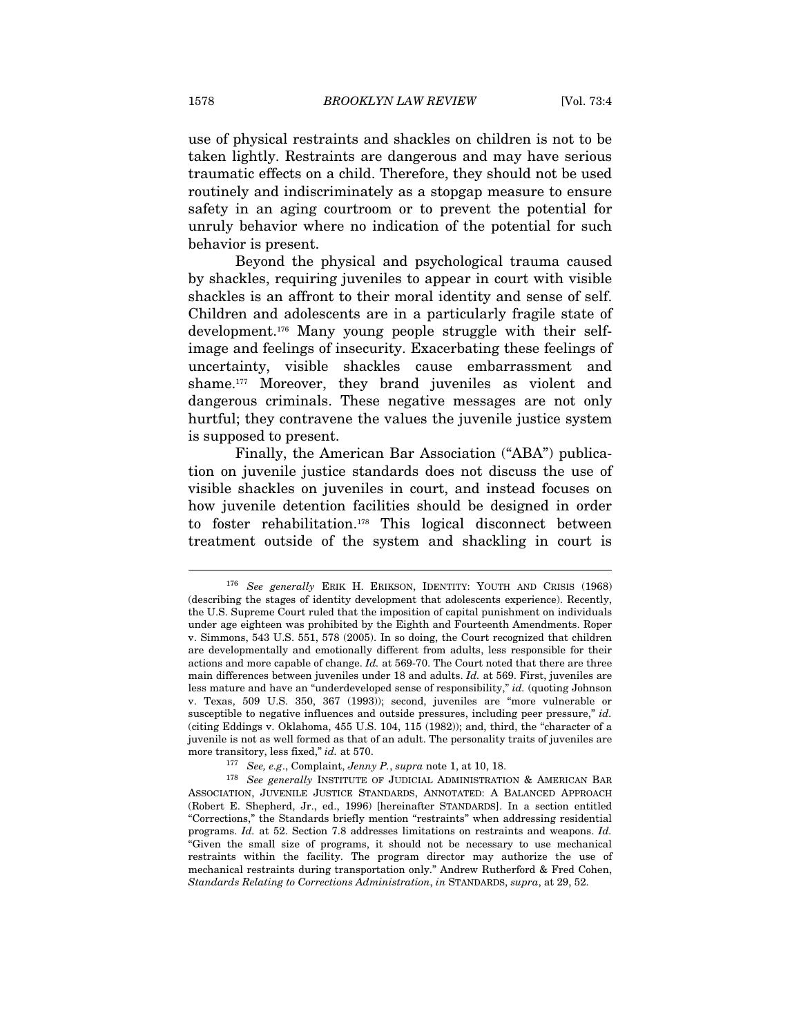use of physical restraints and shackles on children is not to be taken lightly. Restraints are dangerous and may have serious traumatic effects on a child. Therefore, they should not be used routinely and indiscriminately as a stopgap measure to ensure safety in an aging courtroom or to prevent the potential for unruly behavior where no indication of the potential for such behavior is present.

Beyond the physical and psychological trauma caused by shackles, requiring juveniles to appear in court with visible shackles is an affront to their moral identity and sense of self. Children and adolescents are in a particularly fragile state of development.[176] Many young people struggle with their self-image and feelings of insecurity. Exacerbating these feelings of uncertainty, visible shackles cause embarrassment and shame.[177] Moreover, they brand juveniles as violent and dangerous criminals. These negative messages are not only hurtful; they contravene the values the juvenile justice system is supposed to present.

Finally, the American Bar Association ("ABA") publication on juvenile justice standards does not discuss the use of visible shackles on juveniles in court, and instead focuses on how juvenile detention facilities should be designed in order to foster rehabilitation.[178] This logical disconnect between treatment outside of the system and shackling in court is

---

[176] *See generally* ERIK H. ERIKSON, IDENTITY: YOUTH AND CRISIS (1968) (describing the stages of identity development that adolescents experience). Recently, the U.S. Supreme Court ruled that the imposition of capital punishment on individuals under age eighteen was prohibited by the Eighth and Fourteenth Amendments. Roper v. Simmons, 543 U.S. 551, 578 (2005). In so doing, the Court recognized that children are developmentally and emotionally different from adults, less responsible for their actions and more capable of change. *Id.* at 569-70. The Court noted that there are three main differences between juveniles under 18 and adults. *Id.* at 569. First, juveniles are less mature and have an "underdeveloped sense of responsibility," *id.* (quoting Johnson v. Texas, 509 U.S. 350, 367 (1993)); second, juveniles are "more vulnerable or susceptible to negative influences and outside pressures, including peer pressure," *id.* (citing Eddings v. Oklahoma, 455 U.S. 104, 115 (1982)); and, third, the "character of a juvenile is not as well formed as that of an adult. The personality traits of juveniles are more transitory, less fixed," *id.* at 570.

[177] *See, e.g.*, Complaint, *Jenny P.*, *supra* note 1, at 10, 18.

[178] *See generally* INSTITUTE OF JUDICIAL ADMINISTRATION & AMERICAN BAR ASSOCIATION, JUVENILE JUSTICE STANDARDS, ANNOTATED: A BALANCED APPROACH (Robert E. Shepherd, Jr., ed., 1996) [hereinafter STANDARDS]. In a section entitled "Corrections," the Standards briefly mention "restraints" when addressing residential programs. *Id.* at 52. Section 7.8 addresses limitations on restraints and weapons. *Id.* "Given the small size of programs, it should not be necessary to use mechanical restraints within the facility. The program director may authorize the use of mechanical restraints during transportation only." Andrew Rutherford & Fred Cohen, *Standards Relating to Corrections Administration*, *in* STANDARDS, *supra*, at 29, 52.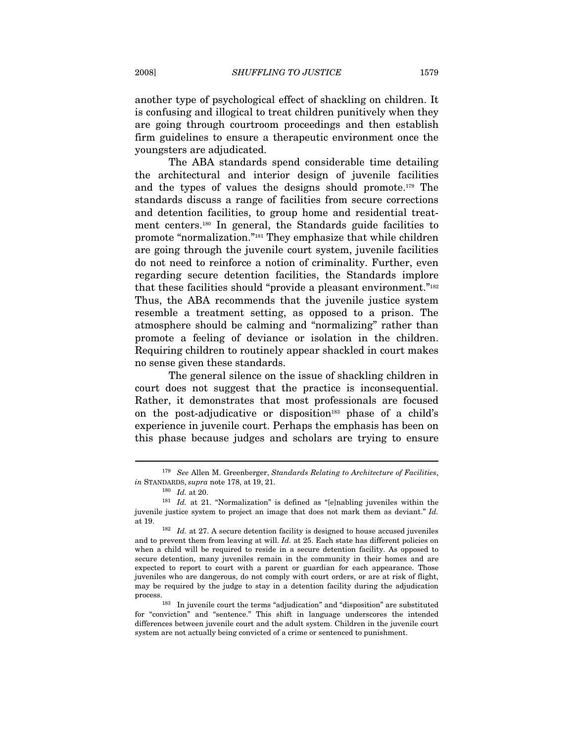another type of psychological effect of shackling on children. It is confusing and illogical to treat children punitively when they are going through courtroom proceedings and then establish firm guidelines to ensure a therapeutic environment once the youngsters are adjudicated.

The ABA standards spend considerable time detailing the architectural and interior design of juvenile facilities and the types of values the designs should promote.[179] The standards discuss a range of facilities from secure corrections and detention facilities, to group home and residential treatment centers.[180] In general, the Standards guide facilities to promote "normalization."[181] They emphasize that while children are going through the juvenile court system, juvenile facilities do not need to reinforce a notion of criminality. Further, even regarding secure detention facilities, the Standards implore that these facilities should "provide a pleasant environment."[182] Thus, the ABA recommends that the juvenile justice system resemble a treatment setting, as opposed to a prison. The atmosphere should be calming and "normalizing" rather than promote a feeling of deviance or isolation in the children. Requiring children to routinely appear shackled in court makes no sense given these standards.

The general silence on the issue of shackling children in court does not suggest that the practice is inconsequential. Rather, it demonstrates that most professionals are focused on the post-adjudicative or disposition[183] phase of a child's experience in juvenile court. Perhaps the emphasis has been on this phase because judges and scholars are trying to ensure

---

[179] *See* Allen M. Greenberger, *Standards Relating to Architecture of Facilities*, *in* STANDARDS, *supra* note 178, at 19, 21.

[180] *Id.* at 20.

[181] *Id.* at 21. "Normalization" is defined as "[e]nabling juveniles within the juvenile justice system to project an image that does not mark them as deviant." *Id.* at 19.

[182] *Id.* at 27. A secure detention facility is designed to house accused juveniles and to prevent them from leaving at will. *Id.* at 25. Each state has different policies on when a child will be required to reside in a secure detention facility. As opposed to secure detention, many juveniles remain in the community in their homes and are expected to report to court with a parent or guardian for each appearance. Those juveniles who are dangerous, do not comply with court orders, or are at risk of flight, may be required by the judge to stay in a detention facility during the adjudication process.

[183] In juvenile court the terms "adjudication" and "disposition" are substituted for "conviction" and "sentence." This shift in language underscores the intended differences between juvenile court and the adult system. Children in the juvenile court system are not actually being convicted of a crime or sentenced to punishment.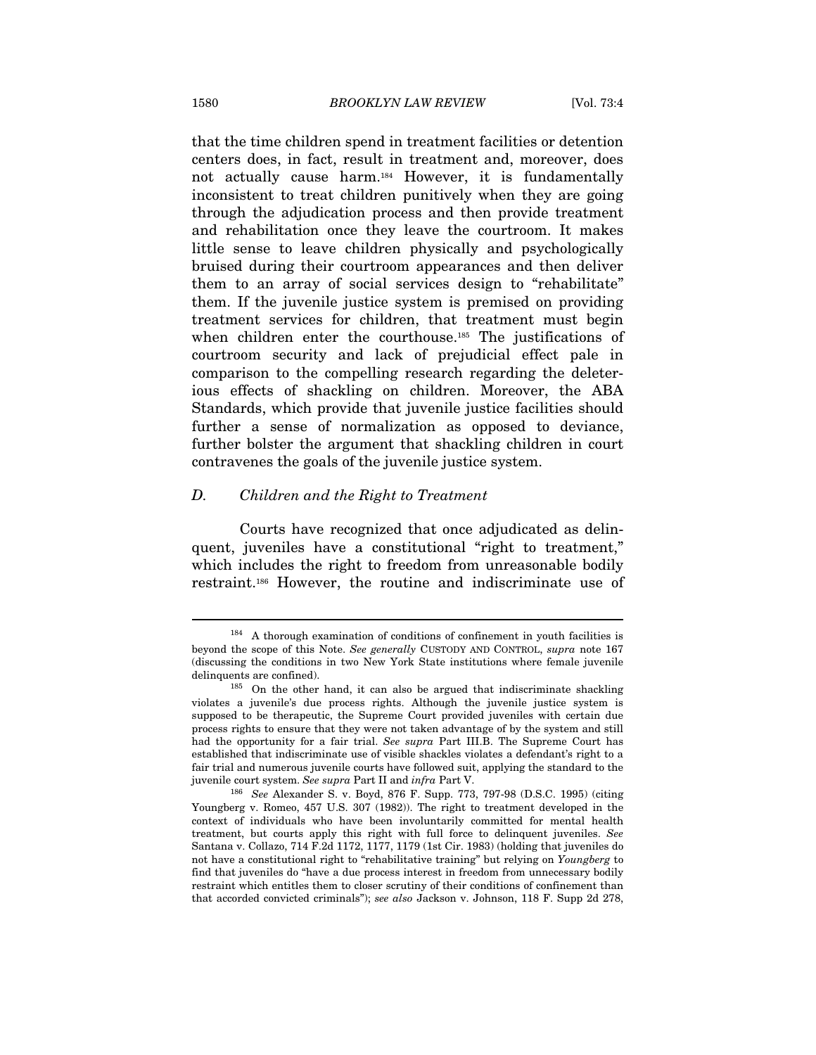that the time children spend in treatment facilities or detention centers does, in fact, result in treatment and, moreover, does not actually cause harm.[184] However, it is fundamentally inconsistent to treat children punitively when they are going through the adjudication process and then provide treatment and rehabilitation once they leave the courtroom. It makes little sense to leave children physically and psychologically bruised during their courtroom appearances and then deliver them to an array of social services design to "rehabilitate" them. If the juvenile justice system is premised on providing treatment services for children, that treatment must begin when children enter the courthouse.[185] The justifications of courtroom security and lack of prejudicial effect pale in comparison to the compelling research regarding the deleterious effects of shackling on children. Moreover, the ABA Standards, which provide that juvenile justice facilities should further a sense of normalization as opposed to deviance, further bolster the argument that shackling children in court contravenes the goals of the juvenile justice system.

### *D. Children and the Right to Treatment*

Courts have recognized that once adjudicated as delinquent, juveniles have a constitutional "right to treatment," which includes the right to freedom from unreasonable bodily restraint.[186] However, the routine and indiscriminate use of

---

[184] A thorough examination of conditions of confinement in youth facilities is beyond the scope of this Note. *See generally* CUSTODY AND CONTROL, *supra* note 167 (discussing the conditions in two New York State institutions where female juvenile delinquents are confined).

[185] On the other hand, it can also be argued that indiscriminate shackling violates a juvenile's due process rights. Although the juvenile justice system is supposed to be therapeutic, the Supreme Court provided juveniles with certain due process rights to ensure that they were not taken advantage of by the system and still had the opportunity for a fair trial. *See supra* Part III.B. The Supreme Court has established that indiscriminate use of visible shackles violates a defendant's right to a fair trial and numerous juvenile courts have followed suit, applying the standard to the juvenile court system. *See supra* Part II and *infra* Part V.

[186] *See* Alexander S. v. Boyd, 876 F. Supp. 773, 797-98 (D.S.C. 1995) (citing Youngberg v. Romeo, 457 U.S. 307 (1982)). The right to treatment developed in the context of individuals who have been involuntarily committed for mental health treatment, but courts apply this right with full force to delinquent juveniles. *See* Santana v. Collazo, 714 F.2d 1172, 1177, 1179 (1st Cir. 1983) (holding that juveniles do not have a constitutional right to "rehabilitative training" but relying on *Youngberg* to find that juveniles do "have a due process interest in freedom from unnecessary bodily restraint which entitles them to closer scrutiny of their conditions of confinement than that accorded convicted criminals"); *see also* Jackson v. Johnson, 118 F. Supp 2d 278,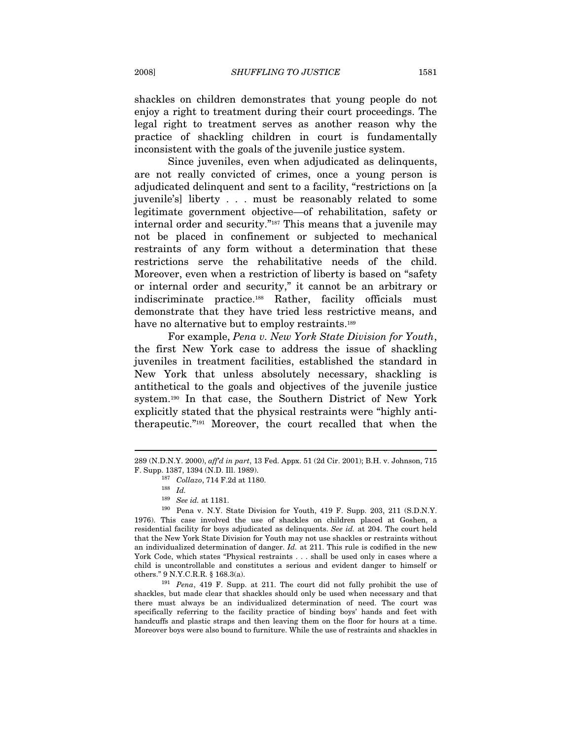shackles on children demonstrates that young people do not enjoy a right to treatment during their court proceedings. The legal right to treatment serves as another reason why the practice of shackling children in court is fundamentally inconsistent with the goals of the juvenile justice system.

Since juveniles, even when adjudicated as delinquents, are not really convicted of crimes, once a young person is adjudicated delinquent and sent to a facility, "restrictions on [a juvenile's] liberty . . . must be reasonably related to some legitimate government objective—of rehabilitation, safety or internal order and security."[187] This means that a juvenile may not be placed in confinement or subjected to mechanical restraints of any form without a determination that these restrictions serve the rehabilitative needs of the child. Moreover, even when a restriction of liberty is based on "safety or internal order and security," it cannot be an arbitrary or indiscriminate practice.[188] Rather, facility officials must demonstrate that they have tried less restrictive means, and have no alternative but to employ restraints.[189]

For example, *Pena v. New York State Division for Youth*, the first New York case to address the issue of shackling juveniles in treatment facilities, established the standard in New York that unless absolutely necessary, shackling is antithetical to the goals and objectives of the juvenile justice system.[190] In that case, the Southern District of New York explicitly stated that the physical restraints were "highly anti-therapeutic."[191] Moreover, the court recalled that when the

---

289 (N.D.N.Y. 2000), *aff'd in part*, 13 Fed. Appx. 51 (2d Cir. 2001); B.H. v. Johnson, 715 F. Supp. 1387, 1394 (N.D. Ill. 1989).

[187] *Collazo*, 714 F.2d at 1180.

[188] *Id.*

[189] *See id.* at 1181.

[190] Pena v. N.Y. State Division for Youth, 419 F. Supp. 203, 211 (S.D.N.Y. 1976). This case involved the use of shackles on children placed at Goshen, a residential facility for boys adjudicated as delinquents. *See id.* at 204. The court held that the New York State Division for Youth may not use shackles or restraints without an individualized determination of danger. *Id.* at 211. This rule is codified in the new York Code, which states "Physical restraints . . . shall be used only in cases where a child is uncontrollable and constitutes a serious and evident danger to himself or others." 9 N.Y.C.R.R. § 168.3(a).

[191] *Pena*, 419 F. Supp. at 211. The court did not fully prohibit the use of shackles, but made clear that shackles should only be used when necessary and that there must always be an individualized determination of need. The court was specifically referring to the facility practice of binding boys' hands and feet with handcuffs and plastic straps and then leaving them on the floor for hours at a time. Moreover boys were also bound to furniture. While the use of restraints and shackles in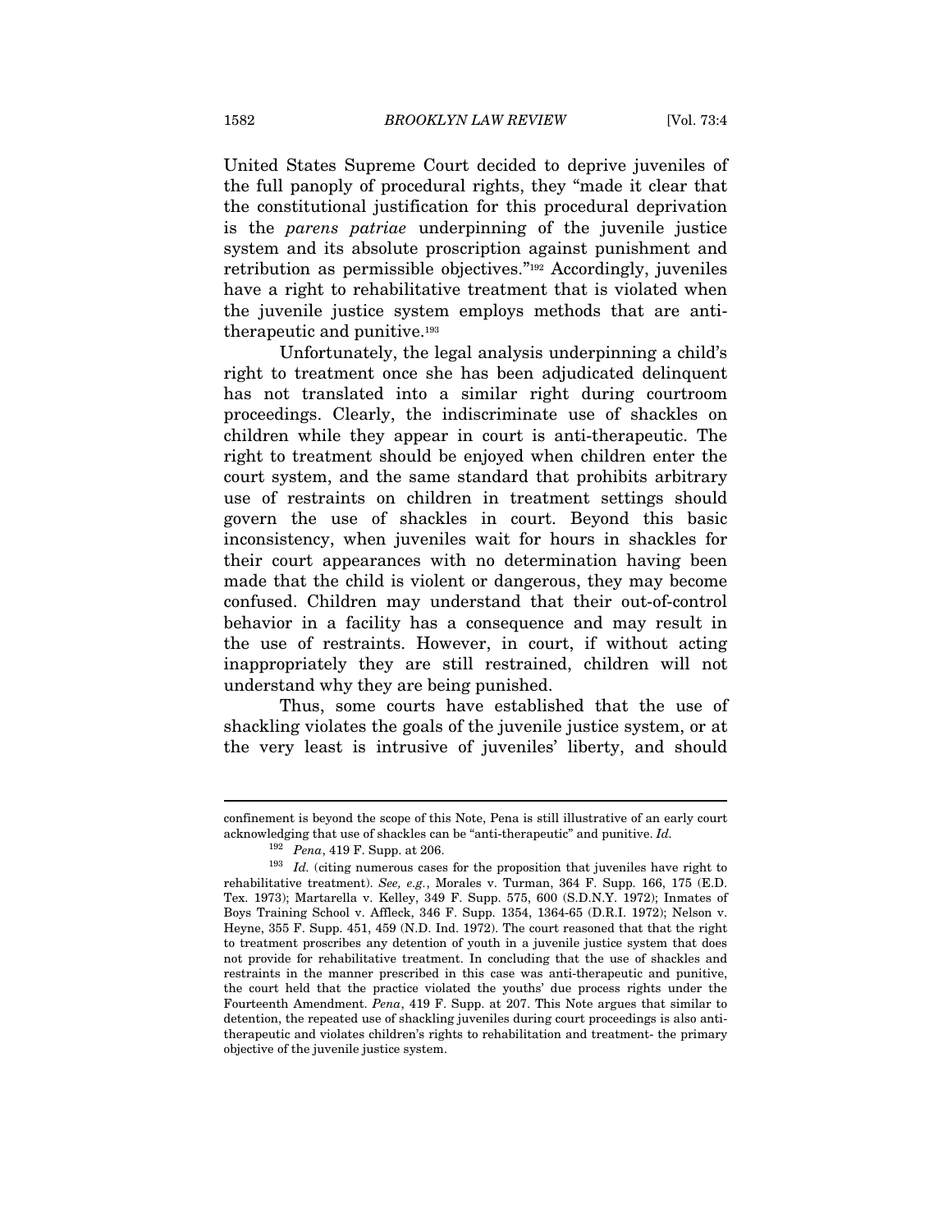United States Supreme Court decided to deprive juveniles of the full panoply of procedural rights, they "made it clear that the constitutional justification for this procedural deprivation is the *parens patriae* underpinning of the juvenile justice system and its absolute proscription against punishment and retribution as permissible objectives."[192] Accordingly, juveniles have a right to rehabilitative treatment that is violated when the juvenile justice system employs methods that are anti-therapeutic and punitive.[193]

Unfortunately, the legal analysis underpinning a child's right to treatment once she has been adjudicated delinquent has not translated into a similar right during courtroom proceedings. Clearly, the indiscriminate use of shackles on children while they appear in court is anti-therapeutic. The right to treatment should be enjoyed when children enter the court system, and the same standard that prohibits arbitrary use of restraints on children in treatment settings should govern the use of shackles in court. Beyond this basic inconsistency, when juveniles wait for hours in shackles for their court appearances with no determination having been made that the child is violent or dangerous, they may become confused. Children may understand that their out-of-control behavior in a facility has a consequence and may result in the use of restraints. However, in court, if without acting inappropriately they are still restrained, children will not understand why they are being punished.

Thus, some courts have established that the use of shackling violates the goals of the juvenile justice system, or at the very least is intrusive of juveniles' liberty, and should

---

confinement is beyond the scope of this Note, Pena is still illustrative of an early court acknowledging that use of shackles can be "anti-therapeutic" and punitive. *Id.*

[192] *Pena*, 419 F. Supp. at 206.

[193] *Id.* (citing numerous cases for the proposition that juveniles have right to rehabilitative treatment). *See, e.g.*, Morales v. Turman, 364 F. Supp. 166, 175 (E.D. Tex. 1973); Martarella v. Kelley, 349 F. Supp. 575, 600 (S.D.N.Y. 1972); Inmates of Boys Training School v. Affleck, 346 F. Supp. 1354, 1364-65 (D.R.I. 1972); Nelson v. Heyne, 355 F. Supp. 451, 459 (N.D. Ind. 1972). The court reasoned that that the right to treatment proscribes any detention of youth in a juvenile justice system that does not provide for rehabilitative treatment. In concluding that the use of shackles and restraints in the manner prescribed in this case was anti-therapeutic and punitive, the court held that the practice violated the youths' due process rights under the Fourteenth Amendment. *Pena*, 419 F. Supp. at 207. This Note argues that similar to detention, the repeated use of shackling juveniles during court proceedings is also anti-therapeutic and violates children's rights to rehabilitation and treatment- the primary objective of the juvenile justice system.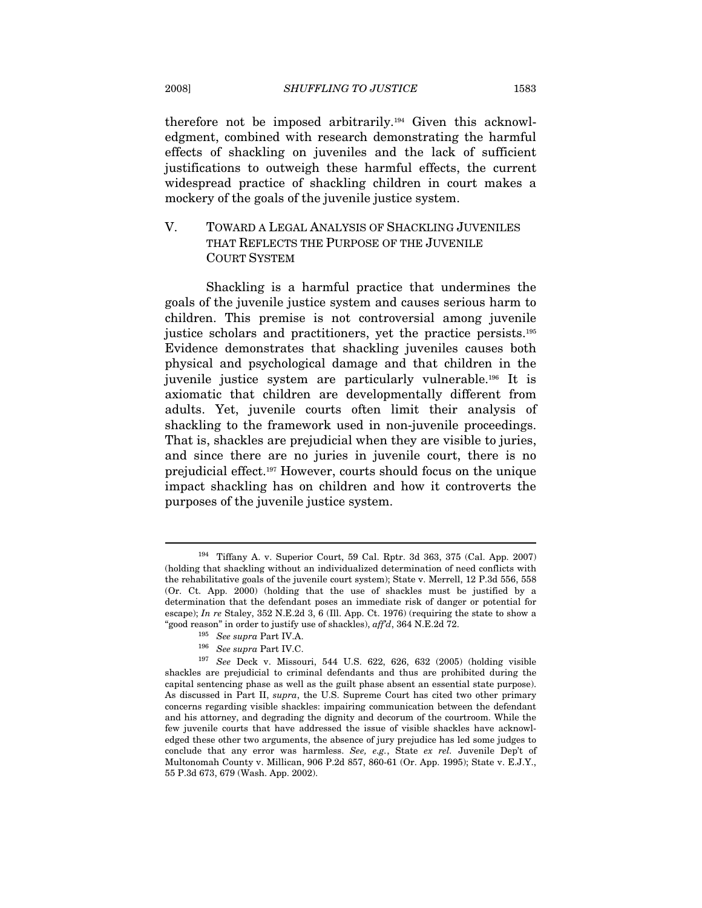therefore not be imposed arbitrarily.[194] Given this acknowledgment, combined with research demonstrating the harmful effects of shackling on juveniles and the lack of sufficient justifications to outweigh these harmful effects, the current widespread practice of shackling children in court makes a mockery of the goals of the juvenile justice system.

## V. TOWARD A LEGAL ANALYSIS OF SHACKLING JUVENILES THAT REFLECTS THE PURPOSE OF THE JUVENILE COURT SYSTEM

Shackling is a harmful practice that undermines the goals of the juvenile justice system and causes serious harm to children. This premise is not controversial among juvenile justice scholars and practitioners, yet the practice persists.[195] Evidence demonstrates that shackling juveniles causes both physical and psychological damage and that children in the juvenile justice system are particularly vulnerable.[196] It is axiomatic that children are developmentally different from adults. Yet, juvenile courts often limit their analysis of shackling to the framework used in non-juvenile proceedings. That is, shackles are prejudicial when they are visible to juries, and since there are no juries in juvenile court, there is no prejudicial effect.[197] However, courts should focus on the unique impact shackling has on children and how it controverts the purposes of the juvenile justice system.

---

[194] Tiffany A. v. Superior Court, 59 Cal. Rptr. 3d 363, 375 (Cal. App. 2007) (holding that shackling without an individualized determination of need conflicts with the rehabilitative goals of the juvenile court system); State v. Merrell, 12 P.3d 556, 558 (Or. Ct. App. 2000) (holding that the use of shackles must be justified by a determination that the defendant poses an immediate risk of danger or potential for escape); *In re* Staley, 352 N.E.2d 3, 6 (Ill. App. Ct. 1976) (requiring the state to show a "good reason" in order to justify use of shackles), *aff'd*, 364 N.E.2d 72.

[195] *See supra* Part IV.A.

[196] *See supra* Part IV.C.

[197] *See* Deck v. Missouri, 544 U.S. 622, 626, 632 (2005) (holding visible shackles are prejudicial to criminal defendants and thus are prohibited during the capital sentencing phase as well as the guilt phase absent an essential state purpose). As discussed in Part II, *supra*, the U.S. Supreme Court has cited two other primary concerns regarding visible shackles: impairing communication between the defendant and his attorney, and degrading the dignity and decorum of the courtroom. While the few juvenile courts that have addressed the issue of visible shackles have acknowledged these other two arguments, the absence of jury prejudice has led some judges to conclude that any error was harmless. *See, e.g.*, State *ex rel.* Juvenile Dep't of Multonomah County v. Millican, 906 P.2d 857, 860-61 (Or. App. 1995); State v. E.J.Y., 55 P.3d 673, 679 (Wash. App. 2002).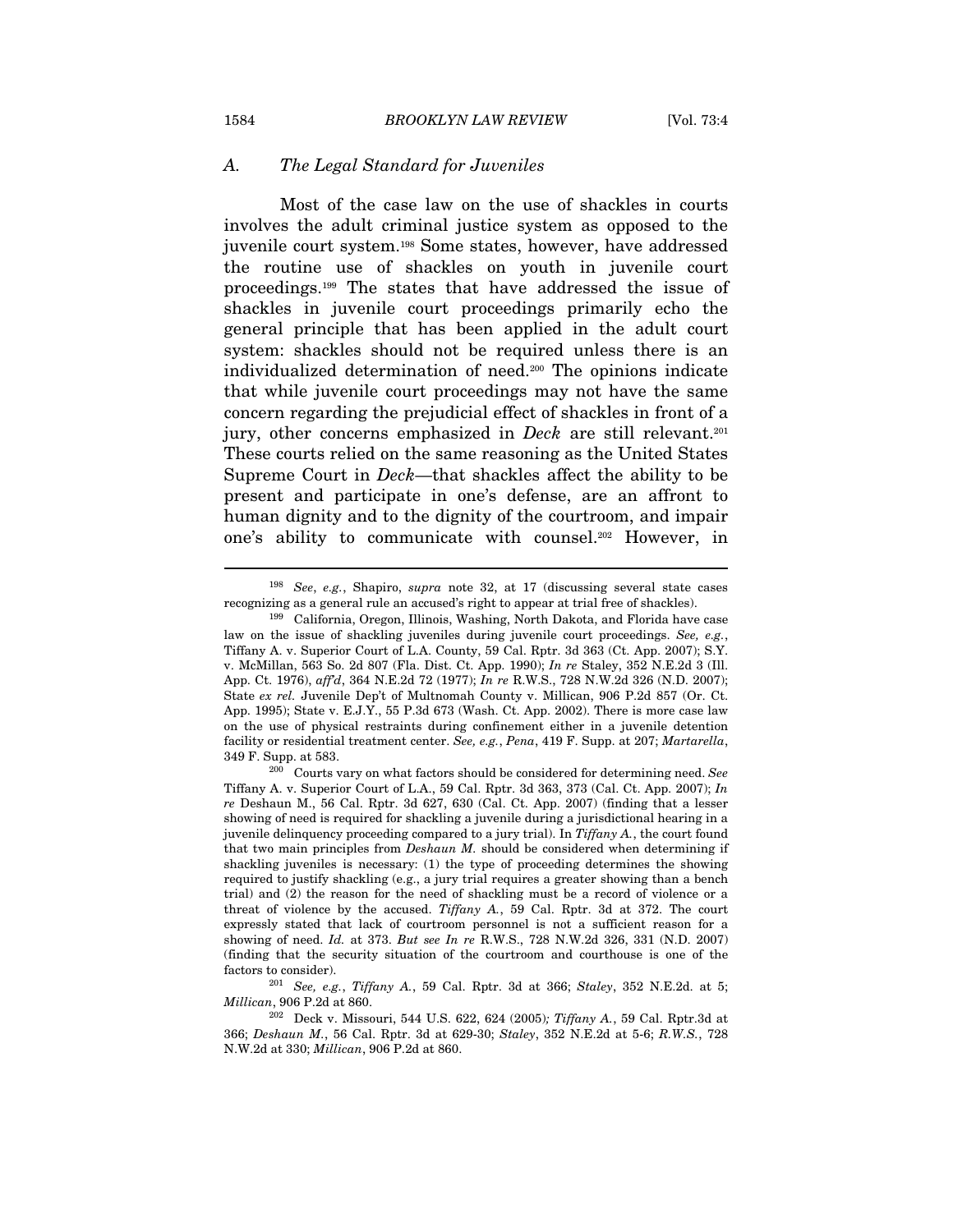### A. The Legal Standard for Juveniles

Most of the case law on the use of shackles in courts involves the adult criminal justice system as opposed to the juvenile court system.[198] Some states, however, have addressed the routine use of shackles on youth in juvenile court proceedings.[199] The states that have addressed the issue of shackles in juvenile court proceedings primarily echo the general principle that has been applied in the adult court system: shackles should not be required unless there is an individualized determination of need.[200] The opinions indicate that while juvenile court proceedings may not have the same concern regarding the prejudicial effect of shackles in front of a jury, other concerns emphasized in *Deck* are still relevant.[201] These courts relied on the same reasoning as the United States Supreme Court in *Deck*—that shackles affect the ability to be present and participate in one's defense, are an affront to human dignity and to the dignity of the courtroom, and impair one's ability to communicate with counsel.[202] However, in

---

[198] *See, e.g.*, Shapiro, *supra* note 32, at 17 (discussing several state cases recognizing as a general rule an accused's right to appear at trial free of shackles).

[199] California, Oregon, Illinois, Washing, North Dakota, and Florida have case law on the issue of shackling juveniles during juvenile court proceedings. *See, e.g.*, Tiffany A. v. Superior Court of L.A. County, 59 Cal. Rptr. 3d 363 (Ct. App. 2007); S.Y. v. McMillan, 563 So. 2d 807 (Fla. Dist. Ct. App. 1990); *In re* Staley, 352 N.E.2d 3 (Ill. App. Ct. 1976), *aff'd*, 364 N.E.2d 72 (1977); *In re* R.W.S., 728 N.W.2d 326 (N.D. 2007); State *ex rel.* Juvenile Dep't of Multnomah County v. Millican, 906 P.2d 857 (Or. Ct. App. 1995); State v. E.J.Y., 55 P.3d 673 (Wash. Ct. App. 2002). There is more case law on the use of physical restraints during confinement either in a juvenile detention facility or residential treatment center. *See, e.g.*, *Pena*, 419 F. Supp. at 207; *Martarella*, 349 F. Supp. at 583.

[200] Courts vary on what factors should be considered for determining need. *See* Tiffany A. v. Superior Court of L.A., 59 Cal. Rptr. 3d 363, 373 (Cal. Ct. App. 2007); *In re* Deshaun M., 56 Cal. Rptr. 3d 627, 630 (Cal. Ct. App. 2007) (finding that a lesser showing of need is required for shackling a juvenile during a jurisdictional hearing in a juvenile delinquency proceeding compared to a jury trial). In *Tiffany A.*, the court found that two main principles from *Deshaun M.* should be considered when determining if shackling juveniles is necessary: (1) the type of proceeding determines the showing required to justify shackling (e.g., a jury trial requires a greater showing than a bench trial) and (2) the reason for the need of shackling must be a record of violence or a threat of violence by the accused. *Tiffany A.*, 59 Cal. Rptr. 3d at 372. The court expressly stated that lack of courtroom personnel is not a sufficient reason for a showing of need. *Id.* at 373. *But see In re* R.W.S., 728 N.W.2d 326, 331 (N.D. 2007) (finding that the security situation of the courtroom and courthouse is one of the factors to consider).

[201] *See, e.g.*, *Tiffany A.*, 59 Cal. Rptr. 3d at 366; *Staley*, 352 N.E.2d. at 5; *Millican*, 906 P.2d at 860.

[202] Deck v. Missouri, 544 U.S. 622, 624 (2005)*; Tiffany A.*, 59 Cal. Rptr.3d at 366; *Deshaun M.*, 56 Cal. Rptr. 3d at 629-30; *Staley*, 352 N.E.2d at 5-6; *R.W.S.*, 728 N.W.2d at 330; *Millican*, 906 P.2d at 860.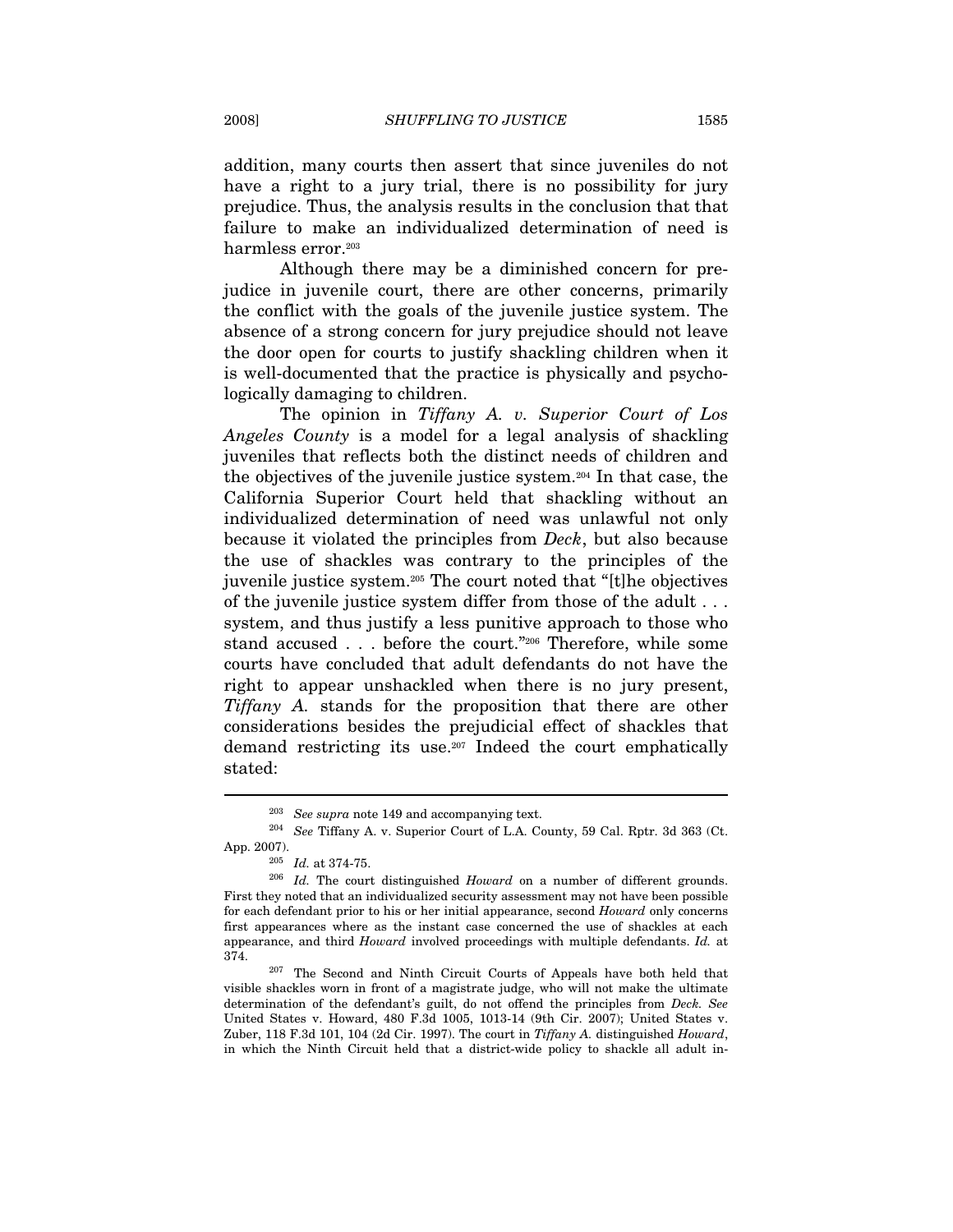addition, many courts then assert that since juveniles do not have a right to a jury trial, there is no possibility for jury prejudice. Thus, the analysis results in the conclusion that that failure to make an individualized determination of need is harmless error.[203]

Although there may be a diminished concern for prejudice in juvenile court, there are other concerns, primarily the conflict with the goals of the juvenile justice system. The absence of a strong concern for jury prejudice should not leave the door open for courts to justify shackling children when it is well-documented that the practice is physically and psychologically damaging to children.

The opinion in *Tiffany A. v. Superior Court of Los Angeles County* is a model for a legal analysis of shackling juveniles that reflects both the distinct needs of children and the objectives of the juvenile justice system.[204] In that case, the California Superior Court held that shackling without an individualized determination of need was unlawful not only because it violated the principles from *Deck*, but also because the use of shackles was contrary to the principles of the juvenile justice system.[205] The court noted that "[t]he objectives of the juvenile justice system differ from those of the adult . . . system, and thus justify a less punitive approach to those who stand accused . . . before the court."[206] Therefore, while some courts have concluded that adult defendants do not have the right to appear unshackled when there is no jury present, *Tiffany A.* stands for the proposition that there are other considerations besides the prejudicial effect of shackles that demand restricting its use.[207] Indeed the court emphatically stated:

---

[203] *See supra* note 149 and accompanying text.

[204] *See* Tiffany A. v. Superior Court of L.A. County, 59 Cal. Rptr. 3d 363 (Ct. App. 2007).

[205] *Id.* at 374-75.

[206] *Id.* The court distinguished *Howard* on a number of different grounds. First they noted that an individualized security assessment may not have been possible for each defendant prior to his or her initial appearance, second *Howard* only concerns first appearances where as the instant case concerned the use of shackles at each appearance, and third *Howard* involved proceedings with multiple defendants. *Id.* at 374.

[207] The Second and Ninth Circuit Courts of Appeals have both held that visible shackles worn in front of a magistrate judge, who will not make the ultimate determination of the defendant's guilt, do not offend the principles from *Deck. See* United States v. Howard, 480 F.3d 1005, 1013-14 (9th Cir. 2007); United States v. Zuber, 118 F.3d 101, 104 (2d Cir. 1997). The court in *Tiffany A.* distinguished *Howard*, in which the Ninth Circuit held that a district-wide policy to shackle all adult in-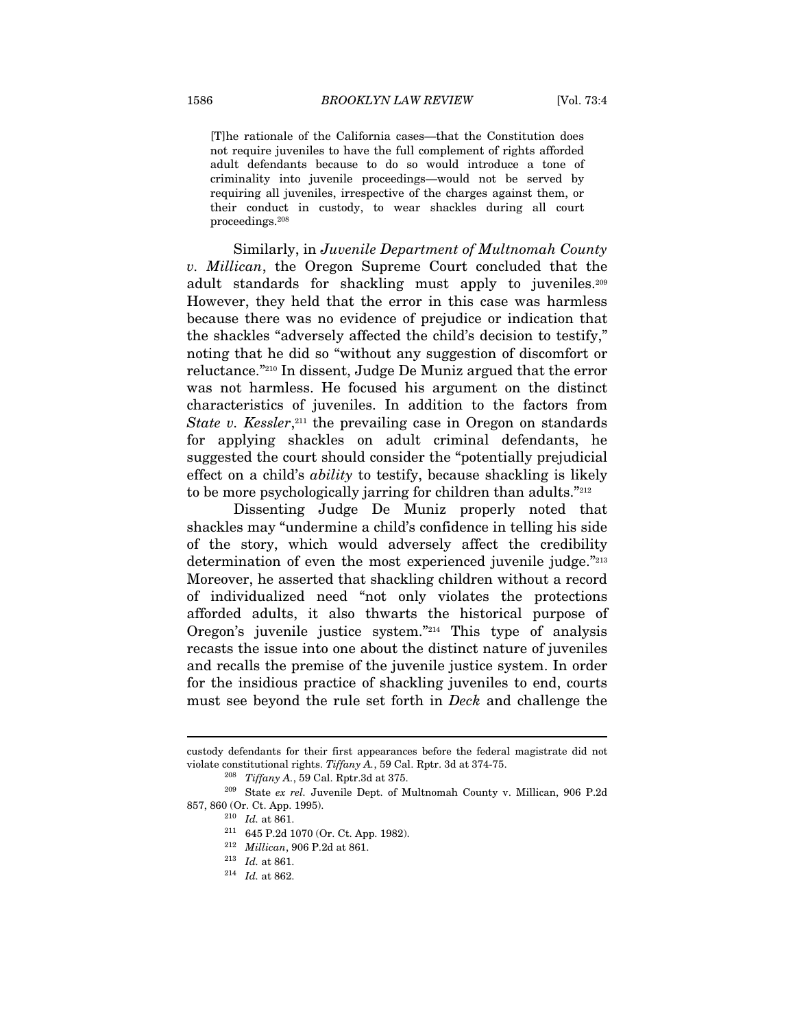> [T]he rationale of the California cases—that the Constitution does not require juveniles to have the full complement of rights afforded adult defendants because to do so would introduce a tone of criminality into juvenile proceedings—would not be served by requiring all juveniles, irrespective of the charges against them, or their conduct in custody, to wear shackles during all court proceedings.[208]

Similarly, in *Juvenile Department of Multnomah County v. Millican*, the Oregon Supreme Court concluded that the adult standards for shackling must apply to juveniles.[209] However, they held that the error in this case was harmless because there was no evidence of prejudice or indication that the shackles "adversely affected the child's decision to testify," noting that he did so "without any suggestion of discomfort or reluctance."[210] In dissent, Judge De Muniz argued that the error was not harmless. He focused his argument on the distinct characteristics of juveniles. In addition to the factors from *State v. Kessler*,[211] the prevailing case in Oregon on standards for applying shackles on adult criminal defendants, he suggested the court should consider the "potentially prejudicial effect on a child's *ability* to testify, because shackling is likely to be more psychologically jarring for children than adults."[212]

Dissenting Judge De Muniz properly noted that shackles may "undermine a child's confidence in telling his side of the story, which would adversely affect the credibility determination of even the most experienced juvenile judge."[213] Moreover, he asserted that shackling children without a record of individualized need "not only violates the protections afforded adults, it also thwarts the historical purpose of Oregon's juvenile justice system."[214] This type of analysis recasts the issue into one about the distinct nature of juveniles and recalls the premise of the juvenile justice system. In order for the insidious practice of shackling juveniles to end, courts must see beyond the rule set forth in *Deck* and challenge the

---

custody defendants for their first appearances before the federal magistrate did not violate constitutional rights. *Tiffany A.*, 59 Cal. Rptr. 3d at 374-75.

[208] *Tiffany A.*, 59 Cal. Rptr.3d at 375.

[209] State *ex rel.* Juvenile Dept. of Multnomah County v. Millican, 906 P.2d 857, 860 (Or. Ct. App. 1995).

[210] *Id.* at 861.

[211] 645 P.2d 1070 (Or. Ct. App. 1982).

[212] *Millican*, 906 P.2d at 861.

[213] *Id.* at 861.

[214] *Id.* at 862.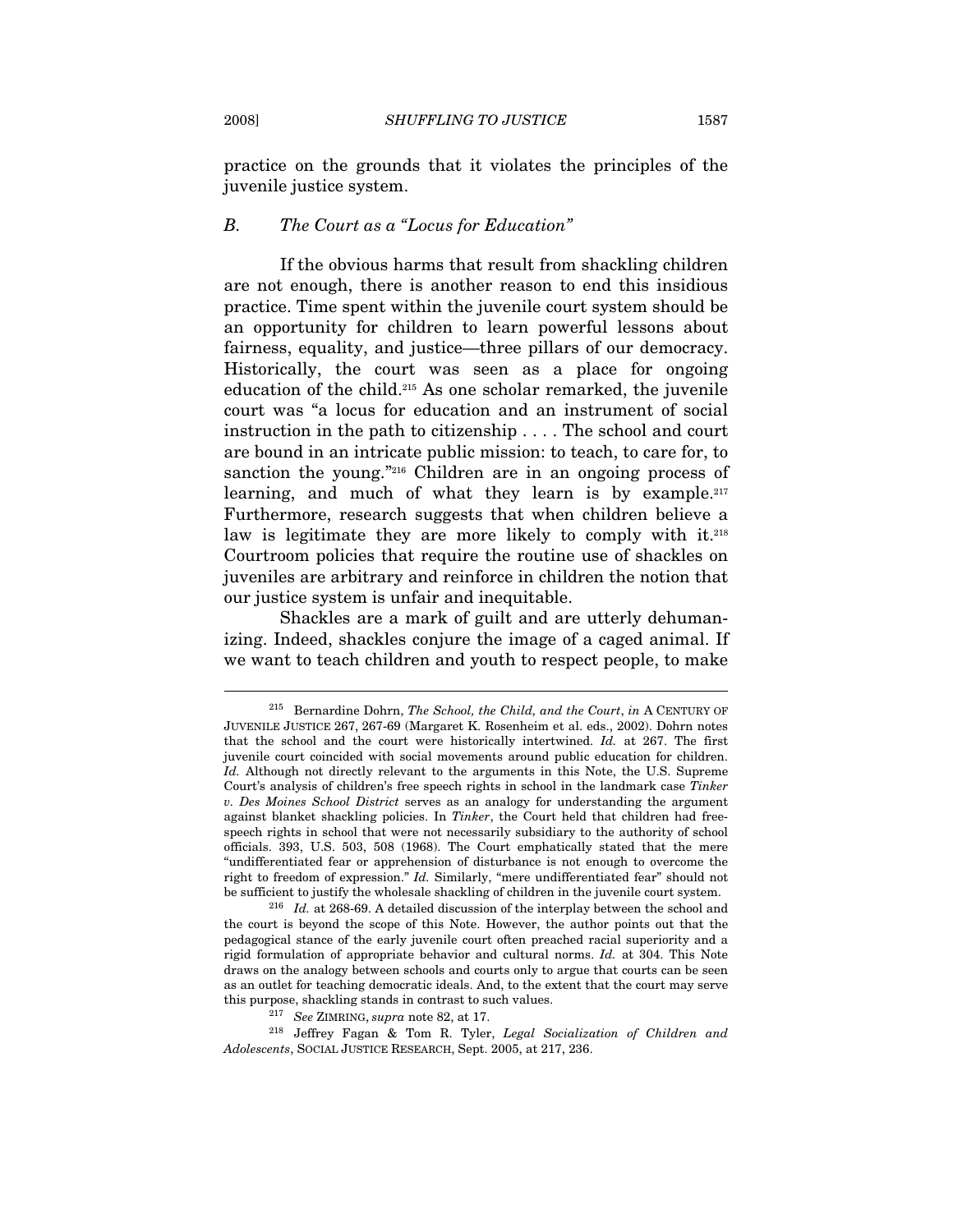practice on the grounds that it violates the principles of the juvenile justice system.

### *B. The Court as a "Locus for Education"*

If the obvious harms that result from shackling children are not enough, there is another reason to end this insidious practice. Time spent within the juvenile court system should be an opportunity for children to learn powerful lessons about fairness, equality, and justice—three pillars of our democracy. Historically, the court was seen as a place for ongoing education of the child.[215] As one scholar remarked, the juvenile court was "a locus for education and an instrument of social instruction in the path to citizenship . . . . The school and court are bound in an intricate public mission: to teach, to care for, to sanction the young."[216] Children are in an ongoing process of learning, and much of what they learn is by example.[217] Furthermore, research suggests that when children believe a law is legitimate they are more likely to comply with it.[218] Courtroom policies that require the routine use of shackles on juveniles are arbitrary and reinforce in children the notion that our justice system is unfair and inequitable.

Shackles are a mark of guilt and are utterly dehumanizing. Indeed, shackles conjure the image of a caged animal. If we want to teach children and youth to respect people, to make

---

[215] Bernardine Dohrn, *The School, the Child, and the Court*, *in* A CENTURY OF JUVENILE JUSTICE 267, 267-69 (Margaret K. Rosenheim et al. eds., 2002). Dohrn notes that the school and the court were historically intertwined. *Id.* at 267. The first juvenile court coincided with social movements around public education for children. *Id.* Although not directly relevant to the arguments in this Note, the U.S. Supreme Court's analysis of children's free speech rights in school in the landmark case *Tinker v. Des Moines School District* serves as an analogy for understanding the argument against blanket shackling policies. In *Tinker*, the Court held that children had free-speech rights in school that were not necessarily subsidiary to the authority of school officials. 393, U.S. 503, 508 (1968). The Court emphatically stated that the mere "undifferentiated fear or apprehension of disturbance is not enough to overcome the right to freedom of expression." *Id.* Similarly, "mere undifferentiated fear" should not be sufficient to justify the wholesale shackling of children in the juvenile court system.

[216] *Id.* at 268-69. A detailed discussion of the interplay between the school and the court is beyond the scope of this Note. However, the author points out that the pedagogical stance of the early juvenile court often preached racial superiority and a rigid formulation of appropriate behavior and cultural norms. *Id.* at 304. This Note draws on the analogy between schools and courts only to argue that courts can be seen as an outlet for teaching democratic ideals. And, to the extent that the court may serve this purpose, shackling stands in contrast to such values.

[217] *See* ZIMRING, *supra* note 82, at 17.

[218] Jeffrey Fagan & Tom R. Tyler, *Legal Socialization of Children and Adolescents*, SOCIAL JUSTICE RESEARCH, Sept. 2005, at 217, 236.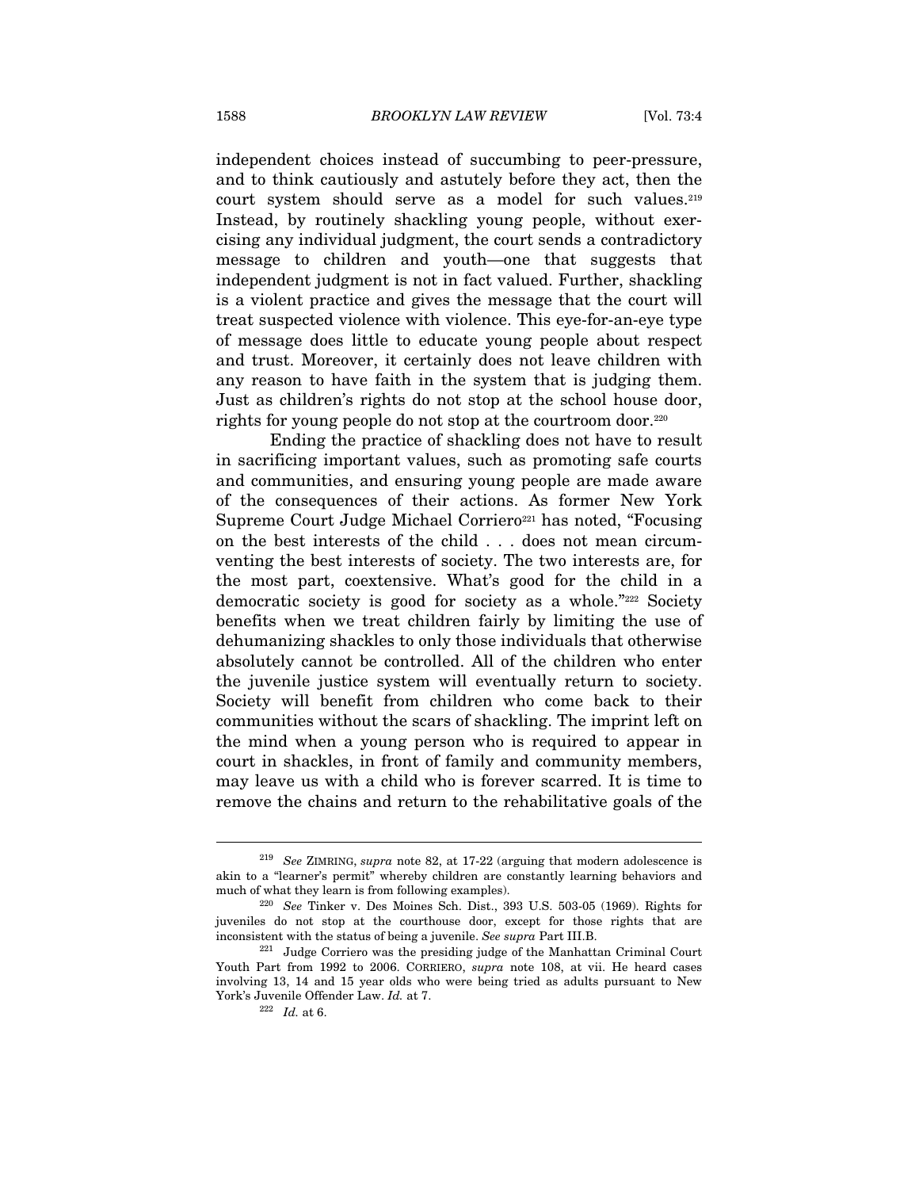independent choices instead of succumbing to peer-pressure, and to think cautiously and astutely before they act, then the court system should serve as a model for such values.[219] Instead, by routinely shackling young people, without exercising any individual judgment, the court sends a contradictory message to children and youth—one that suggests that independent judgment is not in fact valued. Further, shackling is a violent practice and gives the message that the court will treat suspected violence with violence. This eye-for-an-eye type of message does little to educate young people about respect and trust. Moreover, it certainly does not leave children with any reason to have faith in the system that is judging them. Just as children's rights do not stop at the school house door, rights for young people do not stop at the courtroom door.[220]

Ending the practice of shackling does not have to result in sacrificing important values, such as promoting safe courts and communities, and ensuring young people are made aware of the consequences of their actions. As former New York Supreme Court Judge Michael Corriero[221] has noted, "Focusing on the best interests of the child . . . does not mean circumventing the best interests of society. The two interests are, for the most part, coextensive. What's good for the child in a democratic society is good for society as a whole."[222] Society benefits when we treat children fairly by limiting the use of dehumanizing shackles to only those individuals that otherwise absolutely cannot be controlled. All of the children who enter the juvenile justice system will eventually return to society. Society will benefit from children who come back to their communities without the scars of shackling. The imprint left on the mind when a young person who is required to appear in court in shackles, in front of family and community members, may leave us with a child who is forever scarred. It is time to remove the chains and return to the rehabilitative goals of the

---

[219] *See* ZIMRING, *supra* note 82, at 17-22 (arguing that modern adolescence is akin to a "learner's permit" whereby children are constantly learning behaviors and much of what they learn is from following examples).

[220] *See* Tinker v. Des Moines Sch. Dist., 393 U.S. 503-05 (1969). Rights for juveniles do not stop at the courthouse door, except for those rights that are inconsistent with the status of being a juvenile. *See supra* Part III.B.

[221] Judge Corriero was the presiding judge of the Manhattan Criminal Court Youth Part from 1992 to 2006. CORRIERO, *supra* note 108, at vii. He heard cases involving 13, 14 and 15 year olds who were being tried as adults pursuant to New York's Juvenile Offender Law. *Id.* at 7.

[222] *Id.* at 6.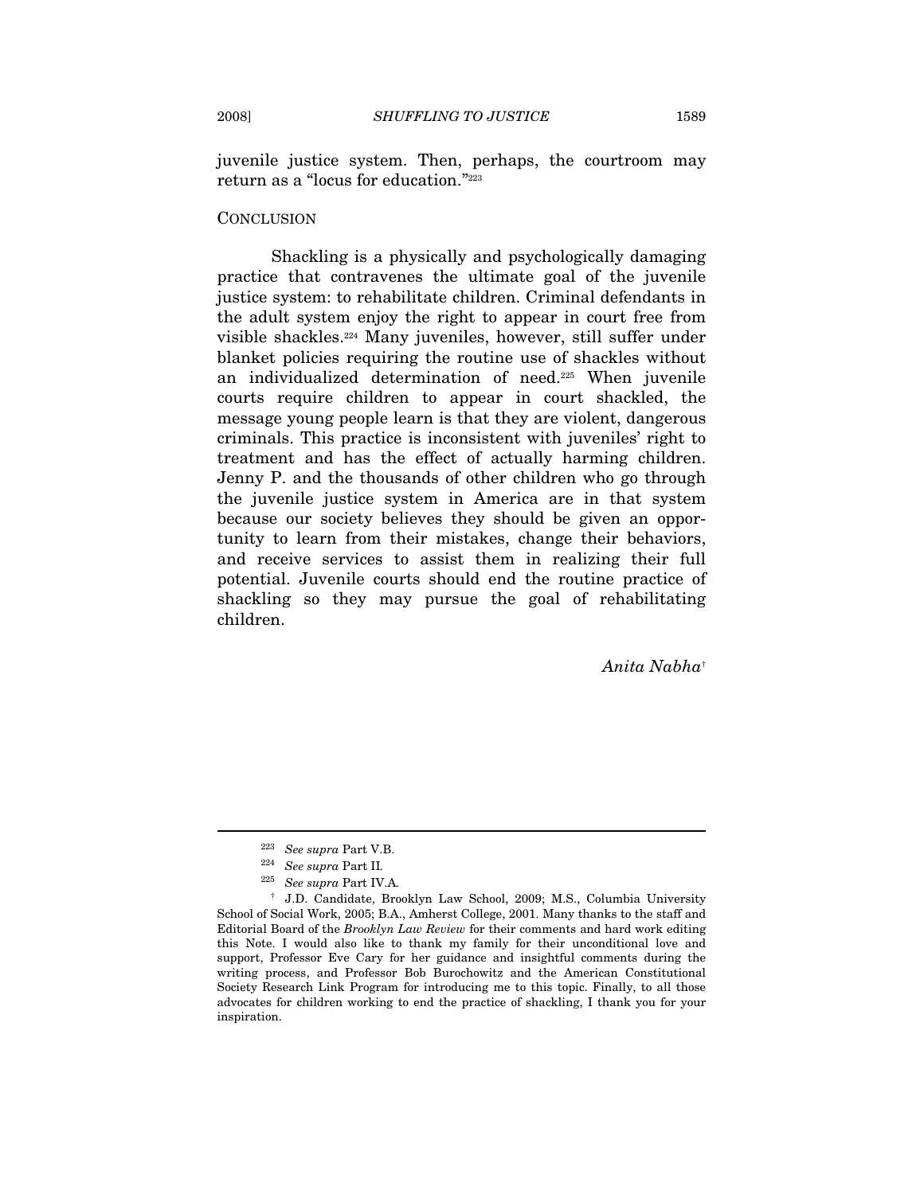juvenile justice system. Then, perhaps, the courtroom may return as a "locus for education."[223]

## CONCLUSION

Shackling is a physically and psychologically damaging practice that contravenes the ultimate goal of the juvenile justice system: to rehabilitate children. Criminal defendants in the adult system enjoy the right to appear in court free from visible shackles.[224] Many juveniles, however, still suffer under blanket policies requiring the routine use of shackles without an individualized determination of need.[225] When juvenile courts require children to appear in court shackled, the message young people learn is that they are violent, dangerous criminals. This practice is inconsistent with juveniles' right to treatment and has the effect of actually harming children. Jenny P. and the thousands of other children who go through the juvenile justice system in America are in that system because our society believes they should be given an opportunity to learn from their mistakes, change their behaviors, and receive services to assist them in realizing their full potential. Juvenile courts should end the routine practice of shackling so they may pursue the goal of rehabilitating children.

*Anita Nabha*[†]

---

[223] *See supra* Part V.B.

[224] *See supra* Part II.

[225] *See supra* Part IV.A.

[†] J.D. Candidate, Brooklyn Law School, 2009; M.S., Columbia University School of Social Work, 2005; B.A., Amherst College, 2001. Many thanks to the staff and Editorial Board of the *Brooklyn Law Review* for their comments and hard work editing this Note. I would also like to thank my family for their unconditional love and support, Professor Eve Cary for her guidance and insightful comments during the writing process, and Professor Bob Burochowitz and the American Constitutional Society Research Link Program for introducing me to this topic. Finally, to all those advocates for children working to end the practice of shackling, I thank you for your inspiration.